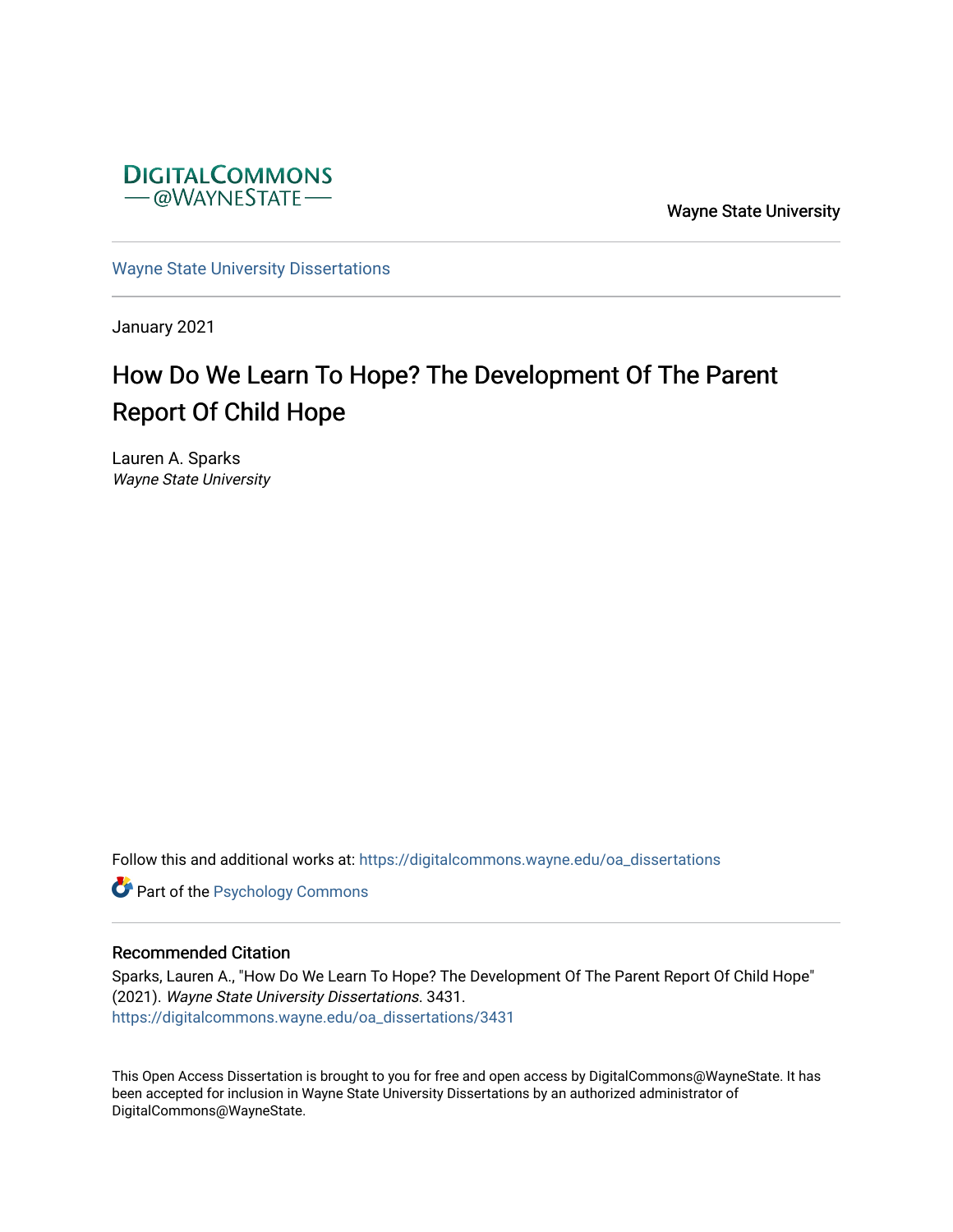DigitalCommons @WayneState

Wayne State University

Wayne State University Dissertations

January 2021

# How Do We Learn To Hope? The Development Of The Parent Report Of Child Hope

Lauren A. Sparks
*Wayne State University*

Follow this and additional works at: https://digitalcommons.wayne.edu/oa_dissertations

Part of the Psychology Commons

## Recommended Citation

Sparks, Lauren A., "How Do We Learn To Hope? The Development Of The Parent Report Of Child Hope" (2021). *Wayne State University Dissertations*. 3431.
https://digitalcommons.wayne.edu/oa_dissertations/3431

This Open Access Dissertation is brought to you for free and open access by DigitalCommons@WayneState. It has been accepted for inclusion in Wayne State University Dissertations by an authorized administrator of DigitalCommons@WayneState.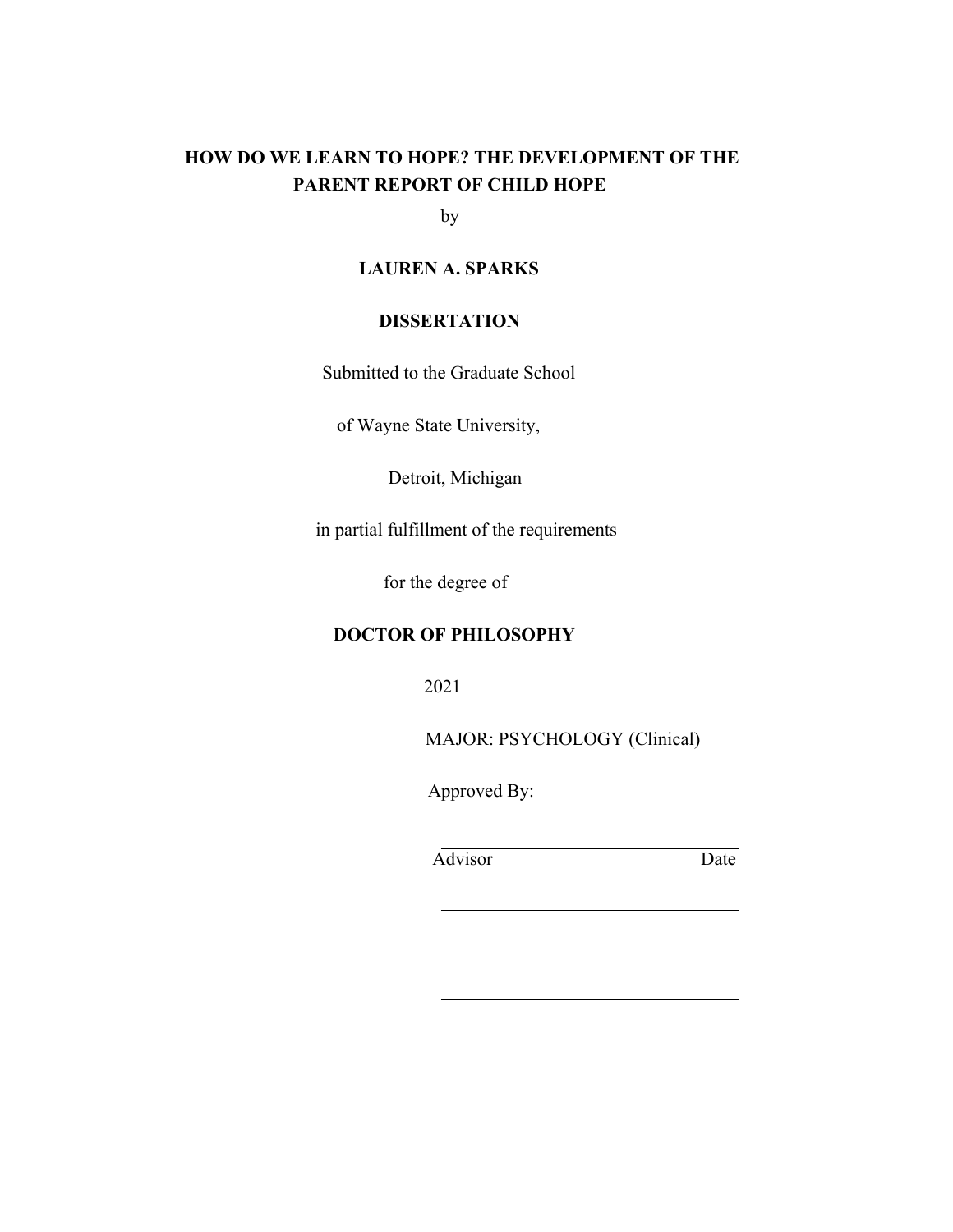**HOW DO WE LEARN TO HOPE? THE DEVELOPMENT OF THE PARENT REPORT OF CHILD HOPE**

by

**LAUREN A. SPARKS**

**DISSERTATION**

Submitted to the Graduate School

of Wayne State University,

Detroit, Michigan

in partial fulfillment of the requirements

for the degree of

**DOCTOR OF PHILOSOPHY**

2021

MAJOR: PSYCHOLOGY (Clinical)

Approved By:

______________________________
Advisor                                        Date

______________________________

______________________________

______________________________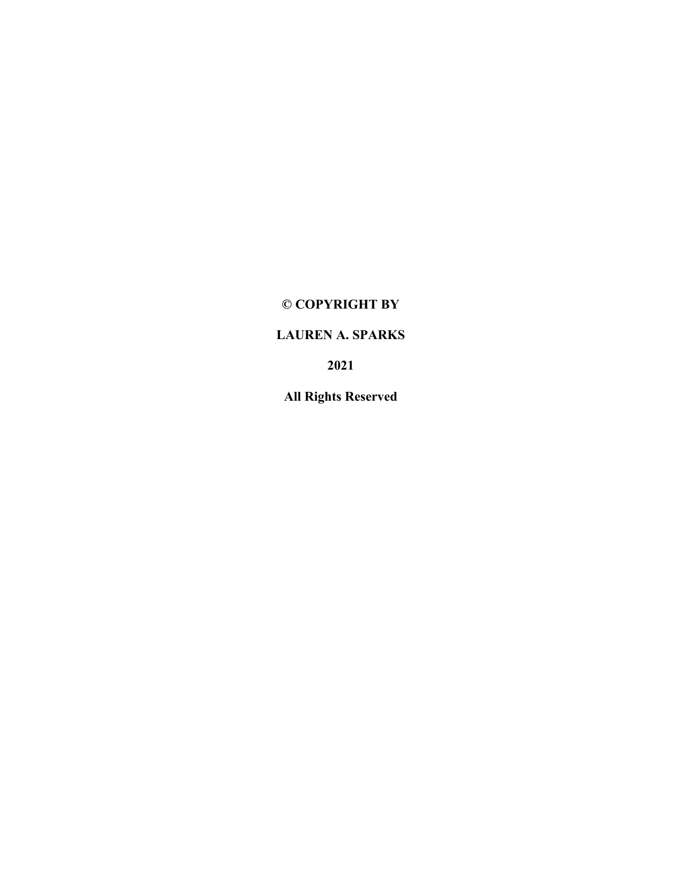**© COPYRIGHT BY**

**LAUREN A. SPARKS**

**2021**

**All Rights Reserved**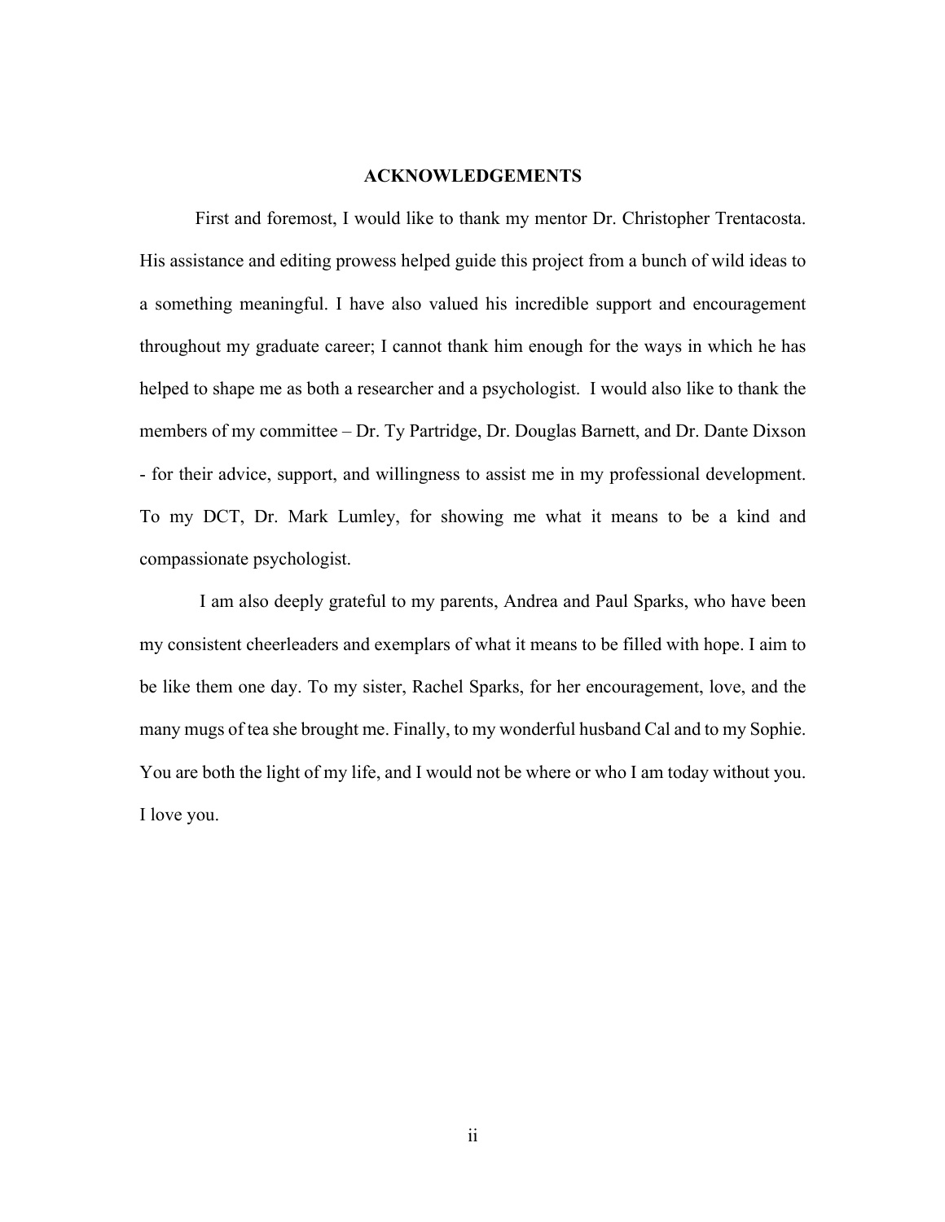## ACKNOWLEDGEMENTS

First and foremost, I would like to thank my mentor Dr. Christopher Trentacosta. His assistance and editing prowess helped guide this project from a bunch of wild ideas to a something meaningful. I have also valued his incredible support and encouragement throughout my graduate career; I cannot thank him enough for the ways in which he has helped to shape me as both a researcher and a psychologist. I would also like to thank the members of my committee – Dr. Ty Partridge, Dr. Douglas Barnett, and Dr. Dante Dixson - for their advice, support, and willingness to assist me in my professional development. To my DCT, Dr. Mark Lumley, for showing me what it means to be a kind and compassionate psychologist.

I am also deeply grateful to my parents, Andrea and Paul Sparks, who have been my consistent cheerleaders and exemplars of what it means to be filled with hope. I aim to be like them one day. To my sister, Rachel Sparks, for her encouragement, love, and the many mugs of tea she brought me. Finally, to my wonderful husband Cal and to my Sophie. You are both the light of my life, and I would not be where or who I am today without you. I love you.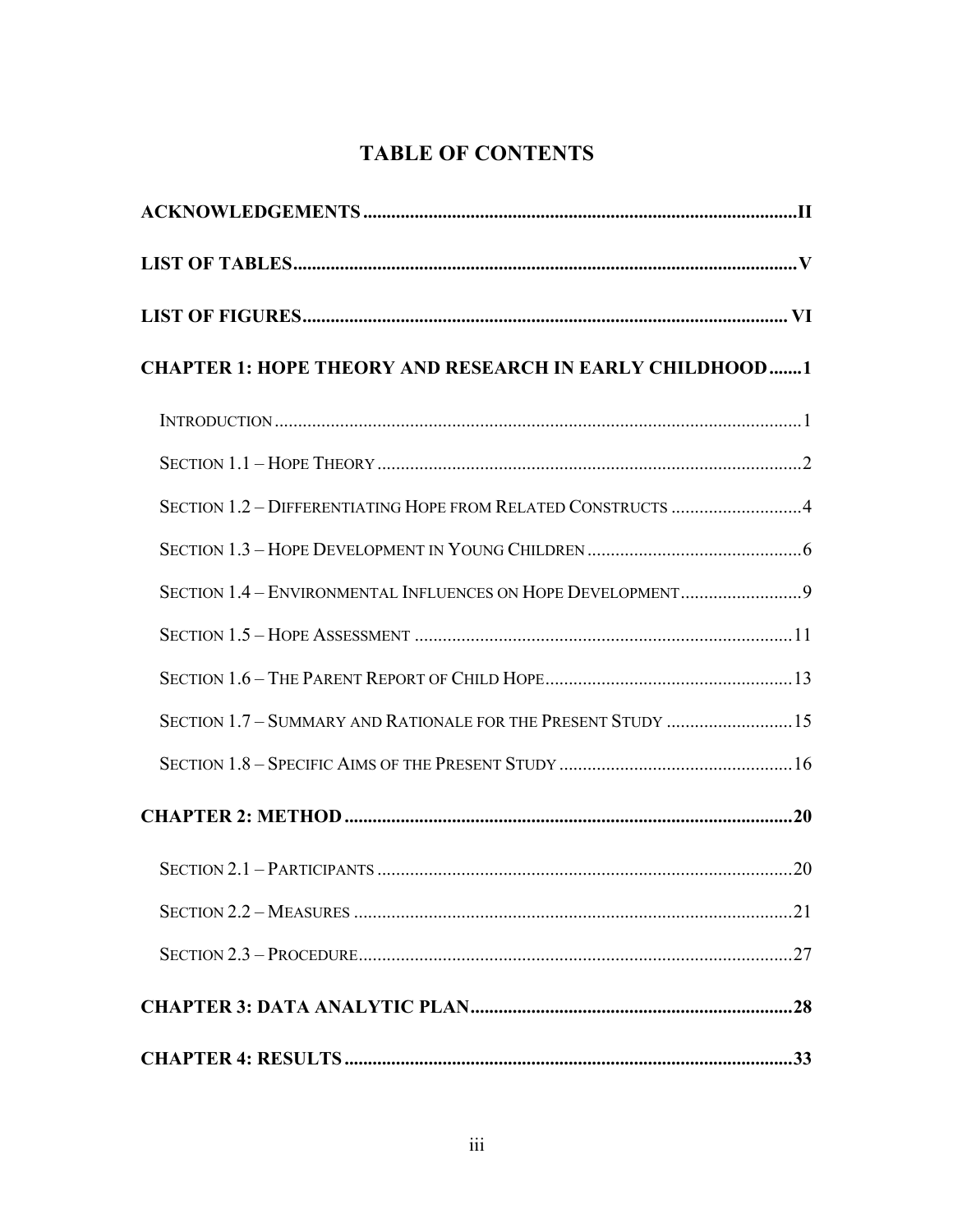# TABLE OF CONTENTS

**ACKNOWLEDGEMENTS** .......... II

**LIST OF TABLES** .......... V

**LIST OF FIGURES** .......... VI

**CHAPTER 1: HOPE THEORY AND RESEARCH IN EARLY CHILDHOOD** .......... 1

- Introduction .......... 1
- Section 1.1 – Hope Theory .......... 2
- Section 1.2 – Differentiating Hope from Related Constructs .......... 4
- Section 1.3 – Hope Development in Young Children .......... 6
- Section 1.4 – Environmental Influences on Hope Development .......... 9
- Section 1.5 – Hope Assessment .......... 11
- Section 1.6 – The Parent Report of Child Hope .......... 13
- Section 1.7 – Summary and Rationale for the Present Study .......... 15
- Section 1.8 – Specific Aims of the Present Study .......... 16

**CHAPTER 2: METHOD** .......... 20

- Section 2.1 – Participants .......... 20
- Section 2.2 – Measures .......... 21
- Section 2.3 – Procedure .......... 27

**CHAPTER 3: DATA ANALYTIC PLAN** .......... 28

**CHAPTER 4: RESULTS** .......... 33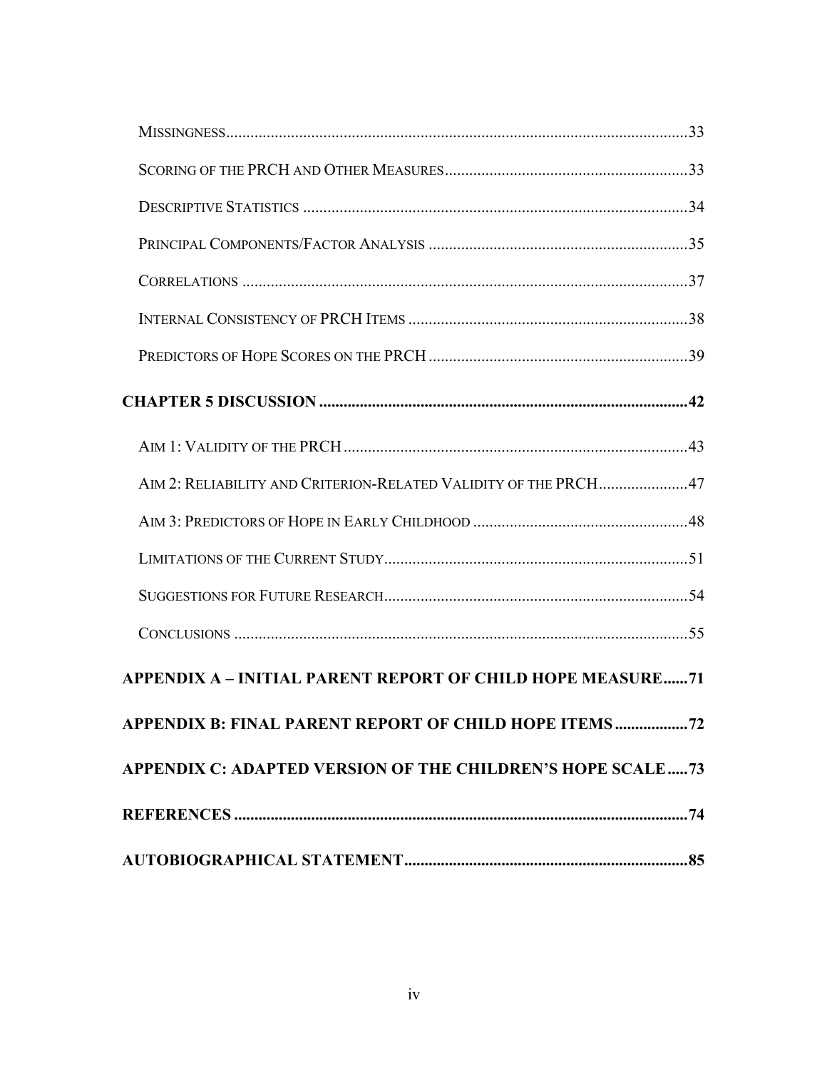Missingness....33

Scoring of the PRCH and Other Measures....33

Descriptive Statistics....34

Principal Components/Factor Analysis....35

Correlations....37

Internal Consistency of PRCH Items....38

Predictors of Hope Scores on the PRCH....39

**CHAPTER 5 DISCUSSION....42**

Aim 1: Validity of the PRCH....43

Aim 2: Reliability and Criterion-Related Validity of the PRCH....47

Aim 3: Predictors of Hope in Early Childhood....48

Limitations of the Current Study....51

Suggestions for Future Research....54

Conclusions....55

**APPENDIX A – INITIAL PARENT REPORT OF CHILD HOPE MEASURE....71**

**APPENDIX B: FINAL PARENT REPORT OF CHILD HOPE ITEMS....72**

**APPENDIX C: ADAPTED VERSION OF THE CHILDREN'S HOPE SCALE....73**

**REFERENCES....74**

**AUTOBIOGRAPHICAL STATEMENT....85**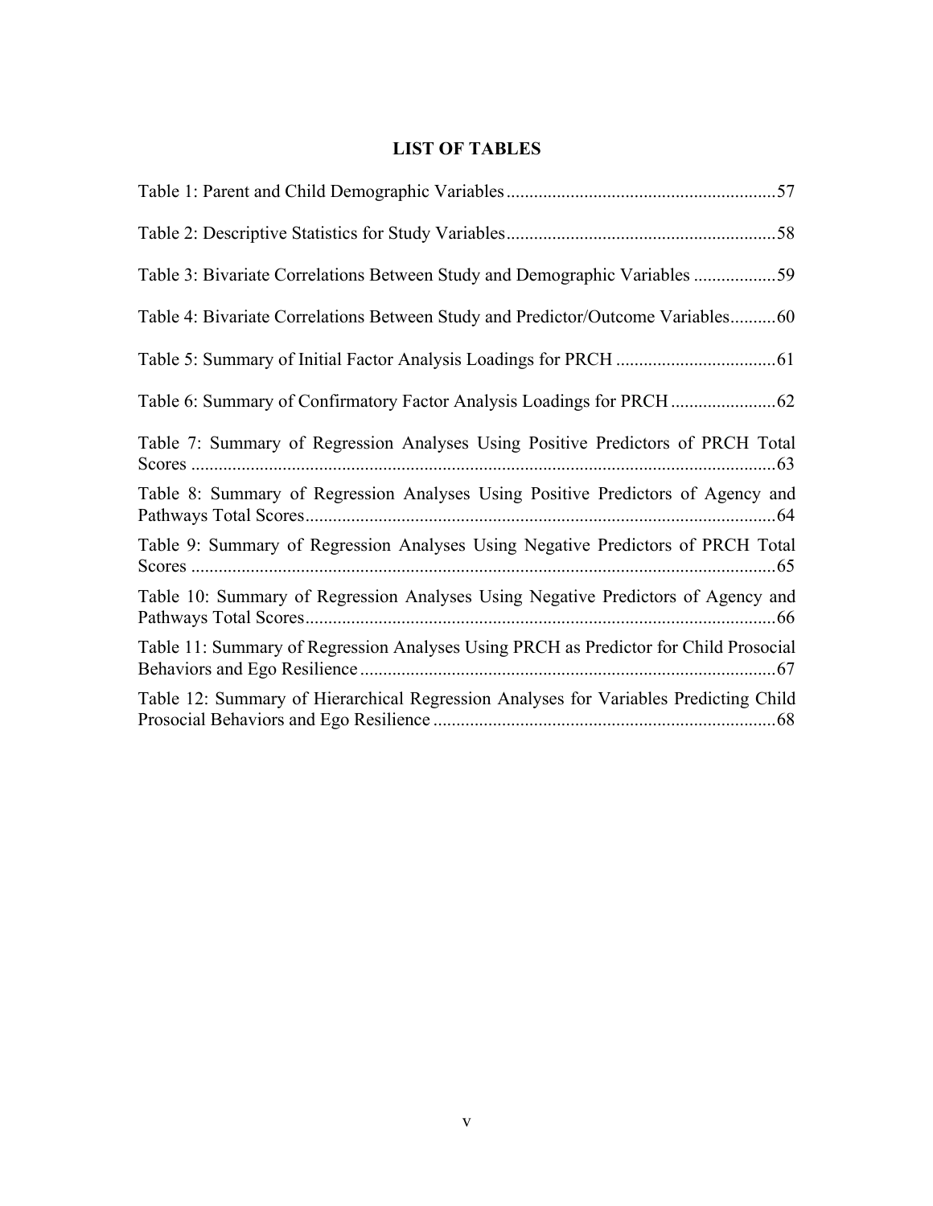# LIST OF TABLES

Table 1: Parent and Child Demographic Variables....................................................57

Table 2: Descriptive Statistics for Study Variables....................................................58

Table 3: Bivariate Correlations Between Study and Demographic Variables ..................59

Table 4: Bivariate Correlations Between Study and Predictor/Outcome Variables..........60

Table 5: Summary of Initial Factor Analysis Loadings for PRCH ..................................61

Table 6: Summary of Confirmatory Factor Analysis Loadings for PRCH .......................62

Table 7: Summary of Regression Analyses Using Positive Predictors of PRCH Total Scores ................................................................................................................63

Table 8: Summary of Regression Analyses Using Positive Predictors of Agency and Pathways Total Scores.......................................................................................64

Table 9: Summary of Regression Analyses Using Negative Predictors of PRCH Total Scores ................................................................................................................65

Table 10: Summary of Regression Analyses Using Negative Predictors of Agency and Pathways Total Scores.......................................................................................66

Table 11: Summary of Regression Analyses Using PRCH as Predictor for Child Prosocial Behaviors and Ego Resilience ...........................................................................67

Table 12: Summary of Hierarchical Regression Analyses for Variables Predicting Child Prosocial Behaviors and Ego Resilience ...........................................................................68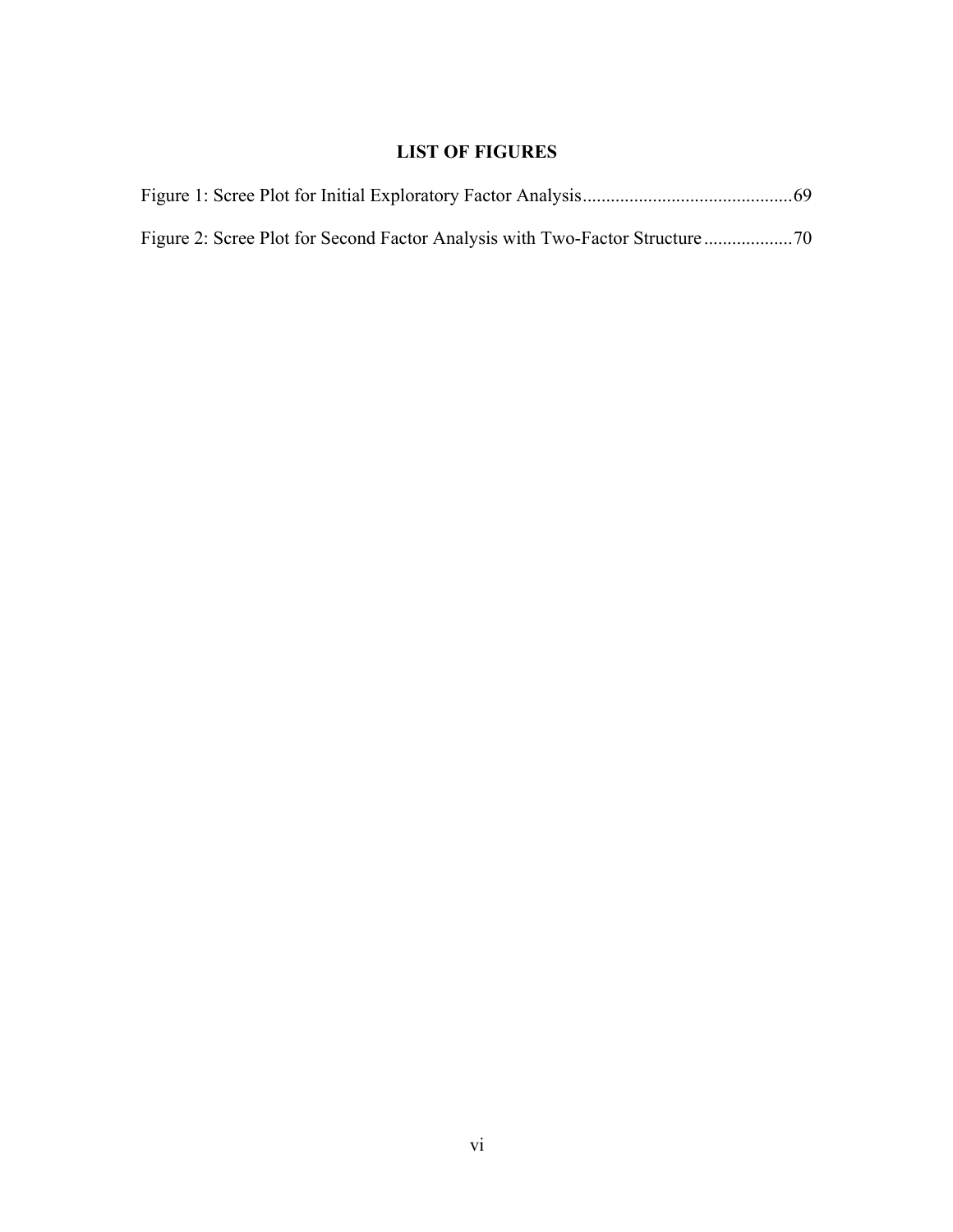# LIST OF FIGURES

Figure 1: Scree Plot for Initial Exploratory Factor Analysis............................................69

Figure 2: Scree Plot for Second Factor Analysis with Two-Factor Structure..................70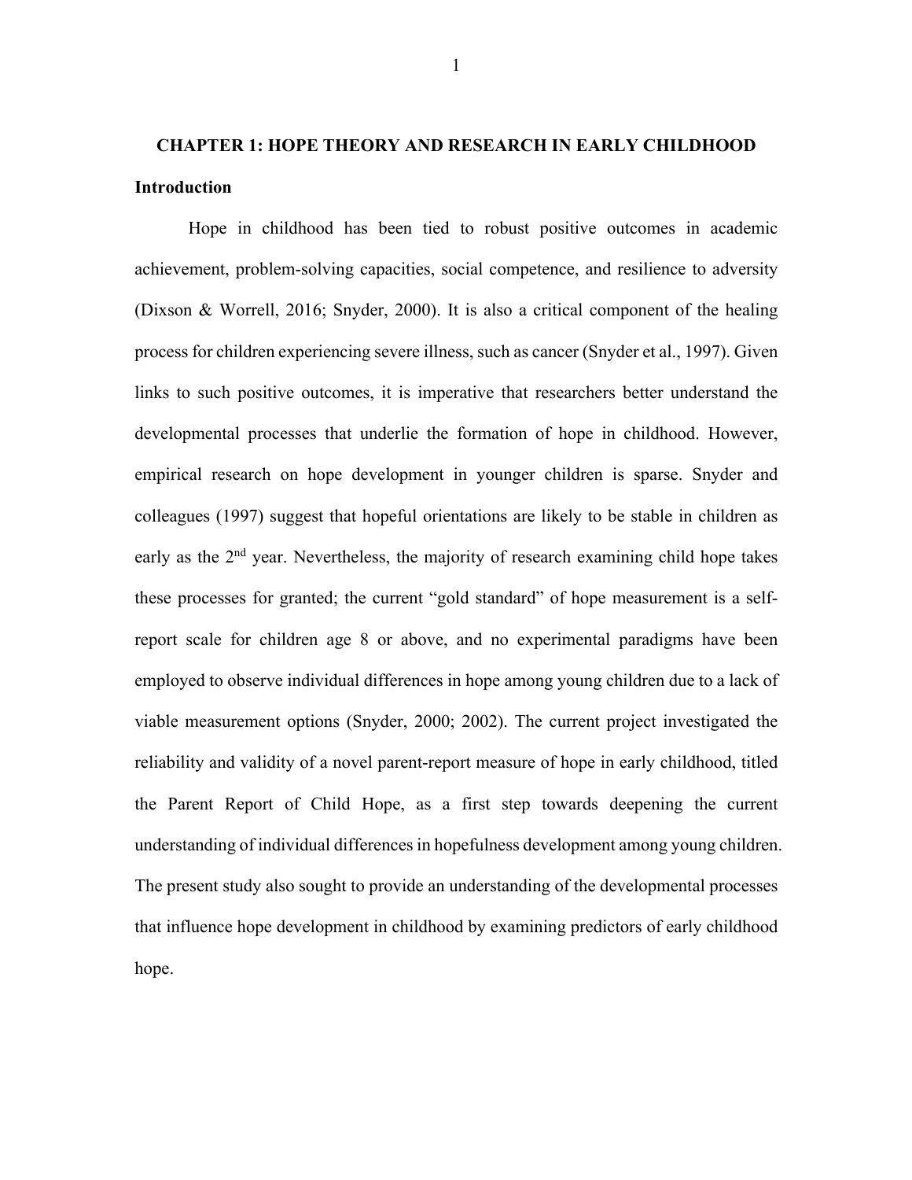# CHAPTER 1: HOPE THEORY AND RESEARCH IN EARLY CHILDHOOD

## Introduction

Hope in childhood has been tied to robust positive outcomes in academic achievement, problem-solving capacities, social competence, and resilience to adversity (Dixson & Worrell, 2016; Snyder, 2000). It is also a critical component of the healing process for children experiencing severe illness, such as cancer (Snyder et al., 1997). Given links to such positive outcomes, it is imperative that researchers better understand the developmental processes that underlie the formation of hope in childhood. However, empirical research on hope development in younger children is sparse. Snyder and colleagues (1997) suggest that hopeful orientations are likely to be stable in children as early as the 2nd year. Nevertheless, the majority of research examining child hope takes these processes for granted; the current "gold standard" of hope measurement is a self-report scale for children age 8 or above, and no experimental paradigms have been employed to observe individual differences in hope among young children due to a lack of viable measurement options (Snyder, 2000; 2002). The current project investigated the reliability and validity of a novel parent-report measure of hope in early childhood, titled the Parent Report of Child Hope, as a first step towards deepening the current understanding of individual differences in hopefulness development among young children. The present study also sought to provide an understanding of the developmental processes that influence hope development in childhood by examining predictors of early childhood hope.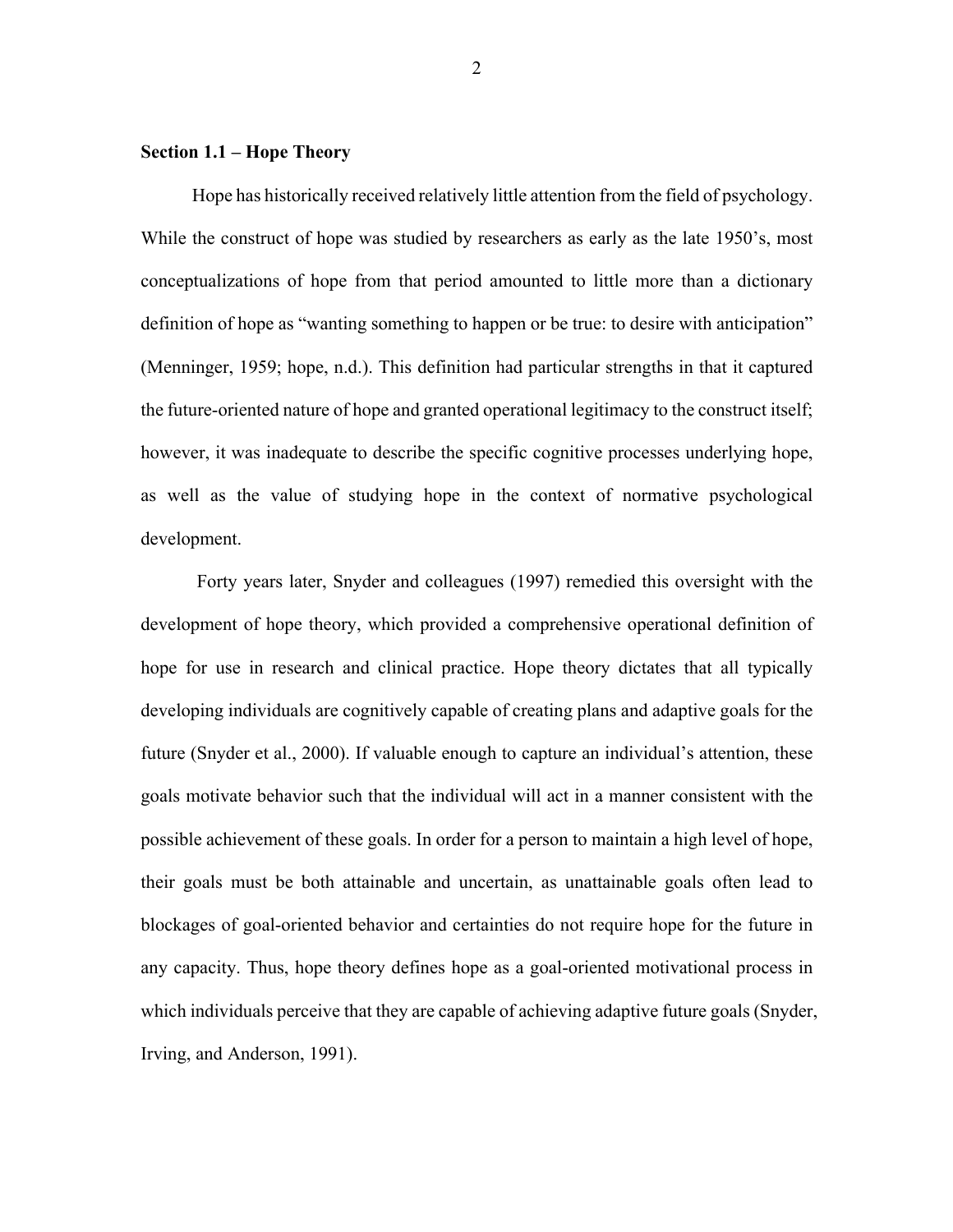**Section 1.1 – Hope Theory**

Hope has historically received relatively little attention from the field of psychology. While the construct of hope was studied by researchers as early as the late 1950's, most conceptualizations of hope from that period amounted to little more than a dictionary definition of hope as "wanting something to happen or be true: to desire with anticipation" (Menninger, 1959; hope, n.d.). This definition had particular strengths in that it captured the future-oriented nature of hope and granted operational legitimacy to the construct itself; however, it was inadequate to describe the specific cognitive processes underlying hope, as well as the value of studying hope in the context of normative psychological development.

Forty years later, Snyder and colleagues (1997) remedied this oversight with the development of hope theory, which provided a comprehensive operational definition of hope for use in research and clinical practice. Hope theory dictates that all typically developing individuals are cognitively capable of creating plans and adaptive goals for the future (Snyder et al., 2000). If valuable enough to capture an individual's attention, these goals motivate behavior such that the individual will act in a manner consistent with the possible achievement of these goals. In order for a person to maintain a high level of hope, their goals must be both attainable and uncertain, as unattainable goals often lead to blockages of goal-oriented behavior and certainties do not require hope for the future in any capacity. Thus, hope theory defines hope as a goal-oriented motivational process in which individuals perceive that they are capable of achieving adaptive future goals (Snyder, Irving, and Anderson, 1991).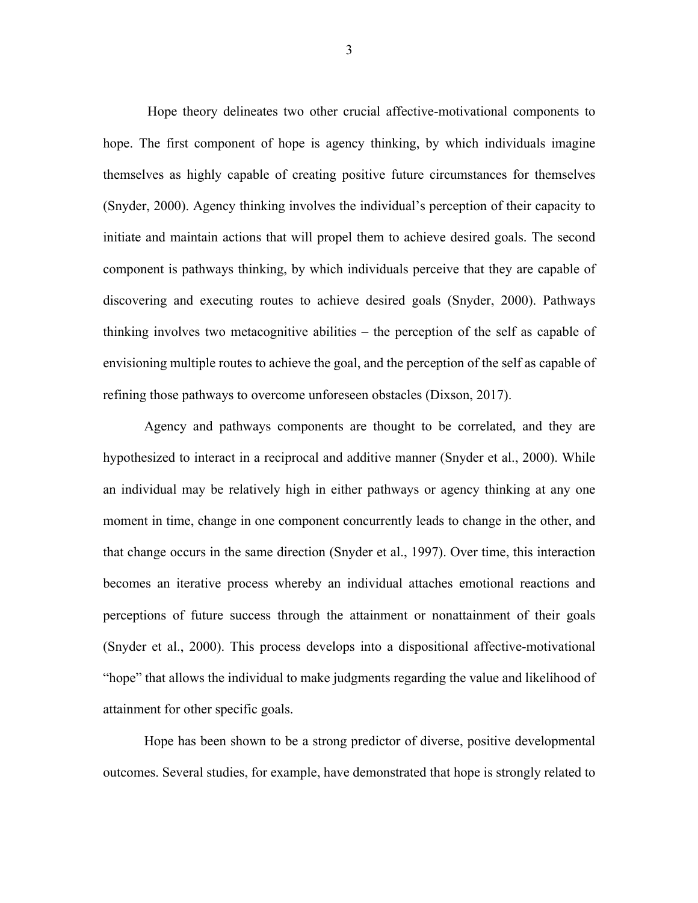Hope theory delineates two other crucial affective-motivational components to hope. The first component of hope is agency thinking, by which individuals imagine themselves as highly capable of creating positive future circumstances for themselves (Snyder, 2000). Agency thinking involves the individual's perception of their capacity to initiate and maintain actions that will propel them to achieve desired goals. The second component is pathways thinking, by which individuals perceive that they are capable of discovering and executing routes to achieve desired goals (Snyder, 2000). Pathways thinking involves two metacognitive abilities – the perception of the self as capable of envisioning multiple routes to achieve the goal, and the perception of the self as capable of refining those pathways to overcome unforeseen obstacles (Dixson, 2017).

Agency and pathways components are thought to be correlated, and they are hypothesized to interact in a reciprocal and additive manner (Snyder et al., 2000). While an individual may be relatively high in either pathways or agency thinking at any one moment in time, change in one component concurrently leads to change in the other, and that change occurs in the same direction (Snyder et al., 1997). Over time, this interaction becomes an iterative process whereby an individual attaches emotional reactions and perceptions of future success through the attainment or nonattainment of their goals (Snyder et al., 2000). This process develops into a dispositional affective-motivational "hope" that allows the individual to make judgments regarding the value and likelihood of attainment for other specific goals.

Hope has been shown to be a strong predictor of diverse, positive developmental outcomes. Several studies, for example, have demonstrated that hope is strongly related to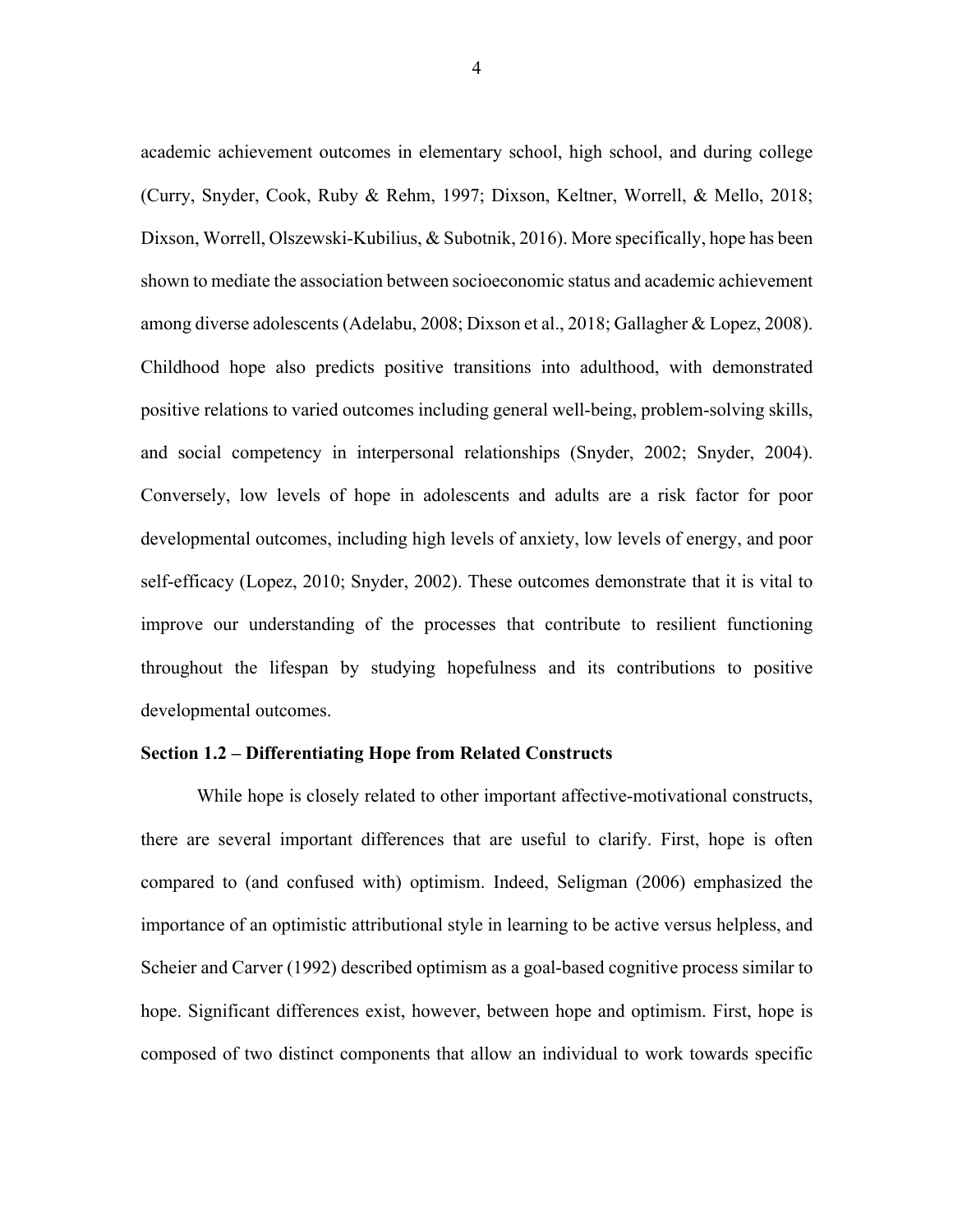academic achievement outcomes in elementary school, high school, and during college (Curry, Snyder, Cook, Ruby & Rehm, 1997; Dixson, Keltner, Worrell, & Mello, 2018; Dixson, Worrell, Olszewski-Kubilius, & Subotnik, 2016). More specifically, hope has been shown to mediate the association between socioeconomic status and academic achievement among diverse adolescents (Adelabu, 2008; Dixson et al., 2018; Gallagher & Lopez, 2008). Childhood hope also predicts positive transitions into adulthood, with demonstrated positive relations to varied outcomes including general well-being, problem-solving skills, and social competency in interpersonal relationships (Snyder, 2002; Snyder, 2004). Conversely, low levels of hope in adolescents and adults are a risk factor for poor developmental outcomes, including high levels of anxiety, low levels of energy, and poor self-efficacy (Lopez, 2010; Snyder, 2002). These outcomes demonstrate that it is vital to improve our understanding of the processes that contribute to resilient functioning throughout the lifespan by studying hopefulness and its contributions to positive developmental outcomes.

**Section 1.2 – Differentiating Hope from Related Constructs**

While hope is closely related to other important affective-motivational constructs, there are several important differences that are useful to clarify. First, hope is often compared to (and confused with) optimism. Indeed, Seligman (2006) emphasized the importance of an optimistic attributional style in learning to be active versus helpless, and Scheier and Carver (1992) described optimism as a goal-based cognitive process similar to hope. Significant differences exist, however, between hope and optimism. First, hope is composed of two distinct components that allow an individual to work towards specific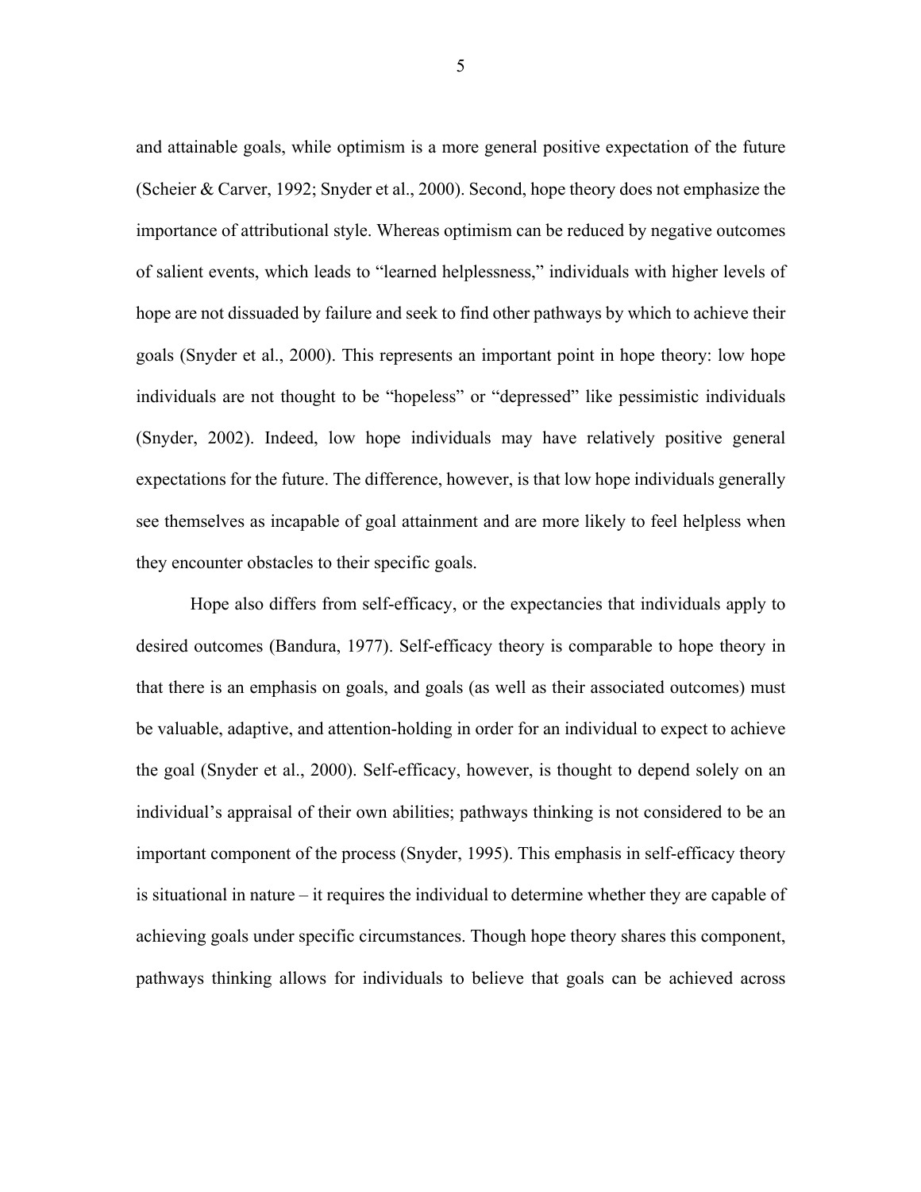and attainable goals, while optimism is a more general positive expectation of the future (Scheier & Carver, 1992; Snyder et al., 2000). Second, hope theory does not emphasize the importance of attributional style. Whereas optimism can be reduced by negative outcomes of salient events, which leads to "learned helplessness," individuals with higher levels of hope are not dissuaded by failure and seek to find other pathways by which to achieve their goals (Snyder et al., 2000). This represents an important point in hope theory: low hope individuals are not thought to be "hopeless" or "depressed" like pessimistic individuals (Snyder, 2002). Indeed, low hope individuals may have relatively positive general expectations for the future. The difference, however, is that low hope individuals generally see themselves as incapable of goal attainment and are more likely to feel helpless when they encounter obstacles to their specific goals.

Hope also differs from self-efficacy, or the expectancies that individuals apply to desired outcomes (Bandura, 1977). Self-efficacy theory is comparable to hope theory in that there is an emphasis on goals, and goals (as well as their associated outcomes) must be valuable, adaptive, and attention-holding in order for an individual to expect to achieve the goal (Snyder et al., 2000). Self-efficacy, however, is thought to depend solely on an individual's appraisal of their own abilities; pathways thinking is not considered to be an important component of the process (Snyder, 1995). This emphasis in self-efficacy theory is situational in nature – it requires the individual to determine whether they are capable of achieving goals under specific circumstances. Though hope theory shares this component, pathways thinking allows for individuals to believe that goals can be achieved across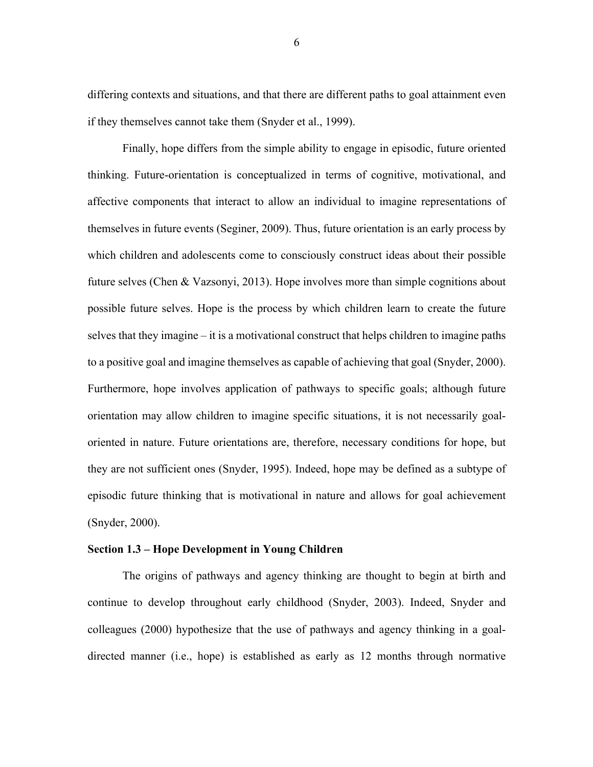differing contexts and situations, and that there are different paths to goal attainment even if they themselves cannot take them (Snyder et al., 1999).

Finally, hope differs from the simple ability to engage in episodic, future oriented thinking. Future-orientation is conceptualized in terms of cognitive, motivational, and affective components that interact to allow an individual to imagine representations of themselves in future events (Seginer, 2009). Thus, future orientation is an early process by which children and adolescents come to consciously construct ideas about their possible future selves (Chen & Vazsonyi, 2013). Hope involves more than simple cognitions about possible future selves. Hope is the process by which children learn to create the future selves that they imagine – it is a motivational construct that helps children to imagine paths to a positive goal and imagine themselves as capable of achieving that goal (Snyder, 2000). Furthermore, hope involves application of pathways to specific goals; although future orientation may allow children to imagine specific situations, it is not necessarily goal-oriented in nature. Future orientations are, therefore, necessary conditions for hope, but they are not sufficient ones (Snyder, 1995). Indeed, hope may be defined as a subtype of episodic future thinking that is motivational in nature and allows for goal achievement (Snyder, 2000).

**Section 1.3 – Hope Development in Young Children**

The origins of pathways and agency thinking are thought to begin at birth and continue to develop throughout early childhood (Snyder, 2003). Indeed, Snyder and colleagues (2000) hypothesize that the use of pathways and agency thinking in a goal-directed manner (i.e., hope) is established as early as 12 months through normative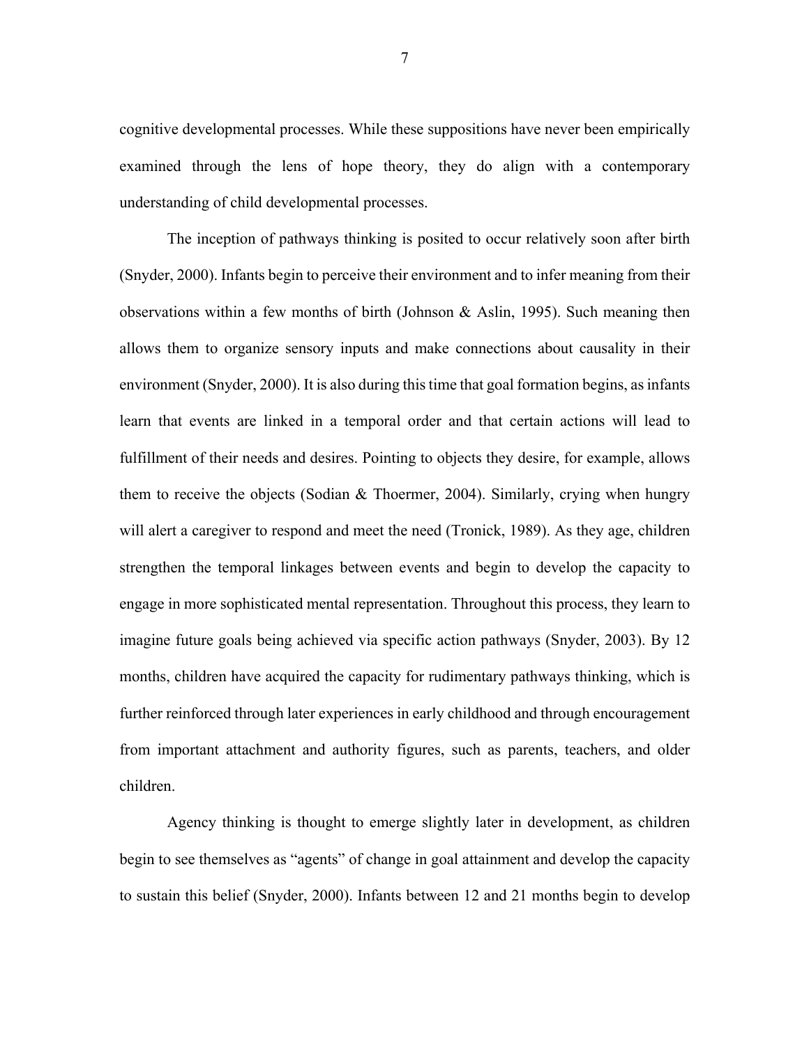cognitive developmental processes. While these suppositions have never been empirically examined through the lens of hope theory, they do align with a contemporary understanding of child developmental processes.

The inception of pathways thinking is posited to occur relatively soon after birth (Snyder, 2000). Infants begin to perceive their environment and to infer meaning from their observations within a few months of birth (Johnson & Aslin, 1995). Such meaning then allows them to organize sensory inputs and make connections about causality in their environment (Snyder, 2000). It is also during this time that goal formation begins, as infants learn that events are linked in a temporal order and that certain actions will lead to fulfillment of their needs and desires. Pointing to objects they desire, for example, allows them to receive the objects (Sodian & Thoermer, 2004). Similarly, crying when hungry will alert a caregiver to respond and meet the need (Tronick, 1989). As they age, children strengthen the temporal linkages between events and begin to develop the capacity to engage in more sophisticated mental representation. Throughout this process, they learn to imagine future goals being achieved via specific action pathways (Snyder, 2003). By 12 months, children have acquired the capacity for rudimentary pathways thinking, which is further reinforced through later experiences in early childhood and through encouragement from important attachment and authority figures, such as parents, teachers, and older children.

Agency thinking is thought to emerge slightly later in development, as children begin to see themselves as "agents" of change in goal attainment and develop the capacity to sustain this belief (Snyder, 2000). Infants between 12 and 21 months begin to develop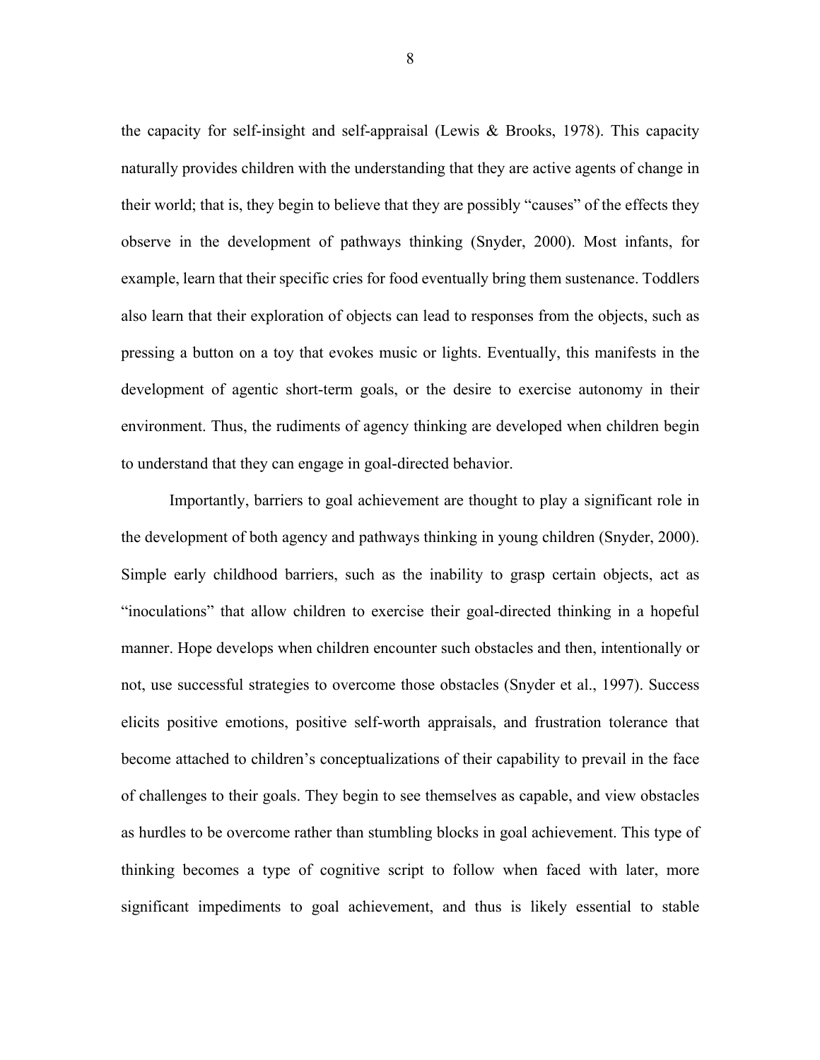the capacity for self-insight and self-appraisal (Lewis & Brooks, 1978). This capacity naturally provides children with the understanding that they are active agents of change in their world; that is, they begin to believe that they are possibly "causes" of the effects they observe in the development of pathways thinking (Snyder, 2000). Most infants, for example, learn that their specific cries for food eventually bring them sustenance. Toddlers also learn that their exploration of objects can lead to responses from the objects, such as pressing a button on a toy that evokes music or lights. Eventually, this manifests in the development of agentic short-term goals, or the desire to exercise autonomy in their environment. Thus, the rudiments of agency thinking are developed when children begin to understand that they can engage in goal-directed behavior.

Importantly, barriers to goal achievement are thought to play a significant role in the development of both agency and pathways thinking in young children (Snyder, 2000). Simple early childhood barriers, such as the inability to grasp certain objects, act as "inoculations" that allow children to exercise their goal-directed thinking in a hopeful manner. Hope develops when children encounter such obstacles and then, intentionally or not, use successful strategies to overcome those obstacles (Snyder et al., 1997). Success elicits positive emotions, positive self-worth appraisals, and frustration tolerance that become attached to children's conceptualizations of their capability to prevail in the face of challenges to their goals. They begin to see themselves as capable, and view obstacles as hurdles to be overcome rather than stumbling blocks in goal achievement. This type of thinking becomes a type of cognitive script to follow when faced with later, more significant impediments to goal achievement, and thus is likely essential to stable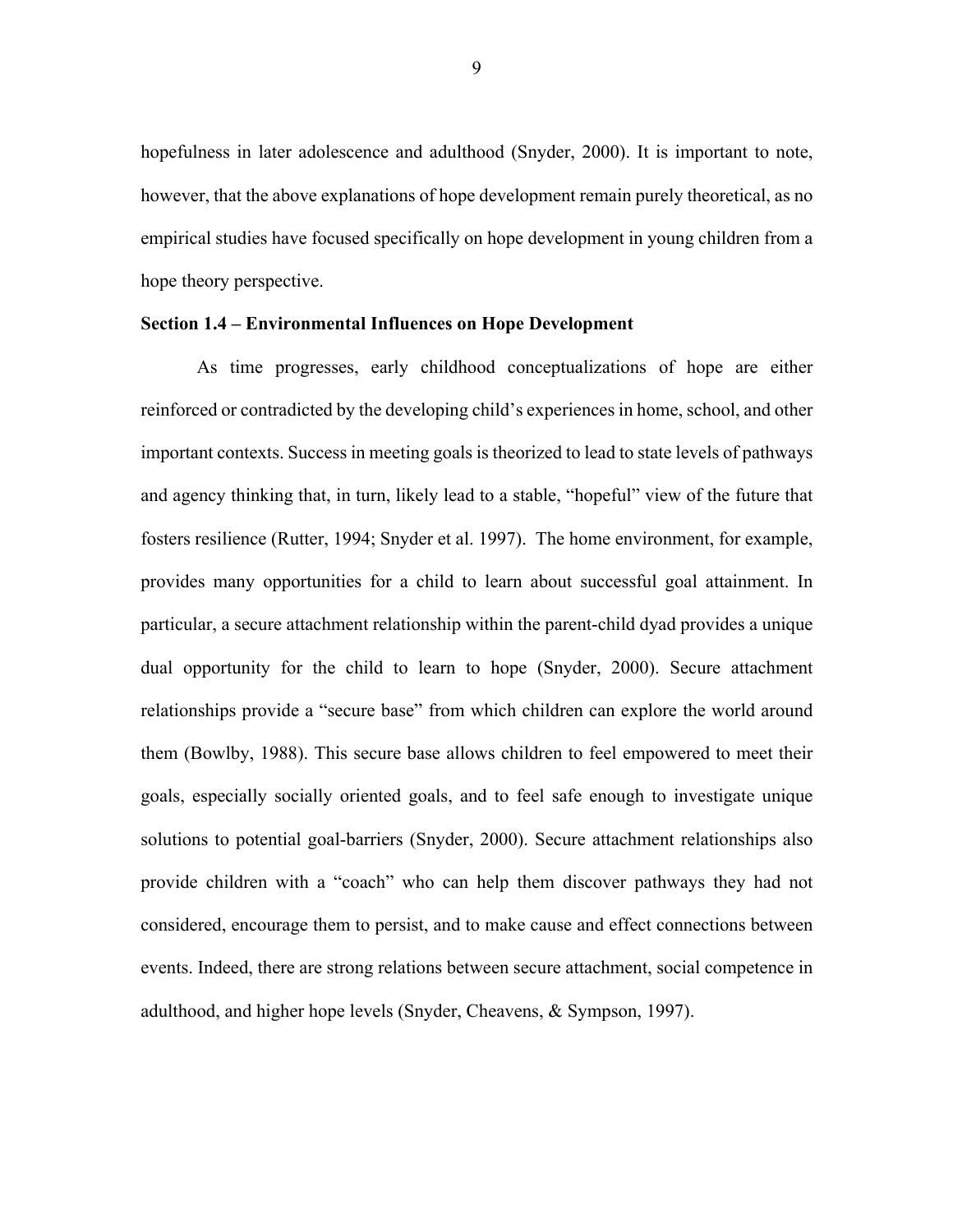hopefulness in later adolescence and adulthood (Snyder, 2000). It is important to note, however, that the above explanations of hope development remain purely theoretical, as no empirical studies have focused specifically on hope development in young children from a hope theory perspective.

**Section 1.4 – Environmental Influences on Hope Development**

As time progresses, early childhood conceptualizations of hope are either reinforced or contradicted by the developing child's experiences in home, school, and other important contexts. Success in meeting goals is theorized to lead to state levels of pathways and agency thinking that, in turn, likely lead to a stable, "hopeful" view of the future that fosters resilience (Rutter, 1994; Snyder et al. 1997). The home environment, for example, provides many opportunities for a child to learn about successful goal attainment. In particular, a secure attachment relationship within the parent-child dyad provides a unique dual opportunity for the child to learn to hope (Snyder, 2000). Secure attachment relationships provide a "secure base" from which children can explore the world around them (Bowlby, 1988). This secure base allows children to feel empowered to meet their goals, especially socially oriented goals, and to feel safe enough to investigate unique solutions to potential goal-barriers (Snyder, 2000). Secure attachment relationships also provide children with a "coach" who can help them discover pathways they had not considered, encourage them to persist, and to make cause and effect connections between events. Indeed, there are strong relations between secure attachment, social competence in adulthood, and higher hope levels (Snyder, Cheavens, & Sympson, 1997).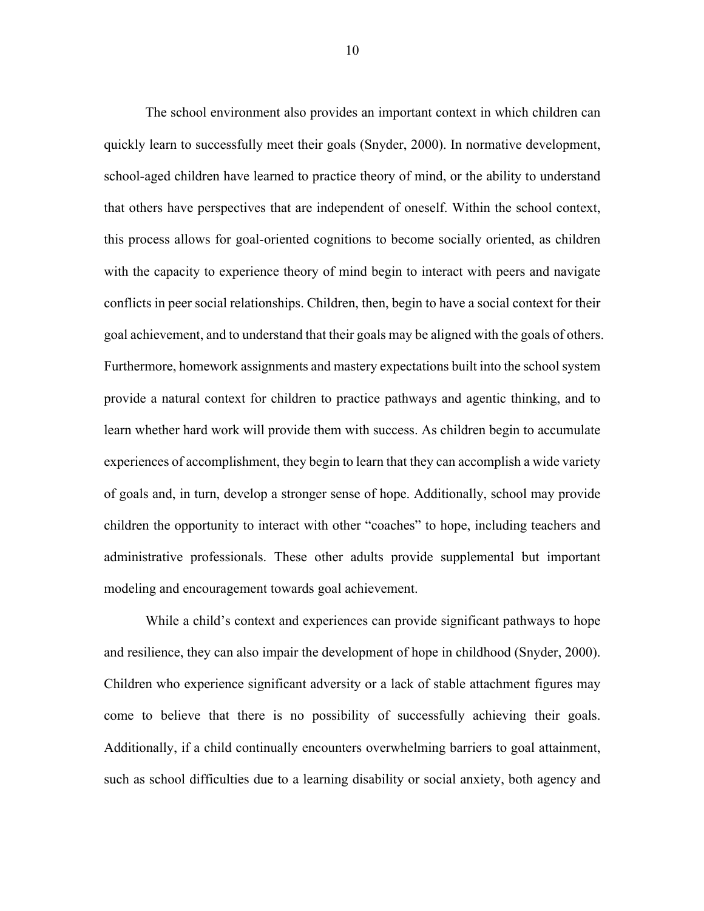The school environment also provides an important context in which children can quickly learn to successfully meet their goals (Snyder, 2000). In normative development, school-aged children have learned to practice theory of mind, or the ability to understand that others have perspectives that are independent of oneself. Within the school context, this process allows for goal-oriented cognitions to become socially oriented, as children with the capacity to experience theory of mind begin to interact with peers and navigate conflicts in peer social relationships. Children, then, begin to have a social context for their goal achievement, and to understand that their goals may be aligned with the goals of others. Furthermore, homework assignments and mastery expectations built into the school system provide a natural context for children to practice pathways and agentic thinking, and to learn whether hard work will provide them with success. As children begin to accumulate experiences of accomplishment, they begin to learn that they can accomplish a wide variety of goals and, in turn, develop a stronger sense of hope. Additionally, school may provide children the opportunity to interact with other "coaches" to hope, including teachers and administrative professionals. These other adults provide supplemental but important modeling and encouragement towards goal achievement.

While a child's context and experiences can provide significant pathways to hope and resilience, they can also impair the development of hope in childhood (Snyder, 2000). Children who experience significant adversity or a lack of stable attachment figures may come to believe that there is no possibility of successfully achieving their goals. Additionally, if a child continually encounters overwhelming barriers to goal attainment, such as school difficulties due to a learning disability or social anxiety, both agency and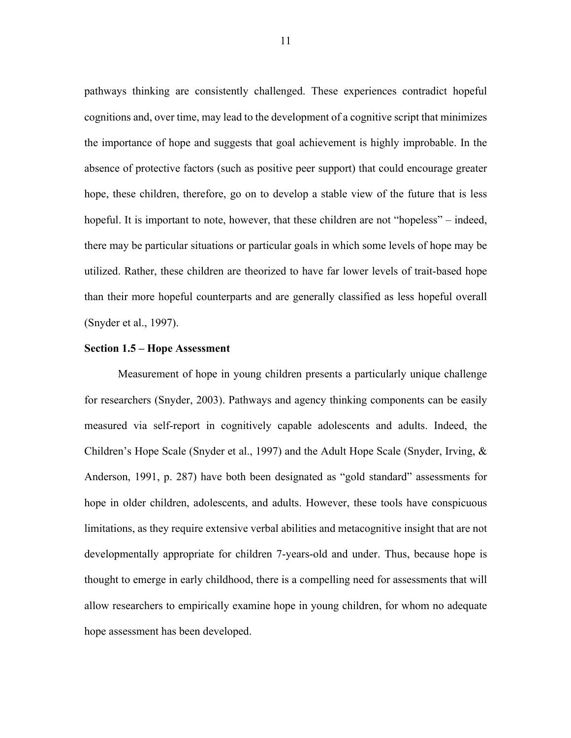pathways thinking are consistently challenged. These experiences contradict hopeful cognitions and, over time, may lead to the development of a cognitive script that minimizes the importance of hope and suggests that goal achievement is highly improbable. In the absence of protective factors (such as positive peer support) that could encourage greater hope, these children, therefore, go on to develop a stable view of the future that is less hopeful. It is important to note, however, that these children are not "hopeless" – indeed, there may be particular situations or particular goals in which some levels of hope may be utilized. Rather, these children are theorized to have far lower levels of trait-based hope than their more hopeful counterparts and are generally classified as less hopeful overall (Snyder et al., 1997).

**Section 1.5 – Hope Assessment**

Measurement of hope in young children presents a particularly unique challenge for researchers (Snyder, 2003). Pathways and agency thinking components can be easily measured via self-report in cognitively capable adolescents and adults. Indeed, the Children's Hope Scale (Snyder et al., 1997) and the Adult Hope Scale (Snyder, Irving, & Anderson, 1991, p. 287) have both been designated as "gold standard" assessments for hope in older children, adolescents, and adults. However, these tools have conspicuous limitations, as they require extensive verbal abilities and metacognitive insight that are not developmentally appropriate for children 7-years-old and under. Thus, because hope is thought to emerge in early childhood, there is a compelling need for assessments that will allow researchers to empirically examine hope in young children, for whom no adequate hope assessment has been developed.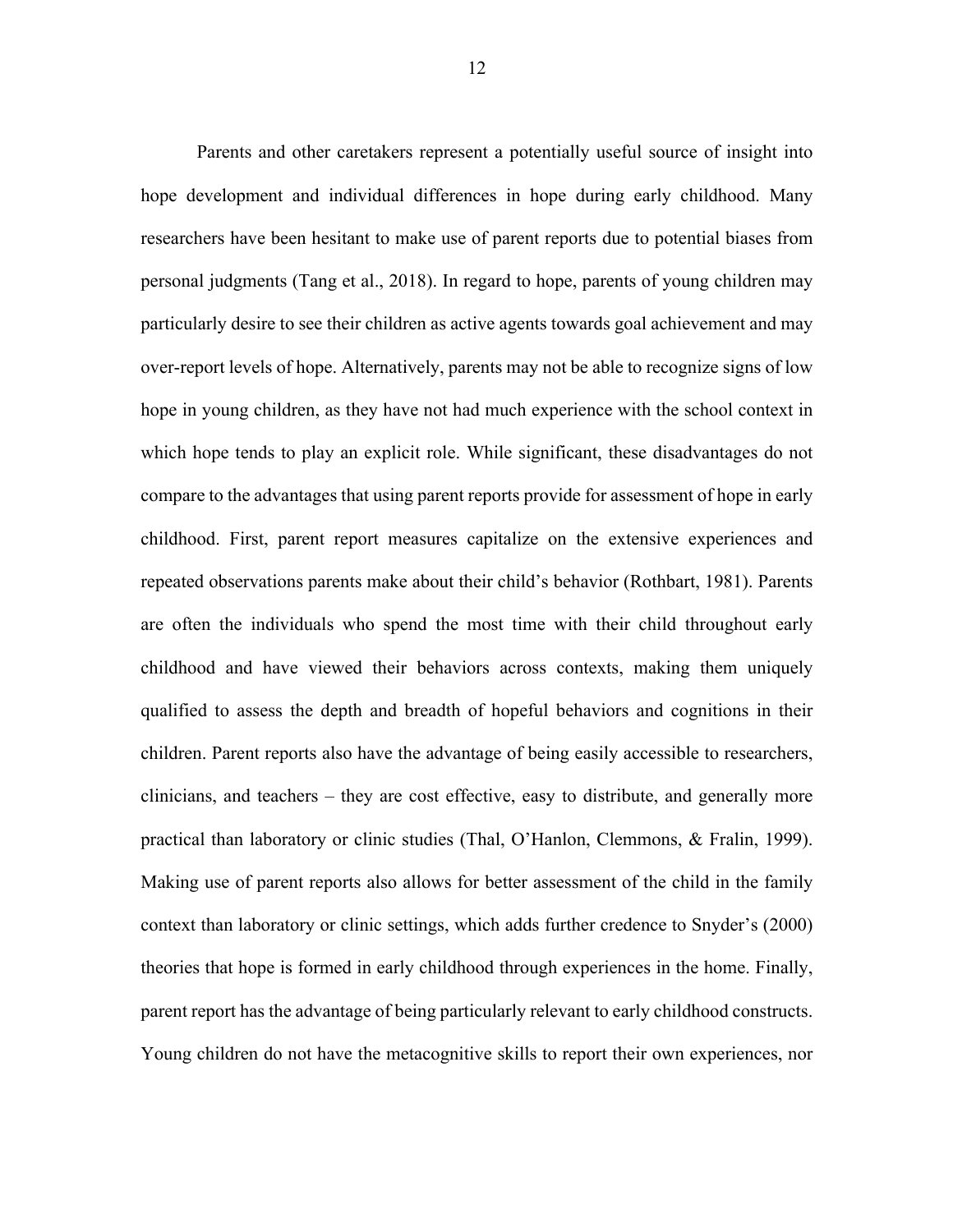Parents and other caretakers represent a potentially useful source of insight into hope development and individual differences in hope during early childhood. Many researchers have been hesitant to make use of parent reports due to potential biases from personal judgments (Tang et al., 2018). In regard to hope, parents of young children may particularly desire to see their children as active agents towards goal achievement and may over-report levels of hope. Alternatively, parents may not be able to recognize signs of low hope in young children, as they have not had much experience with the school context in which hope tends to play an explicit role. While significant, these disadvantages do not compare to the advantages that using parent reports provide for assessment of hope in early childhood. First, parent report measures capitalize on the extensive experiences and repeated observations parents make about their child's behavior (Rothbart, 1981). Parents are often the individuals who spend the most time with their child throughout early childhood and have viewed their behaviors across contexts, making them uniquely qualified to assess the depth and breadth of hopeful behaviors and cognitions in their children. Parent reports also have the advantage of being easily accessible to researchers, clinicians, and teachers – they are cost effective, easy to distribute, and generally more practical than laboratory or clinic studies (Thal, O'Hanlon, Clemmons, & Fralin, 1999). Making use of parent reports also allows for better assessment of the child in the family context than laboratory or clinic settings, which adds further credence to Snyder's (2000) theories that hope is formed in early childhood through experiences in the home. Finally, parent report has the advantage of being particularly relevant to early childhood constructs. Young children do not have the metacognitive skills to report their own experiences, nor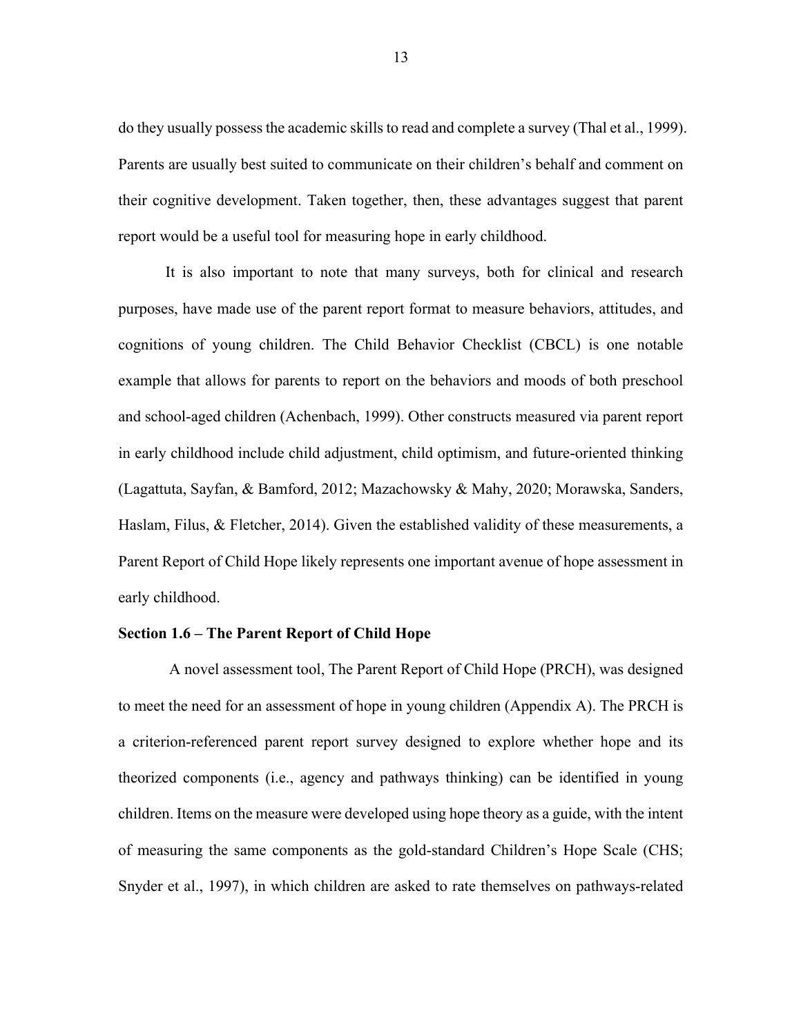do they usually possess the academic skills to read and complete a survey (Thal et al., 1999). Parents are usually best suited to communicate on their children's behalf and comment on their cognitive development. Taken together, then, these advantages suggest that parent report would be a useful tool for measuring hope in early childhood.

It is also important to note that many surveys, both for clinical and research purposes, have made use of the parent report format to measure behaviors, attitudes, and cognitions of young children. The Child Behavior Checklist (CBCL) is one notable example that allows for parents to report on the behaviors and moods of both preschool and school-aged children (Achenbach, 1999). Other constructs measured via parent report in early childhood include child adjustment, child optimism, and future-oriented thinking (Lagattuta, Sayfan, & Bamford, 2012; Mazachowsky & Mahy, 2020; Morawska, Sanders, Haslam, Filus, & Fletcher, 2014). Given the established validity of these measurements, a Parent Report of Child Hope likely represents one important avenue of hope assessment in early childhood.

### Section 1.6 – The Parent Report of Child Hope

A novel assessment tool, The Parent Report of Child Hope (PRCH), was designed to meet the need for an assessment of hope in young children (Appendix A). The PRCH is a criterion-referenced parent report survey designed to explore whether hope and its theorized components (i.e., agency and pathways thinking) can be identified in young children. Items on the measure were developed using hope theory as a guide, with the intent of measuring the same components as the gold-standard Children's Hope Scale (CHS; Snyder et al., 1997), in which children are asked to rate themselves on pathways-related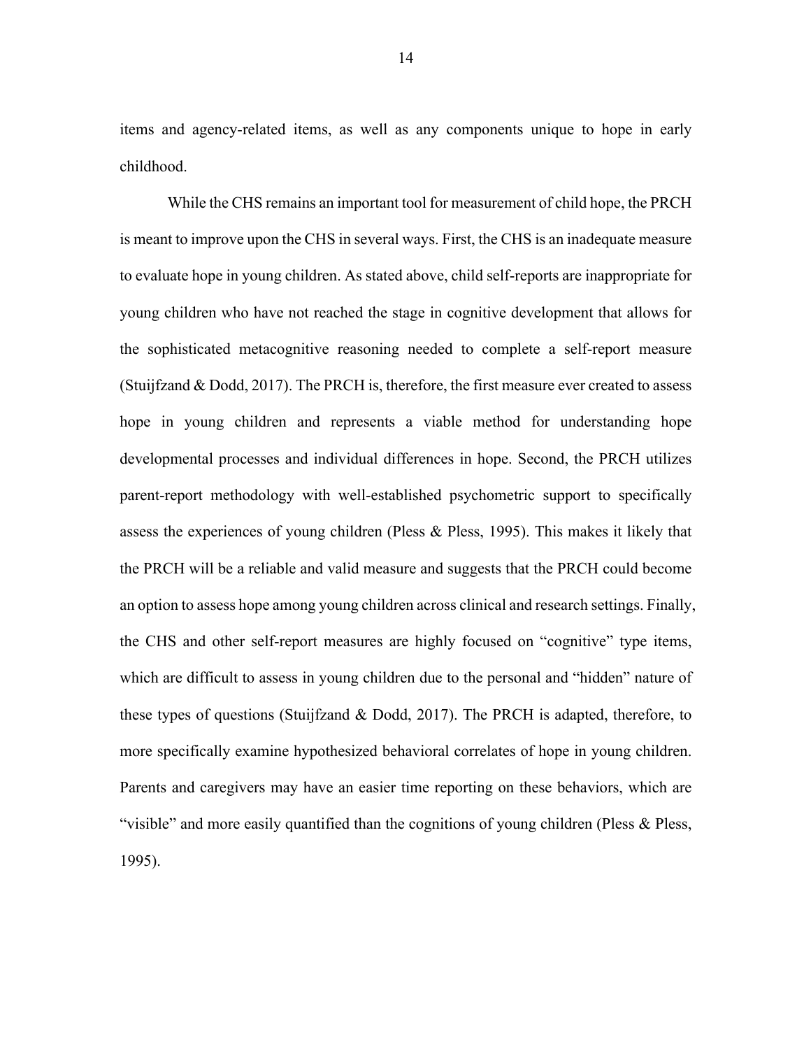items and agency-related items, as well as any components unique to hope in early childhood.

While the CHS remains an important tool for measurement of child hope, the PRCH is meant to improve upon the CHS in several ways. First, the CHS is an inadequate measure to evaluate hope in young children. As stated above, child self-reports are inappropriate for young children who have not reached the stage in cognitive development that allows for the sophisticated metacognitive reasoning needed to complete a self-report measure (Stuijfzand & Dodd, 2017). The PRCH is, therefore, the first measure ever created to assess hope in young children and represents a viable method for understanding hope developmental processes and individual differences in hope. Second, the PRCH utilizes parent-report methodology with well-established psychometric support to specifically assess the experiences of young children (Pless & Pless, 1995). This makes it likely that the PRCH will be a reliable and valid measure and suggests that the PRCH could become an option to assess hope among young children across clinical and research settings. Finally, the CHS and other self-report measures are highly focused on "cognitive" type items, which are difficult to assess in young children due to the personal and "hidden" nature of these types of questions (Stuijfzand & Dodd, 2017). The PRCH is adapted, therefore, to more specifically examine hypothesized behavioral correlates of hope in young children. Parents and caregivers may have an easier time reporting on these behaviors, which are "visible" and more easily quantified than the cognitions of young children (Pless & Pless, 1995).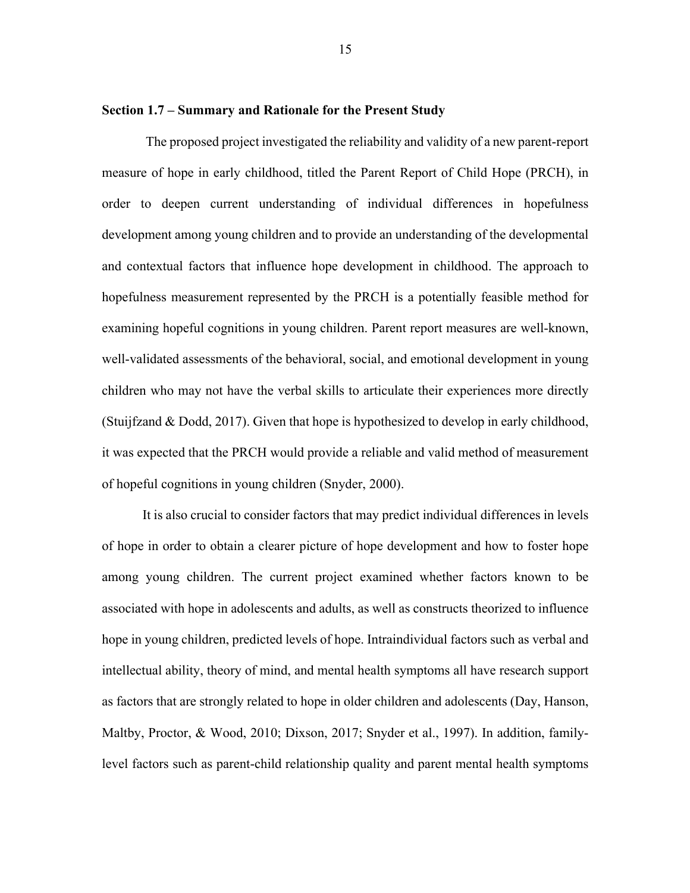**Section 1.7 – Summary and Rationale for the Present Study**

The proposed project investigated the reliability and validity of a new parent-report measure of hope in early childhood, titled the Parent Report of Child Hope (PRCH), in order to deepen current understanding of individual differences in hopefulness development among young children and to provide an understanding of the developmental and contextual factors that influence hope development in childhood. The approach to hopefulness measurement represented by the PRCH is a potentially feasible method for examining hopeful cognitions in young children. Parent report measures are well-known, well-validated assessments of the behavioral, social, and emotional development in young children who may not have the verbal skills to articulate their experiences more directly (Stuijfzand & Dodd, 2017). Given that hope is hypothesized to develop in early childhood, it was expected that the PRCH would provide a reliable and valid method of measurement of hopeful cognitions in young children (Snyder, 2000).

It is also crucial to consider factors that may predict individual differences in levels of hope in order to obtain a clearer picture of hope development and how to foster hope among young children. The current project examined whether factors known to be associated with hope in adolescents and adults, as well as constructs theorized to influence hope in young children, predicted levels of hope. Intraindividual factors such as verbal and intellectual ability, theory of mind, and mental health symptoms all have research support as factors that are strongly related to hope in older children and adolescents (Day, Hanson, Maltby, Proctor, & Wood, 2010; Dixson, 2017; Snyder et al., 1997). In addition, family-level factors such as parent-child relationship quality and parent mental health symptoms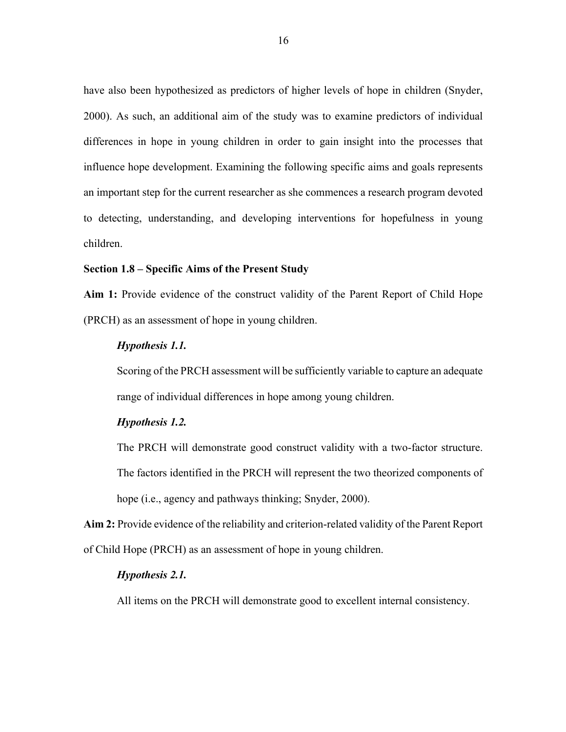have also been hypothesized as predictors of higher levels of hope in children (Snyder, 2000). As such, an additional aim of the study was to examine predictors of individual differences in hope in young children in order to gain insight into the processes that influence hope development. Examining the following specific aims and goals represents an important step for the current researcher as she commences a research program devoted to detecting, understanding, and developing interventions for hopefulness in young children.

### Section 1.8 – Specific Aims of the Present Study

**Aim 1:** Provide evidence of the construct validity of the Parent Report of Child Hope (PRCH) as an assessment of hope in young children.

***Hypothesis 1.1.***

Scoring of the PRCH assessment will be sufficiently variable to capture an adequate range of individual differences in hope among young children.

***Hypothesis 1.2.***

The PRCH will demonstrate good construct validity with a two-factor structure. The factors identified in the PRCH will represent the two theorized components of hope (i.e., agency and pathways thinking; Snyder, 2000).

**Aim 2:** Provide evidence of the reliability and criterion-related validity of the Parent Report of Child Hope (PRCH) as an assessment of hope in young children.

***Hypothesis 2.1.***

All items on the PRCH will demonstrate good to excellent internal consistency.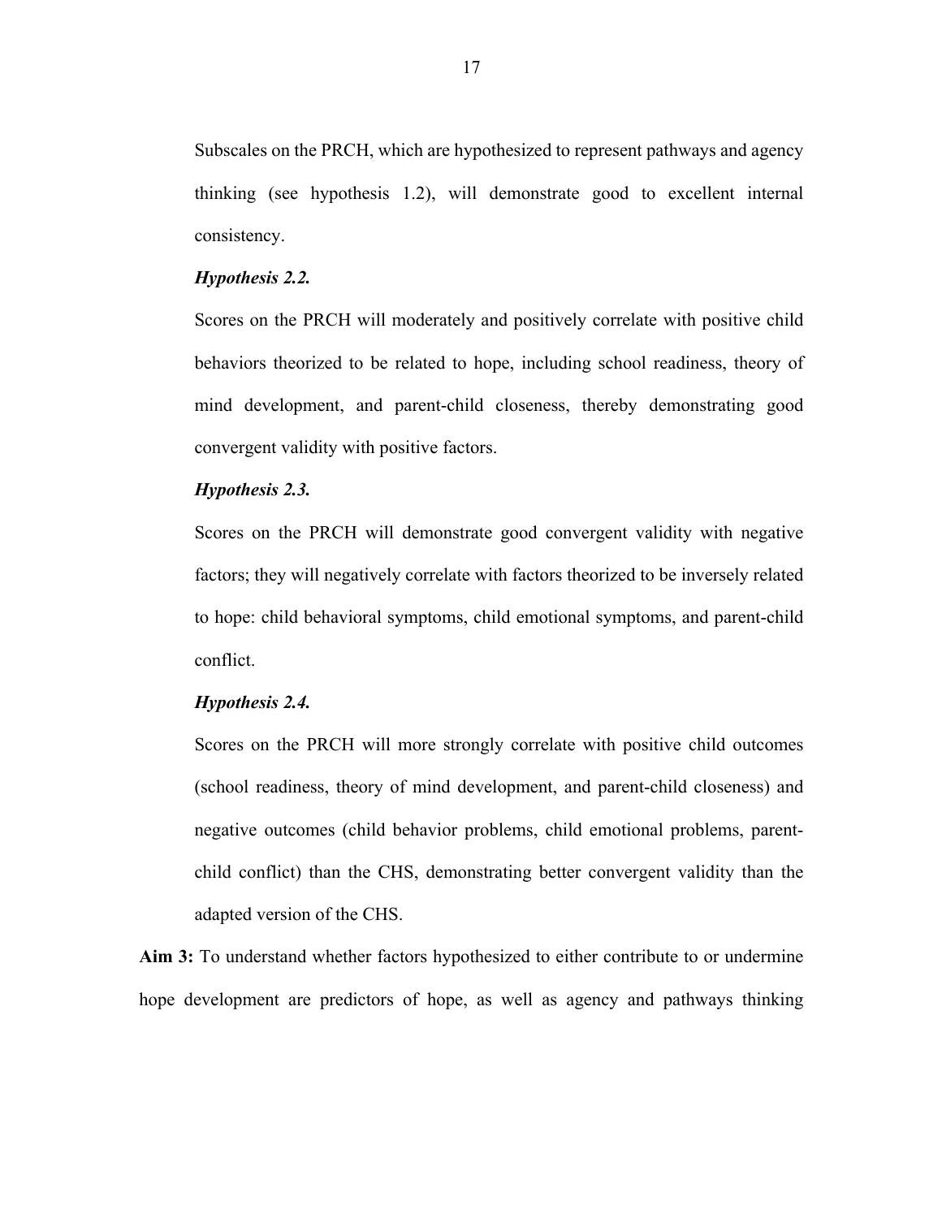Subscales on the PRCH, which are hypothesized to represent pathways and agency thinking (see hypothesis 1.2), will demonstrate good to excellent internal consistency.

***Hypothesis 2.2.***

Scores on the PRCH will moderately and positively correlate with positive child behaviors theorized to be related to hope, including school readiness, theory of mind development, and parent-child closeness, thereby demonstrating good convergent validity with positive factors.

***Hypothesis 2.3.***

Scores on the PRCH will demonstrate good convergent validity with negative factors; they will negatively correlate with factors theorized to be inversely related to hope: child behavioral symptoms, child emotional symptoms, and parent-child conflict.

***Hypothesis 2.4.***

Scores on the PRCH will more strongly correlate with positive child outcomes (school readiness, theory of mind development, and parent-child closeness) and negative outcomes (child behavior problems, child emotional problems, parent-child conflict) than the CHS, demonstrating better convergent validity than the adapted version of the CHS.

**Aim 3:** To understand whether factors hypothesized to either contribute to or undermine hope development are predictors of hope, as well as agency and pathways thinking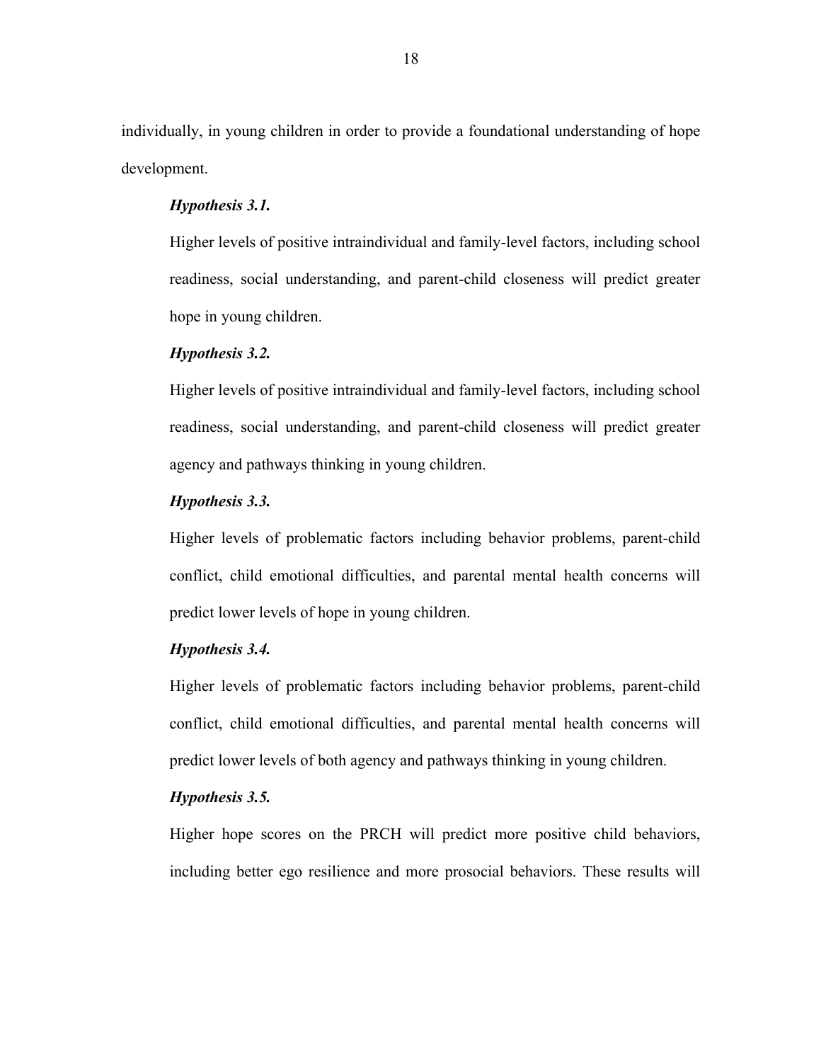individually, in young children in order to provide a foundational understanding of hope development.

***Hypothesis 3.1.***

Higher levels of positive intraindividual and family-level factors, including school readiness, social understanding, and parent-child closeness will predict greater hope in young children.

***Hypothesis 3.2.***

Higher levels of positive intraindividual and family-level factors, including school readiness, social understanding, and parent-child closeness will predict greater agency and pathways thinking in young children.

***Hypothesis 3.3.***

Higher levels of problematic factors including behavior problems, parent-child conflict, child emotional difficulties, and parental mental health concerns will predict lower levels of hope in young children.

***Hypothesis 3.4.***

Higher levels of problematic factors including behavior problems, parent-child conflict, child emotional difficulties, and parental mental health concerns will predict lower levels of both agency and pathways thinking in young children.

***Hypothesis 3.5.***

Higher hope scores on the PRCH will predict more positive child behaviors, including better ego resilience and more prosocial behaviors. These results will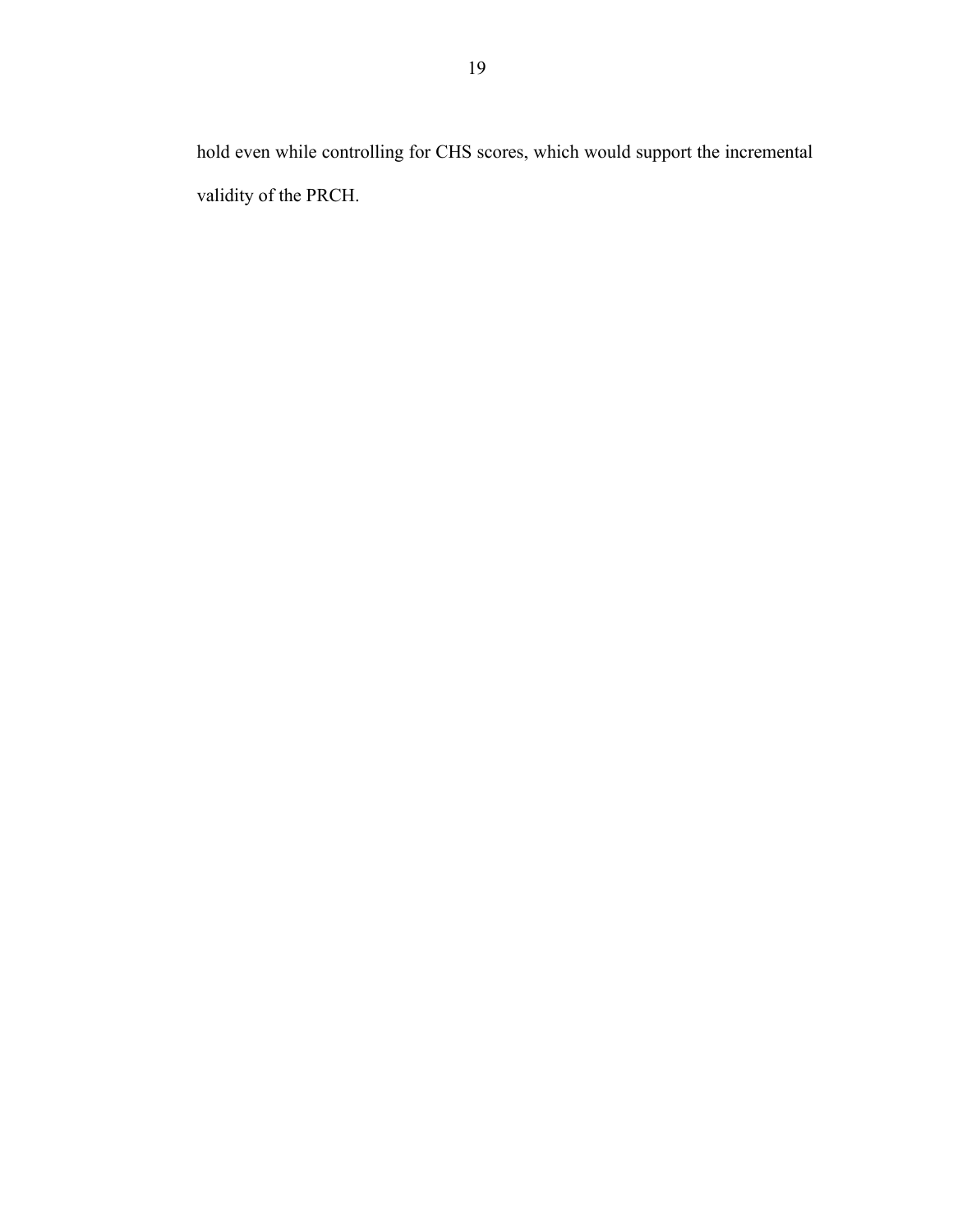hold even while controlling for CHS scores, which would support the incremental validity of the PRCH.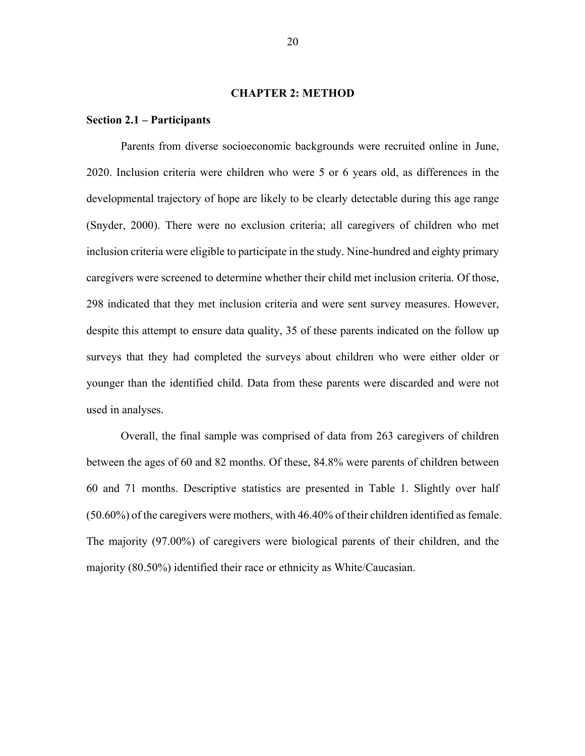# CHAPTER 2: METHOD

## Section 2.1 – Participants

Parents from diverse socioeconomic backgrounds were recruited online in June, 2020. Inclusion criteria were children who were 5 or 6 years old, as differences in the developmental trajectory of hope are likely to be clearly detectable during this age range (Snyder, 2000). There were no exclusion criteria; all caregivers of children who met inclusion criteria were eligible to participate in the study. Nine-hundred and eighty primary caregivers were screened to determine whether their child met inclusion criteria. Of those, 298 indicated that they met inclusion criteria and were sent survey measures. However, despite this attempt to ensure data quality, 35 of these parents indicated on the follow up surveys that they had completed the surveys about children who were either older or younger than the identified child. Data from these parents were discarded and were not used in analyses.

Overall, the final sample was comprised of data from 263 caregivers of children between the ages of 60 and 82 months. Of these, 84.8% were parents of children between 60 and 71 months. Descriptive statistics are presented in Table 1. Slightly over half (50.60%) of the caregivers were mothers, with 46.40% of their children identified as female. The majority (97.00%) of caregivers were biological parents of their children, and the majority (80.50%) identified their race or ethnicity as White/Caucasian.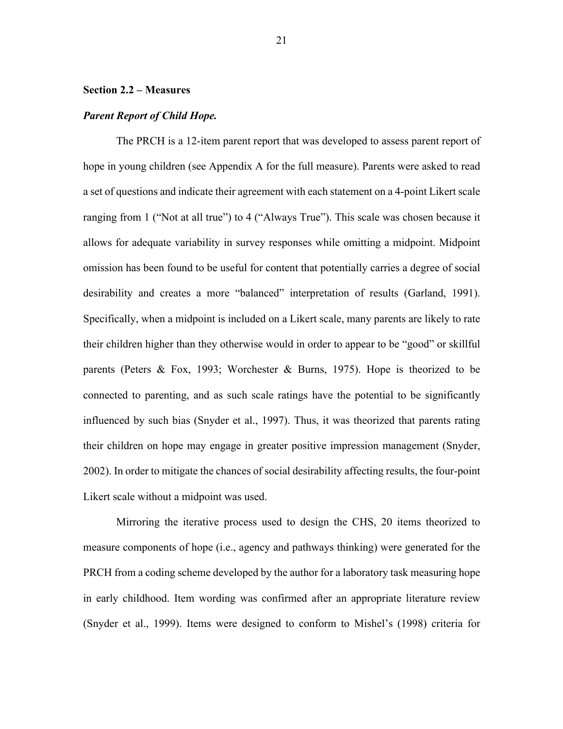## Section 2.2 – Measures

### *Parent Report of Child Hope.*

The PRCH is a 12-item parent report that was developed to assess parent report of hope in young children (see Appendix A for the full measure). Parents were asked to read a set of questions and indicate their agreement with each statement on a 4-point Likert scale ranging from 1 ("Not at all true") to 4 ("Always True"). This scale was chosen because it allows for adequate variability in survey responses while omitting a midpoint. Midpoint omission has been found to be useful for content that potentially carries a degree of social desirability and creates a more "balanced" interpretation of results (Garland, 1991). Specifically, when a midpoint is included on a Likert scale, many parents are likely to rate their children higher than they otherwise would in order to appear to be "good" or skillful parents (Peters & Fox, 1993; Worchester & Burns, 1975). Hope is theorized to be connected to parenting, and as such scale ratings have the potential to be significantly influenced by such bias (Snyder et al., 1997). Thus, it was theorized that parents rating their children on hope may engage in greater positive impression management (Snyder, 2002). In order to mitigate the chances of social desirability affecting results, the four-point Likert scale without a midpoint was used.

Mirroring the iterative process used to design the CHS, 20 items theorized to measure components of hope (i.e., agency and pathways thinking) were generated for the PRCH from a coding scheme developed by the author for a laboratory task measuring hope in early childhood. Item wording was confirmed after an appropriate literature review (Snyder et al., 1999). Items were designed to conform to Mishel's (1998) criteria for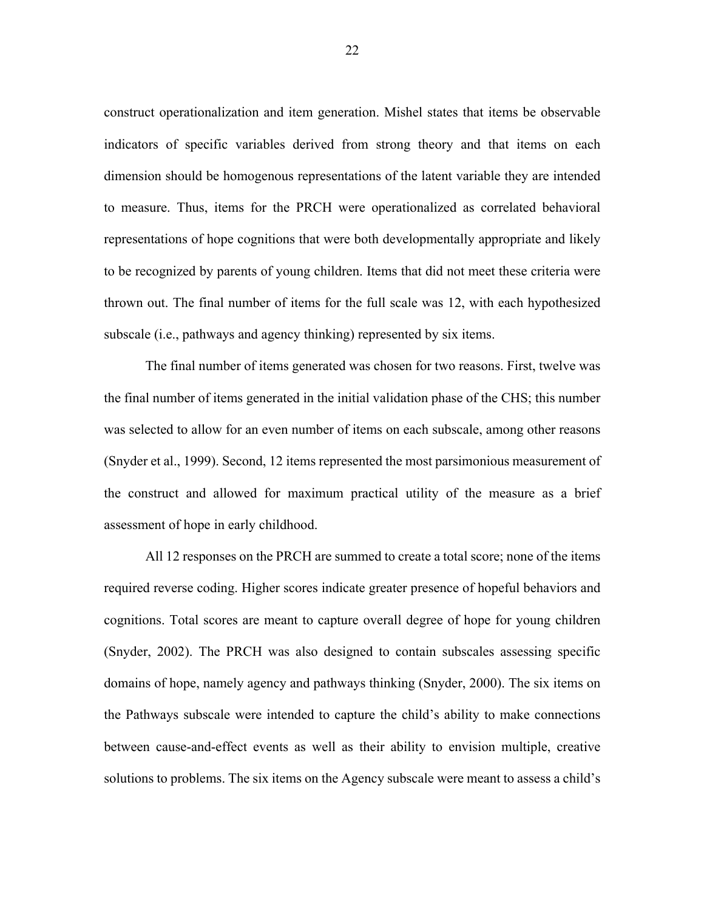construct operationalization and item generation. Mishel states that items be observable indicators of specific variables derived from strong theory and that items on each dimension should be homogenous representations of the latent variable they are intended to measure. Thus, items for the PRCH were operationalized as correlated behavioral representations of hope cognitions that were both developmentally appropriate and likely to be recognized by parents of young children. Items that did not meet these criteria were thrown out. The final number of items for the full scale was 12, with each hypothesized subscale (i.e., pathways and agency thinking) represented by six items.

The final number of items generated was chosen for two reasons. First, twelve was the final number of items generated in the initial validation phase of the CHS; this number was selected to allow for an even number of items on each subscale, among other reasons (Snyder et al., 1999). Second, 12 items represented the most parsimonious measurement of the construct and allowed for maximum practical utility of the measure as a brief assessment of hope in early childhood.

All 12 responses on the PRCH are summed to create a total score; none of the items required reverse coding. Higher scores indicate greater presence of hopeful behaviors and cognitions. Total scores are meant to capture overall degree of hope for young children (Snyder, 2002). The PRCH was also designed to contain subscales assessing specific domains of hope, namely agency and pathways thinking (Snyder, 2000). The six items on the Pathways subscale were intended to capture the child's ability to make connections between cause-and-effect events as well as their ability to envision multiple, creative solutions to problems. The six items on the Agency subscale were meant to assess a child's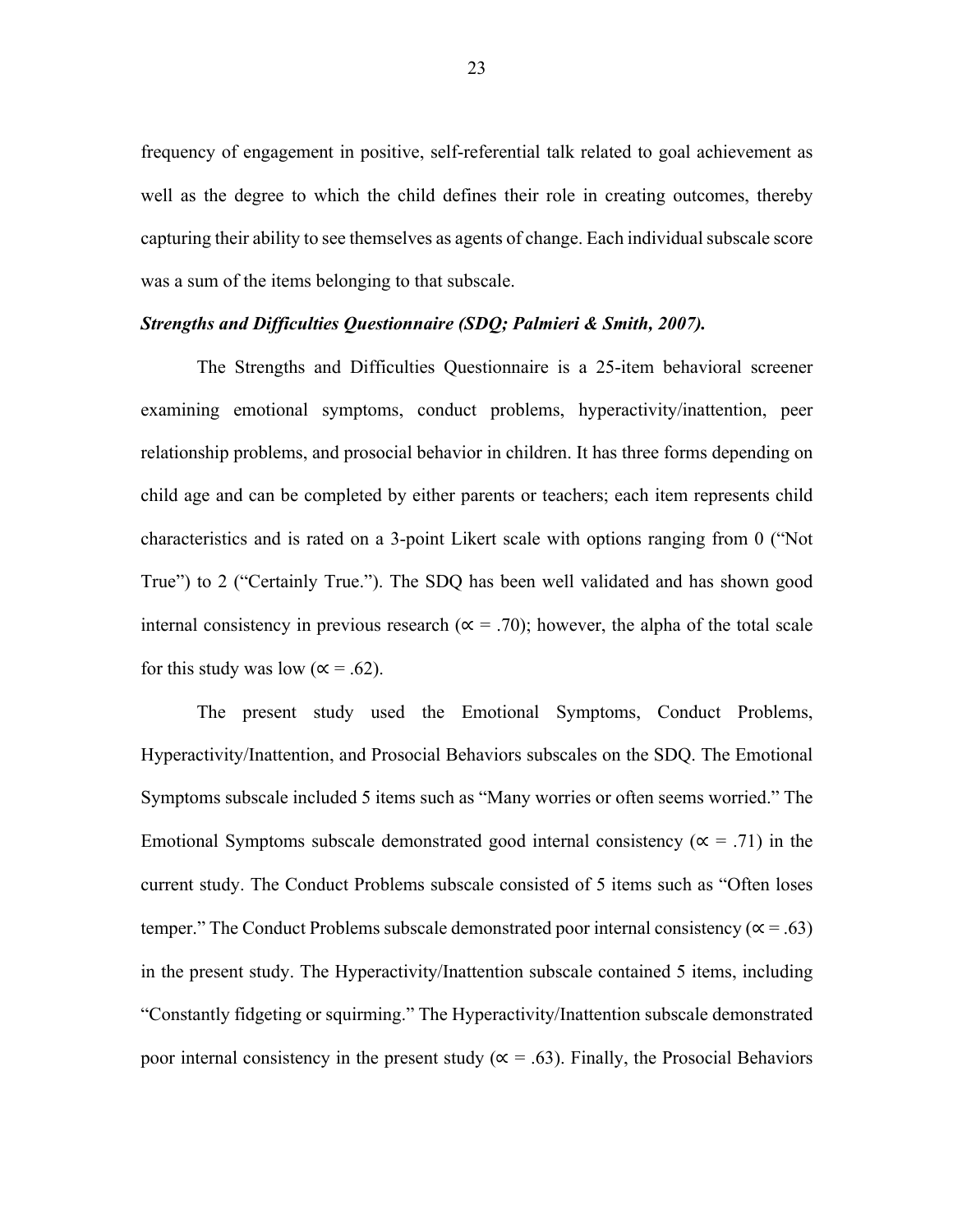frequency of engagement in positive, self-referential talk related to goal achievement as well as the degree to which the child defines their role in creating outcomes, thereby capturing their ability to see themselves as agents of change. Each individual subscale score was a sum of the items belonging to that subscale.

***Strengths and Difficulties Questionnaire (SDQ; Palmieri & Smith, 2007).***

The Strengths and Difficulties Questionnaire is a 25-item behavioral screener examining emotional symptoms, conduct problems, hyperactivity/inattention, peer relationship problems, and prosocial behavior in children. It has three forms depending on child age and can be completed by either parents or teachers; each item represents child characteristics and is rated on a 3-point Likert scale with options ranging from 0 ("Not True") to 2 ("Certainly True."). The SDQ has been well validated and has shown good internal consistency in previous research ($\propto = .70$); however, the alpha of the total scale for this study was low ($\propto = .62$).

The present study used the Emotional Symptoms, Conduct Problems, Hyperactivity/Inattention, and Prosocial Behaviors subscales on the SDQ. The Emotional Symptoms subscale included 5 items such as "Many worries or often seems worried." The Emotional Symptoms subscale demonstrated good internal consistency ($\propto = .71$) in the current study. The Conduct Problems subscale consisted of 5 items such as "Often loses temper." The Conduct Problems subscale demonstrated poor internal consistency ($\propto = .63$) in the present study. The Hyperactivity/Inattention subscale contained 5 items, including "Constantly fidgeting or squirming." The Hyperactivity/Inattention subscale demonstrated poor internal consistency in the present study ($\propto = .63$). Finally, the Prosocial Behaviors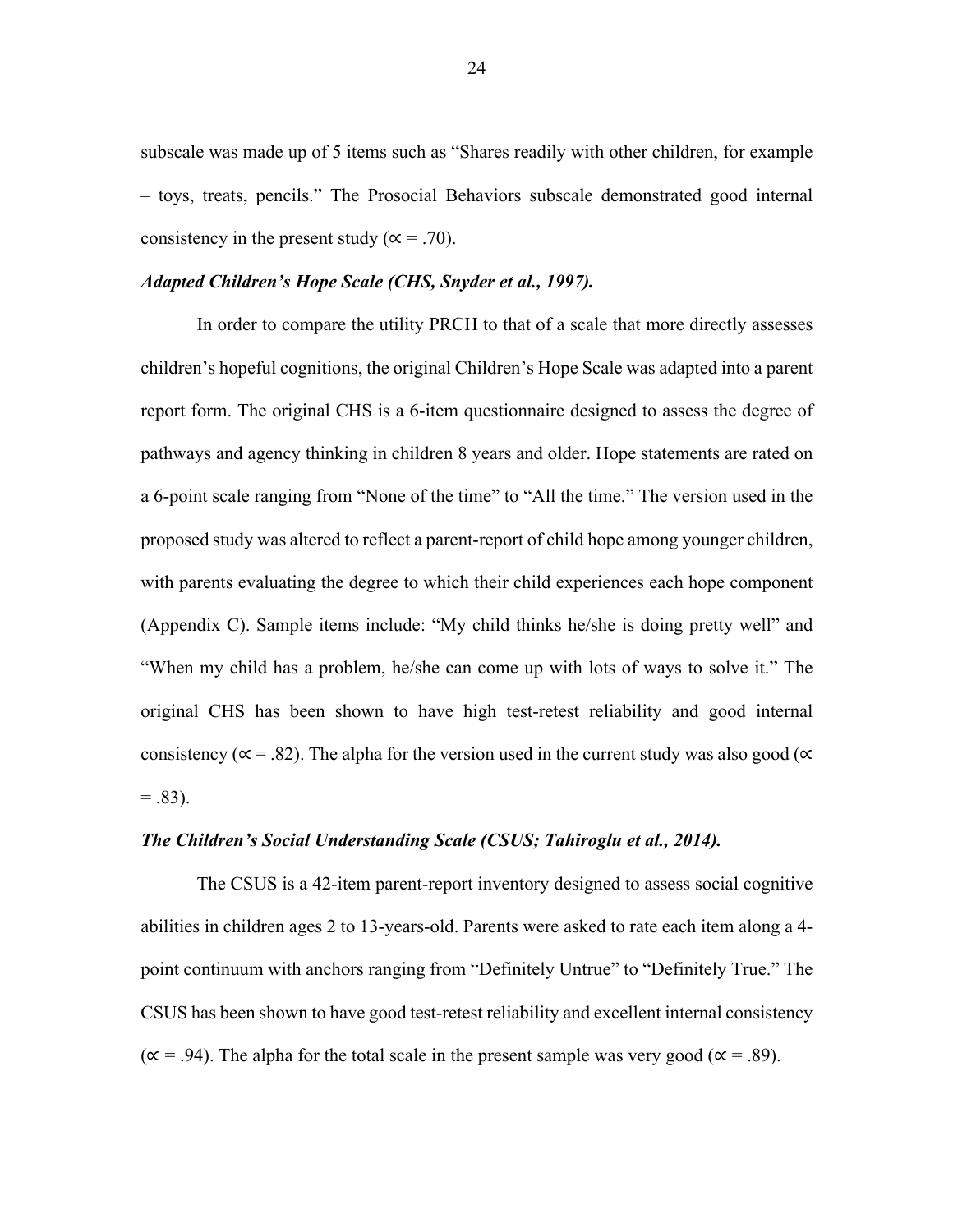subscale was made up of 5 items such as "Shares readily with other children, for example – toys, treats, pencils." The Prosocial Behaviors subscale demonstrated good internal consistency in the present study (∝ = .70).

***Adapted Children's Hope Scale (CHS, Snyder et al., 1997).***

In order to compare the utility PRCH to that of a scale that more directly assesses children's hopeful cognitions, the original Children's Hope Scale was adapted into a parent report form. The original CHS is a 6-item questionnaire designed to assess the degree of pathways and agency thinking in children 8 years and older. Hope statements are rated on a 6-point scale ranging from "None of the time" to "All the time." The version used in the proposed study was altered to reflect a parent-report of child hope among younger children, with parents evaluating the degree to which their child experiences each hope component (Appendix C). Sample items include: "My child thinks he/she is doing pretty well" and "When my child has a problem, he/she can come up with lots of ways to solve it." The original CHS has been shown to have high test-retest reliability and good internal consistency (∝ = .82). The alpha for the version used in the current study was also good (∝ = .83).

***The Children's Social Understanding Scale (CSUS; Tahiroglu et al., 2014).***

The CSUS is a 42-item parent-report inventory designed to assess social cognitive abilities in children ages 2 to 13-years-old. Parents were asked to rate each item along a 4-point continuum with anchors ranging from "Definitely Untrue" to "Definitely True." The CSUS has been shown to have good test-retest reliability and excellent internal consistency (∝ = .94). The alpha for the total scale in the present sample was very good (∝ = .89).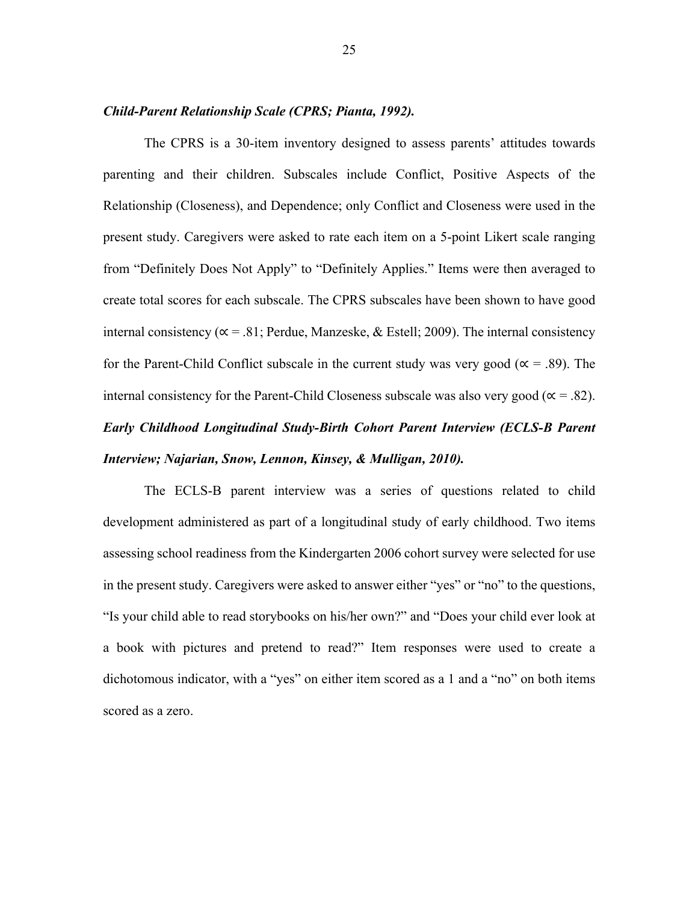***Child-Parent Relationship Scale (CPRS; Pianta, 1992).***

The CPRS is a 30-item inventory designed to assess parents' attitudes towards parenting and their children. Subscales include Conflict, Positive Aspects of the Relationship (Closeness), and Dependence; only Conflict and Closeness were used in the present study. Caregivers were asked to rate each item on a 5-point Likert scale ranging from "Definitely Does Not Apply" to "Definitely Applies." Items were then averaged to create total scores for each subscale. The CPRS subscales have been shown to have good internal consistency ($\propto$ = .81; Perdue, Manzeske, & Estell; 2009). The internal consistency for the Parent-Child Conflict subscale in the current study was very good ($\propto$ = .89). The internal consistency for the Parent-Child Closeness subscale was also very good ($\propto$ = .82).

***Early Childhood Longitudinal Study-Birth Cohort Parent Interview (ECLS-B Parent Interview; Najarian, Snow, Lennon, Kinsey, & Mulligan, 2010).***

The ECLS-B parent interview was a series of questions related to child development administered as part of a longitudinal study of early childhood. Two items assessing school readiness from the Kindergarten 2006 cohort survey were selected for use in the present study. Caregivers were asked to answer either "yes" or "no" to the questions, "Is your child able to read storybooks on his/her own?" and "Does your child ever look at a book with pictures and pretend to read?" Item responses were used to create a dichotomous indicator, with a "yes" on either item scored as a 1 and a "no" on both items scored as a zero.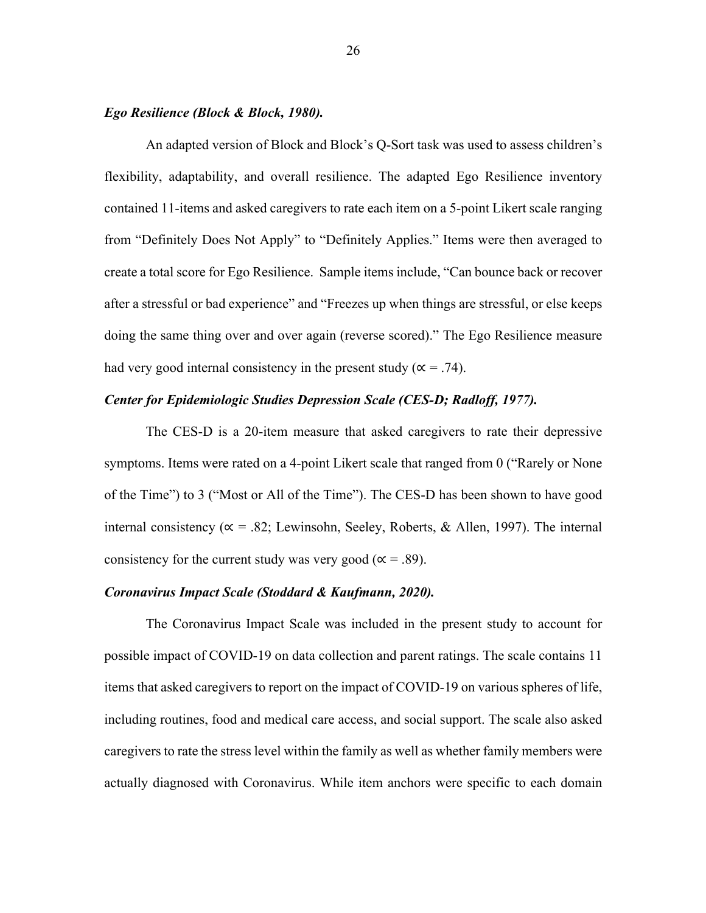***Ego Resilience (Block & Block, 1980).***

An adapted version of Block and Block's Q-Sort task was used to assess children's flexibility, adaptability, and overall resilience. The adapted Ego Resilience inventory contained 11-items and asked caregivers to rate each item on a 5-point Likert scale ranging from "Definitely Does Not Apply" to "Definitely Applies." Items were then averaged to create a total score for Ego Resilience. Sample items include, "Can bounce back or recover after a stressful or bad experience" and "Freezes up when things are stressful, or else keeps doing the same thing over and over again (reverse scored)." The Ego Resilience measure had very good internal consistency in the present study ($\propto = .74$).

***Center for Epidemiologic Studies Depression Scale (CES-D; Radloff, 1977).***

The CES-D is a 20-item measure that asked caregivers to rate their depressive symptoms. Items were rated on a 4-point Likert scale that ranged from 0 ("Rarely or None of the Time") to 3 ("Most or All of the Time"). The CES-D has been shown to have good internal consistency ($\propto = .82$; Lewinsohn, Seeley, Roberts, & Allen, 1997). The internal consistency for the current study was very good ($\propto = .89$).

***Coronavirus Impact Scale (Stoddard & Kaufmann, 2020).***

The Coronavirus Impact Scale was included in the present study to account for possible impact of COVID-19 on data collection and parent ratings. The scale contains 11 items that asked caregivers to report on the impact of COVID-19 on various spheres of life, including routines, food and medical care access, and social support. The scale also asked caregivers to rate the stress level within the family as well as whether family members were actually diagnosed with Coronavirus. While item anchors were specific to each domain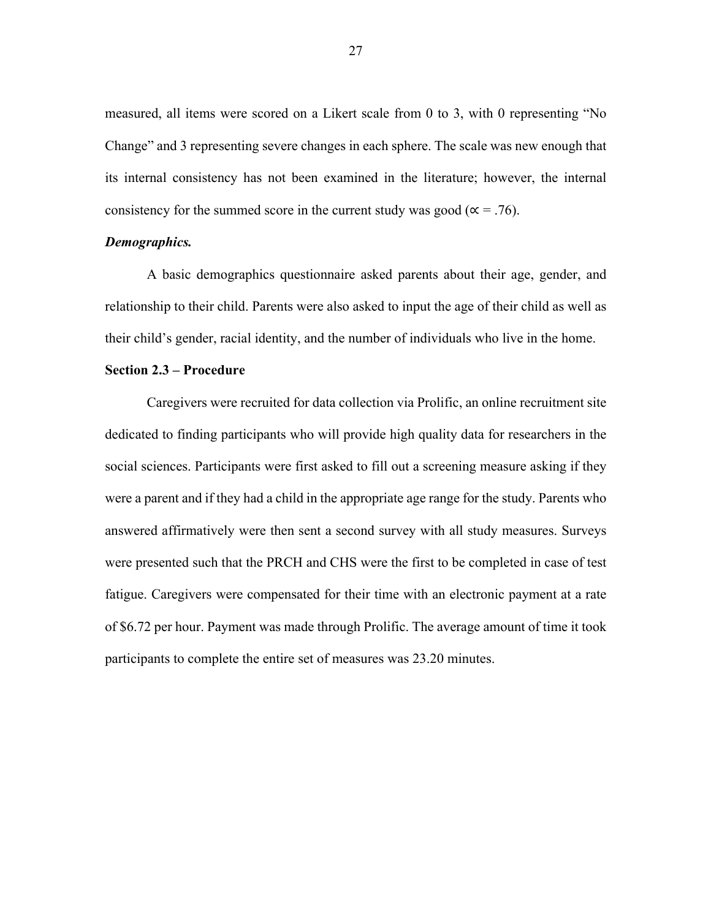measured, all items were scored on a Likert scale from 0 to 3, with 0 representing "No Change" and 3 representing severe changes in each sphere. The scale was new enough that its internal consistency has not been examined in the literature; however, the internal consistency for the summed score in the current study was good (∝ = .76).

***Demographics.***

A basic demographics questionnaire asked parents about their age, gender, and relationship to their child. Parents were also asked to input the age of their child as well as their child's gender, racial identity, and the number of individuals who live in the home.

**Section 2.3 – Procedure**

Caregivers were recruited for data collection via Prolific, an online recruitment site dedicated to finding participants who will provide high quality data for researchers in the social sciences. Participants were first asked to fill out a screening measure asking if they were a parent and if they had a child in the appropriate age range for the study. Parents who answered affirmatively were then sent a second survey with all study measures. Surveys were presented such that the PRCH and CHS were the first to be completed in case of test fatigue. Caregivers were compensated for their time with an electronic payment at a rate of $6.72 per hour. Payment was made through Prolific. The average amount of time it took participants to complete the entire set of measures was 23.20 minutes.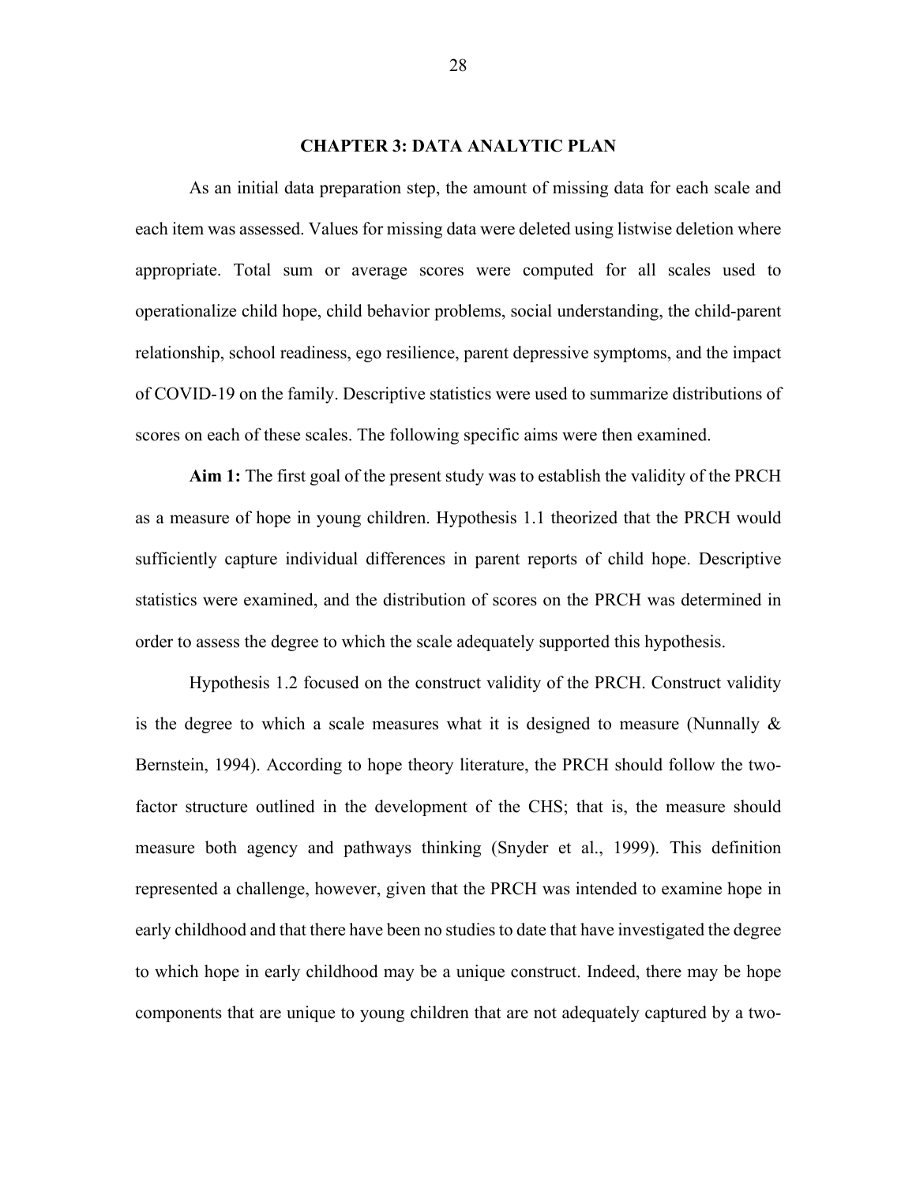# CHAPTER 3: DATA ANALYTIC PLAN

As an initial data preparation step, the amount of missing data for each scale and each item was assessed. Values for missing data were deleted using listwise deletion where appropriate. Total sum or average scores were computed for all scales used to operationalize child hope, child behavior problems, social understanding, the child-parent relationship, school readiness, ego resilience, parent depressive symptoms, and the impact of COVID-19 on the family. Descriptive statistics were used to summarize distributions of scores on each of these scales. The following specific aims were then examined.

**Aim 1:** The first goal of the present study was to establish the validity of the PRCH as a measure of hope in young children. Hypothesis 1.1 theorized that the PRCH would sufficiently capture individual differences in parent reports of child hope. Descriptive statistics were examined, and the distribution of scores on the PRCH was determined in order to assess the degree to which the scale adequately supported this hypothesis.

Hypothesis 1.2 focused on the construct validity of the PRCH. Construct validity is the degree to which a scale measures what it is designed to measure (Nunnally & Bernstein, 1994). According to hope theory literature, the PRCH should follow the two-factor structure outlined in the development of the CHS; that is, the measure should measure both agency and pathways thinking (Snyder et al., 1999). This definition represented a challenge, however, given that the PRCH was intended to examine hope in early childhood and that there have been no studies to date that have investigated the degree to which hope in early childhood may be a unique construct. Indeed, there may be hope components that are unique to young children that are not adequately captured by a two-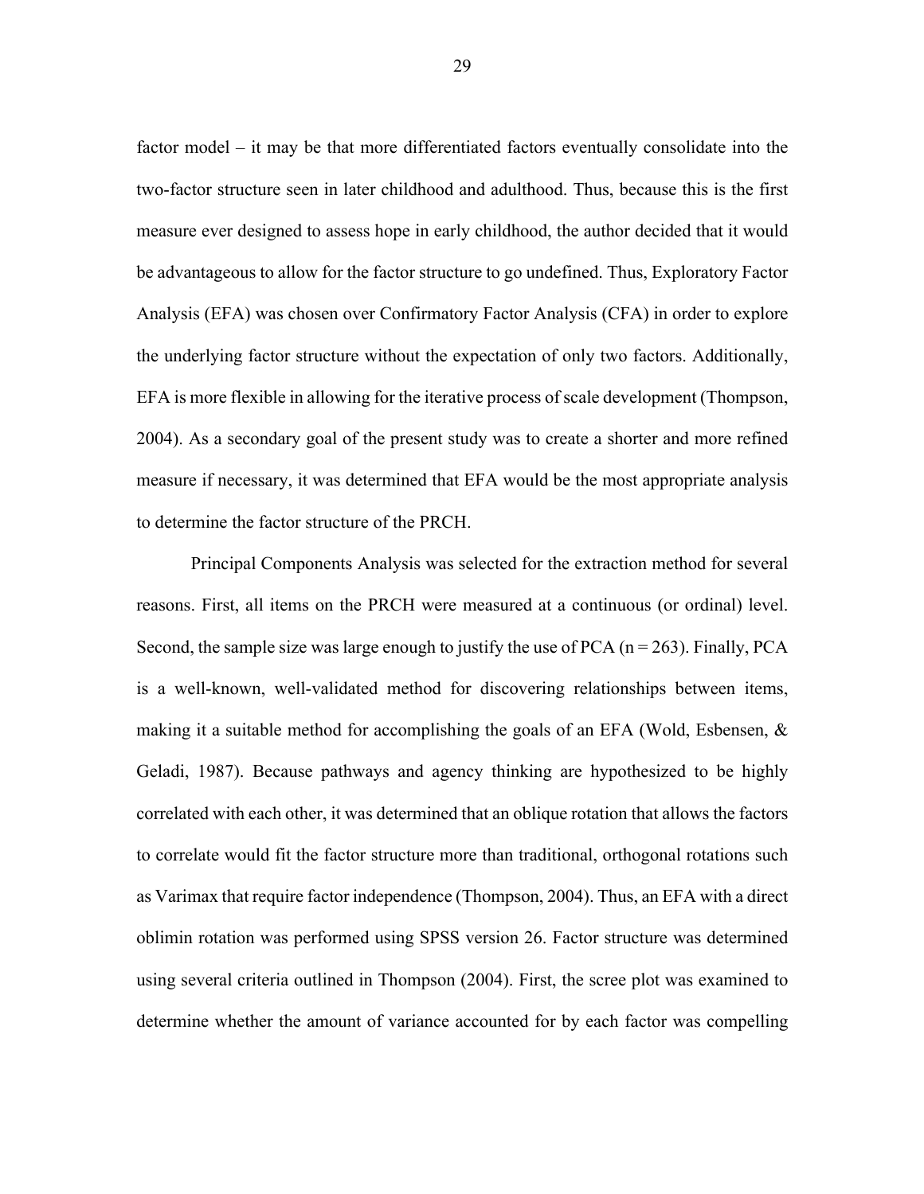factor model – it may be that more differentiated factors eventually consolidate into the two-factor structure seen in later childhood and adulthood. Thus, because this is the first measure ever designed to assess hope in early childhood, the author decided that it would be advantageous to allow for the factor structure to go undefined. Thus, Exploratory Factor Analysis (EFA) was chosen over Confirmatory Factor Analysis (CFA) in order to explore the underlying factor structure without the expectation of only two factors. Additionally, EFA is more flexible in allowing for the iterative process of scale development (Thompson, 2004). As a secondary goal of the present study was to create a shorter and more refined measure if necessary, it was determined that EFA would be the most appropriate analysis to determine the factor structure of the PRCH.

Principal Components Analysis was selected for the extraction method for several reasons. First, all items on the PRCH were measured at a continuous (or ordinal) level. Second, the sample size was large enough to justify the use of PCA ($n = 263$). Finally, PCA is a well-known, well-validated method for discovering relationships between items, making it a suitable method for accomplishing the goals of an EFA (Wold, Esbensen, & Geladi, 1987). Because pathways and agency thinking are hypothesized to be highly correlated with each other, it was determined that an oblique rotation that allows the factors to correlate would fit the factor structure more than traditional, orthogonal rotations such as Varimax that require factor independence (Thompson, 2004). Thus, an EFA with a direct oblimin rotation was performed using SPSS version 26. Factor structure was determined using several criteria outlined in Thompson (2004). First, the scree plot was examined to determine whether the amount of variance accounted for by each factor was compelling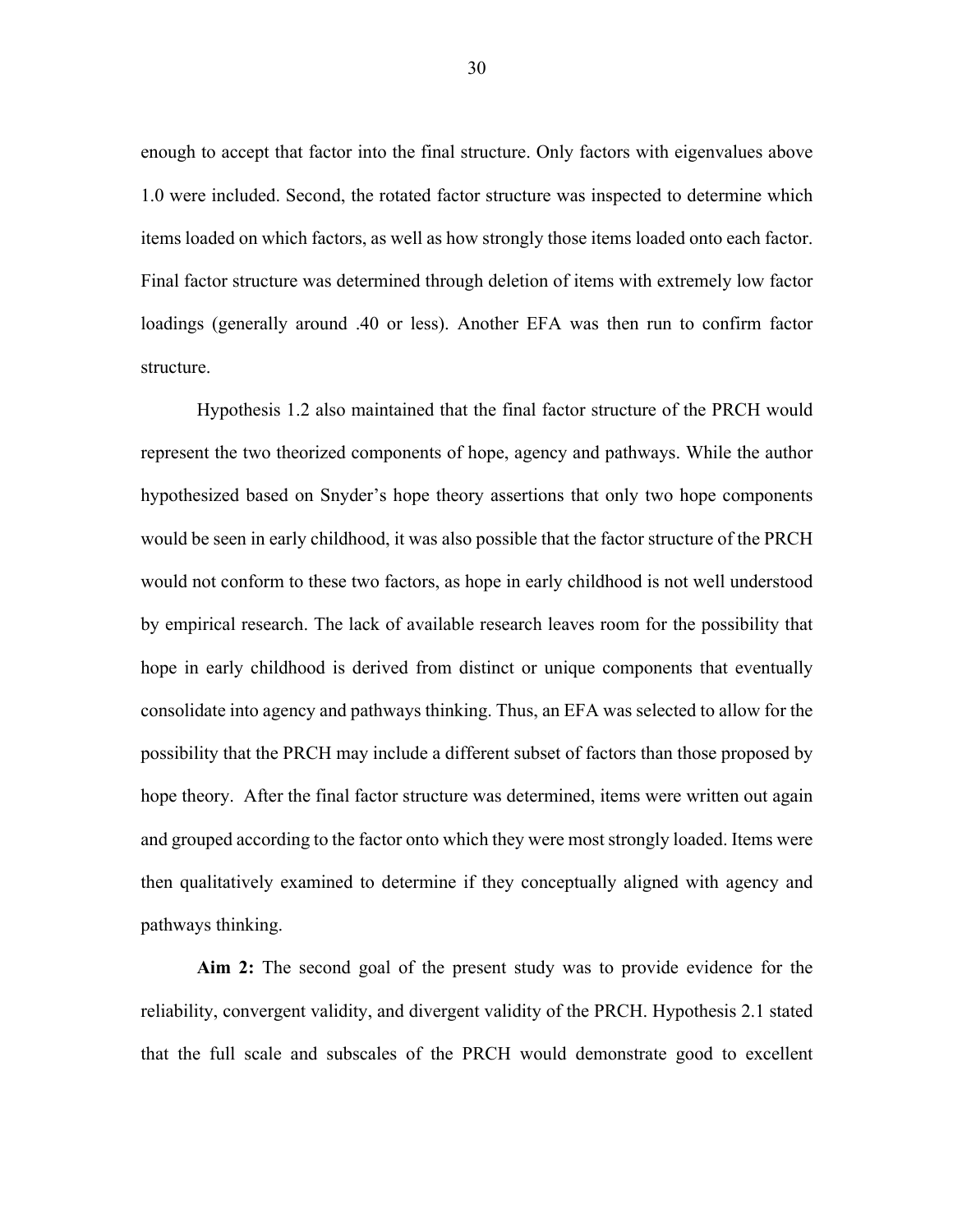enough to accept that factor into the final structure. Only factors with eigenvalues above 1.0 were included. Second, the rotated factor structure was inspected to determine which items loaded on which factors, as well as how strongly those items loaded onto each factor. Final factor structure was determined through deletion of items with extremely low factor loadings (generally around .40 or less). Another EFA was then run to confirm factor structure.

Hypothesis 1.2 also maintained that the final factor structure of the PRCH would represent the two theorized components of hope, agency and pathways. While the author hypothesized based on Snyder's hope theory assertions that only two hope components would be seen in early childhood, it was also possible that the factor structure of the PRCH would not conform to these two factors, as hope in early childhood is not well understood by empirical research. The lack of available research leaves room for the possibility that hope in early childhood is derived from distinct or unique components that eventually consolidate into agency and pathways thinking. Thus, an EFA was selected to allow for the possibility that the PRCH may include a different subset of factors than those proposed by hope theory. After the final factor structure was determined, items were written out again and grouped according to the factor onto which they were most strongly loaded. Items were then qualitatively examined to determine if they conceptually aligned with agency and pathways thinking.

**Aim 2:** The second goal of the present study was to provide evidence for the reliability, convergent validity, and divergent validity of the PRCH. Hypothesis 2.1 stated that the full scale and subscales of the PRCH would demonstrate good to excellent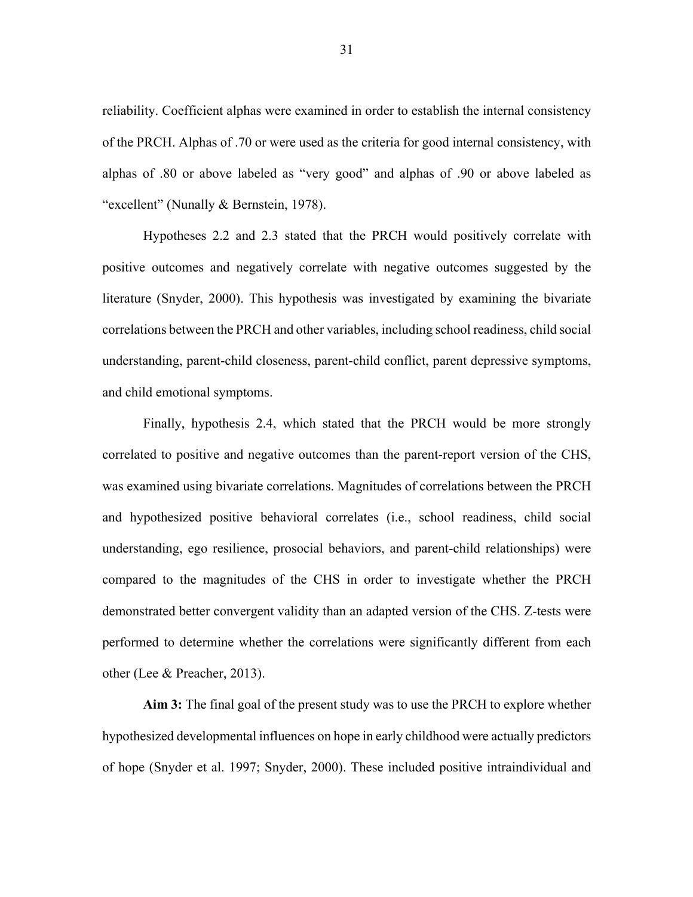reliability. Coefficient alphas were examined in order to establish the internal consistency of the PRCH. Alphas of .70 or were used as the criteria for good internal consistency, with alphas of .80 or above labeled as "very good" and alphas of .90 or above labeled as "excellent" (Nunally & Bernstein, 1978).

Hypotheses 2.2 and 2.3 stated that the PRCH would positively correlate with positive outcomes and negatively correlate with negative outcomes suggested by the literature (Snyder, 2000). This hypothesis was investigated by examining the bivariate correlations between the PRCH and other variables, including school readiness, child social understanding, parent-child closeness, parent-child conflict, parent depressive symptoms, and child emotional symptoms.

Finally, hypothesis 2.4, which stated that the PRCH would be more strongly correlated to positive and negative outcomes than the parent-report version of the CHS, was examined using bivariate correlations. Magnitudes of correlations between the PRCH and hypothesized positive behavioral correlates (i.e., school readiness, child social understanding, ego resilience, prosocial behaviors, and parent-child relationships) were compared to the magnitudes of the CHS in order to investigate whether the PRCH demonstrated better convergent validity than an adapted version of the CHS. Z-tests were performed to determine whether the correlations were significantly different from each other (Lee & Preacher, 2013).

**Aim 3:** The final goal of the present study was to use the PRCH to explore whether hypothesized developmental influences on hope in early childhood were actually predictors of hope (Snyder et al. 1997; Snyder, 2000). These included positive intraindividual and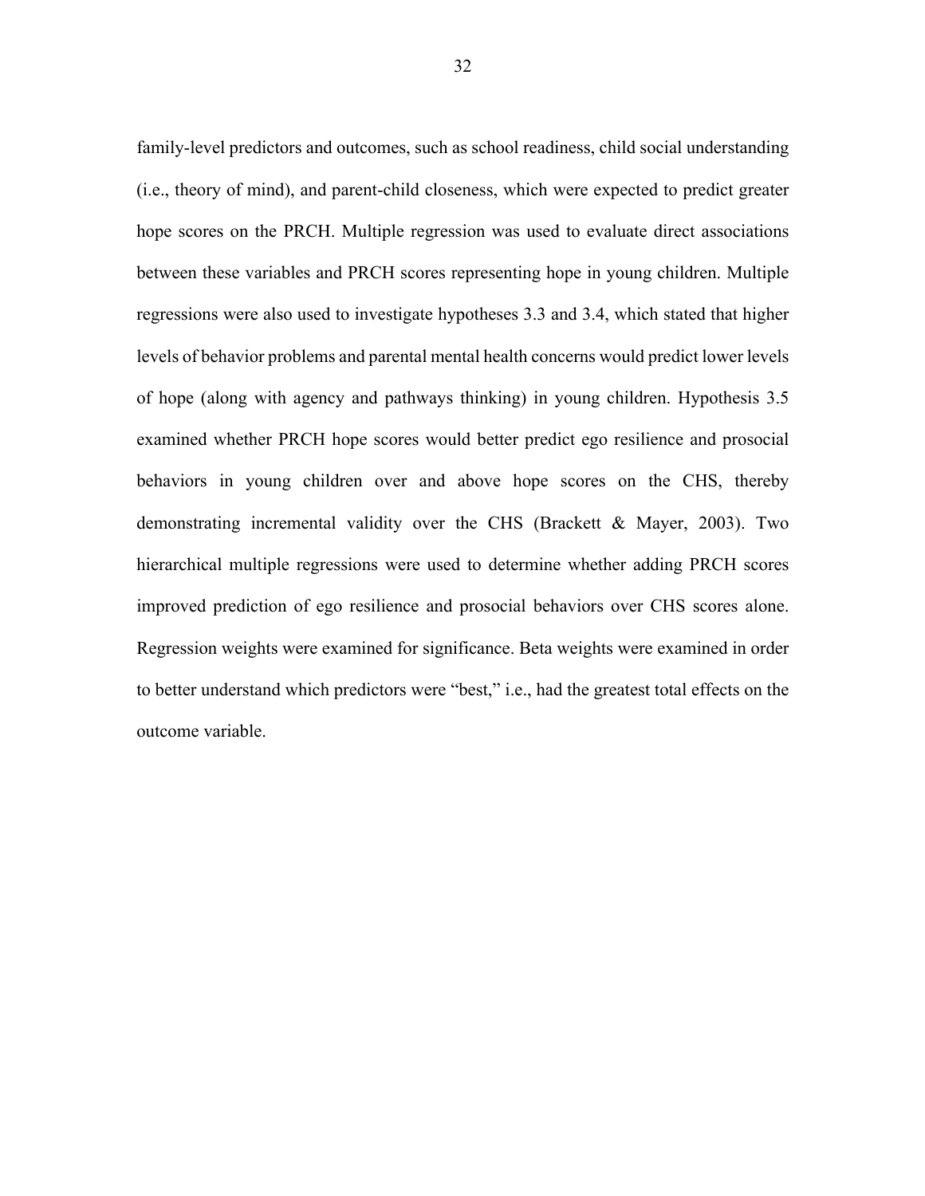family-level predictors and outcomes, such as school readiness, child social understanding (i.e., theory of mind), and parent-child closeness, which were expected to predict greater hope scores on the PRCH. Multiple regression was used to evaluate direct associations between these variables and PRCH scores representing hope in young children. Multiple regressions were also used to investigate hypotheses 3.3 and 3.4, which stated that higher levels of behavior problems and parental mental health concerns would predict lower levels of hope (along with agency and pathways thinking) in young children. Hypothesis 3.5 examined whether PRCH hope scores would better predict ego resilience and prosocial behaviors in young children over and above hope scores on the CHS, thereby demonstrating incremental validity over the CHS (Brackett & Mayer, 2003). Two hierarchical multiple regressions were used to determine whether adding PRCH scores improved prediction of ego resilience and prosocial behaviors over CHS scores alone. Regression weights were examined for significance. Beta weights were examined in order to better understand which predictors were "best," i.e., had the greatest total effects on the outcome variable.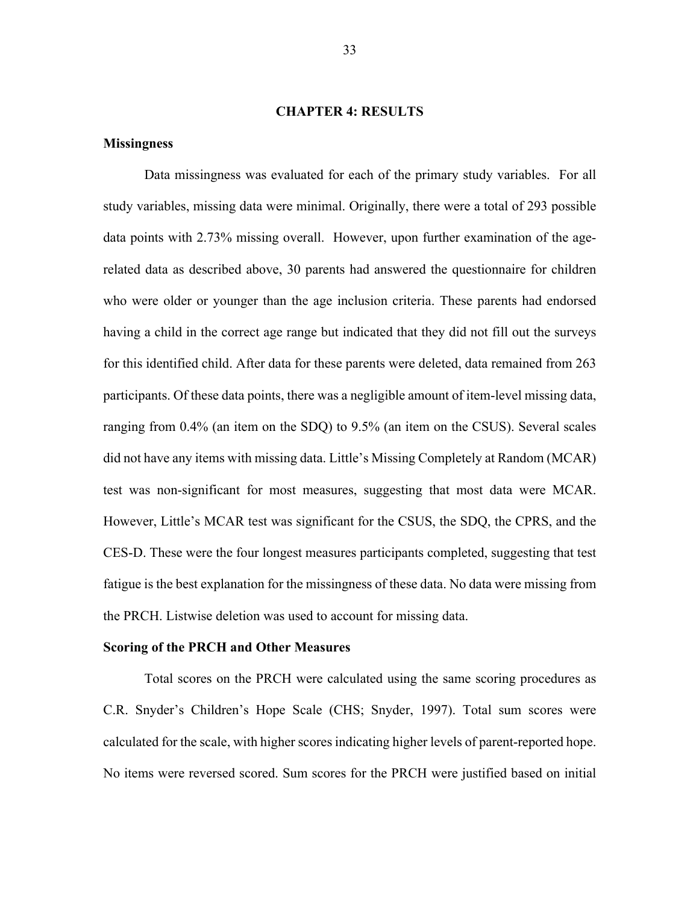# CHAPTER 4: RESULTS

## Missingness

Data missingness was evaluated for each of the primary study variables. For all study variables, missing data were minimal. Originally, there were a total of 293 possible data points with 2.73% missing overall. However, upon further examination of the age-related data as described above, 30 parents had answered the questionnaire for children who were older or younger than the age inclusion criteria. These parents had endorsed having a child in the correct age range but indicated that they did not fill out the surveys for this identified child. After data for these parents were deleted, data remained from 263 participants. Of these data points, there was a negligible amount of item-level missing data, ranging from 0.4% (an item on the SDQ) to 9.5% (an item on the CSUS). Several scales did not have any items with missing data. Little's Missing Completely at Random (MCAR) test was non-significant for most measures, suggesting that most data were MCAR. However, Little's MCAR test was significant for the CSUS, the SDQ, the CPRS, and the CES-D. These were the four longest measures participants completed, suggesting that test fatigue is the best explanation for the missingness of these data. No data were missing from the PRCH. Listwise deletion was used to account for missing data.

## Scoring of the PRCH and Other Measures

Total scores on the PRCH were calculated using the same scoring procedures as C.R. Snyder's Children's Hope Scale (CHS; Snyder, 1997). Total sum scores were calculated for the scale, with higher scores indicating higher levels of parent-reported hope. No items were reversed scored. Sum scores for the PRCH were justified based on initial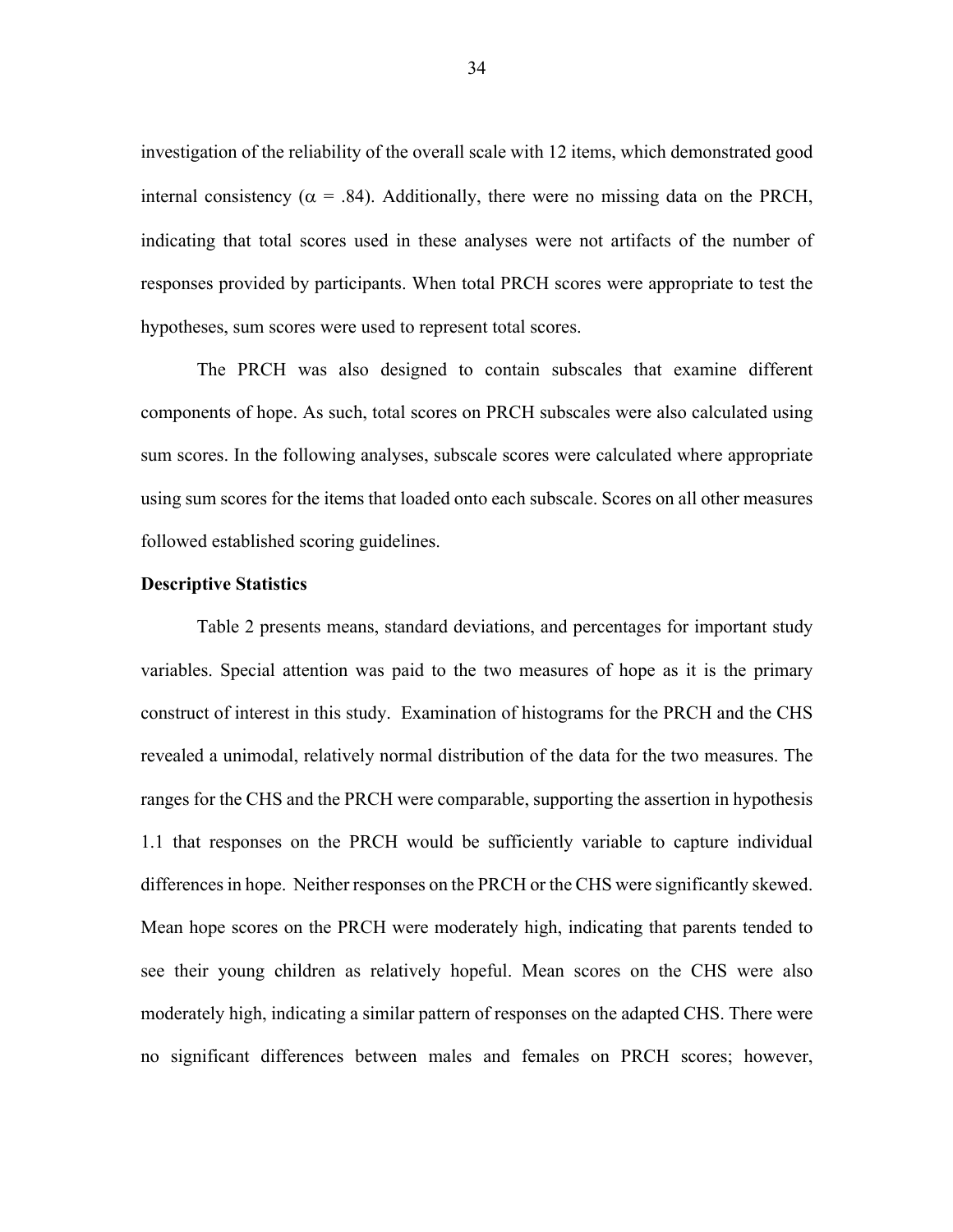investigation of the reliability of the overall scale with 12 items, which demonstrated good internal consistency ($\alpha$ = .84). Additionally, there were no missing data on the PRCH, indicating that total scores used in these analyses were not artifacts of the number of responses provided by participants. When total PRCH scores were appropriate to test the hypotheses, sum scores were used to represent total scores.

The PRCH was also designed to contain subscales that examine different components of hope. As such, total scores on PRCH subscales were also calculated using sum scores. In the following analyses, subscale scores were calculated where appropriate using sum scores for the items that loaded onto each subscale. Scores on all other measures followed established scoring guidelines.

**Descriptive Statistics**

Table 2 presents means, standard deviations, and percentages for important study variables. Special attention was paid to the two measures of hope as it is the primary construct of interest in this study. Examination of histograms for the PRCH and the CHS revealed a unimodal, relatively normal distribution of the data for the two measures. The ranges for the CHS and the PRCH were comparable, supporting the assertion in hypothesis 1.1 that responses on the PRCH would be sufficiently variable to capture individual differences in hope. Neither responses on the PRCH or the CHS were significantly skewed. Mean hope scores on the PRCH were moderately high, indicating that parents tended to see their young children as relatively hopeful. Mean scores on the CHS were also moderately high, indicating a similar pattern of responses on the adapted CHS. There were no significant differences between males and females on PRCH scores; however,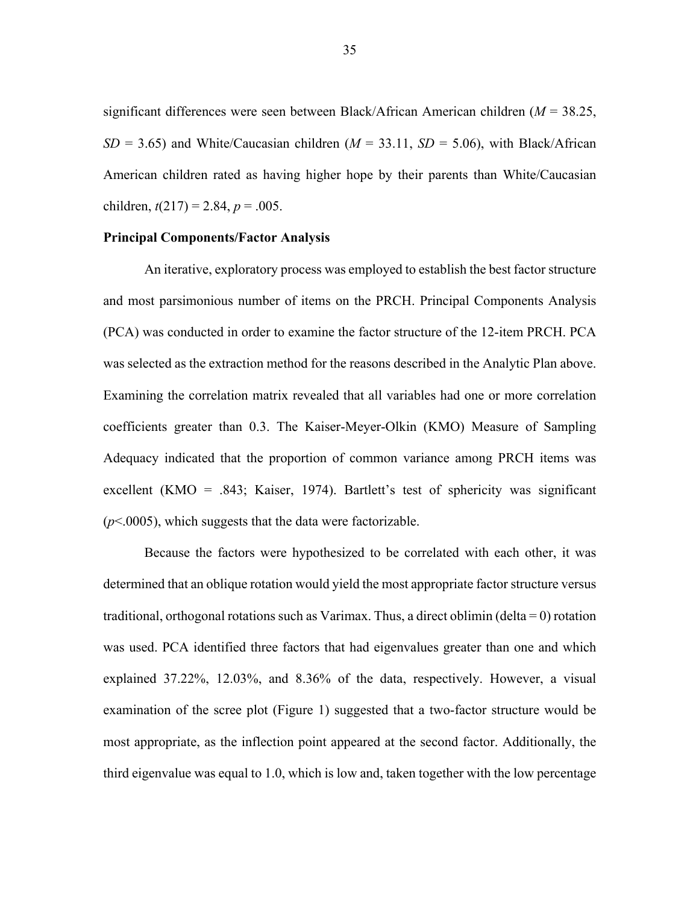significant differences were seen between Black/African American children (*M* = 38.25, *SD* = 3.65) and White/Caucasian children (*M* = 33.11, *SD* = 5.06), with Black/African American children rated as having higher hope by their parents than White/Caucasian children, $t(217) = 2.84$, $p = .005$.

**Principal Components/Factor Analysis**

An iterative, exploratory process was employed to establish the best factor structure and most parsimonious number of items on the PRCH. Principal Components Analysis (PCA) was conducted in order to examine the factor structure of the 12-item PRCH. PCA was selected as the extraction method for the reasons described in the Analytic Plan above. Examining the correlation matrix revealed that all variables had one or more correlation coefficients greater than 0.3. The Kaiser-Meyer-Olkin (KMO) Measure of Sampling Adequacy indicated that the proportion of common variance among PRCH items was excellent (KMO = .843; Kaiser, 1974). Bartlett's test of sphericity was significant ($p<.0005$), which suggests that the data were factorizable.

Because the factors were hypothesized to be correlated with each other, it was determined that an oblique rotation would yield the most appropriate factor structure versus traditional, orthogonal rotations such as Varimax. Thus, a direct oblimin (delta = 0) rotation was used. PCA identified three factors that had eigenvalues greater than one and which explained 37.22%, 12.03%, and 8.36% of the data, respectively. However, a visual examination of the scree plot (Figure 1) suggested that a two-factor structure would be most appropriate, as the inflection point appeared at the second factor. Additionally, the third eigenvalue was equal to 1.0, which is low and, taken together with the low percentage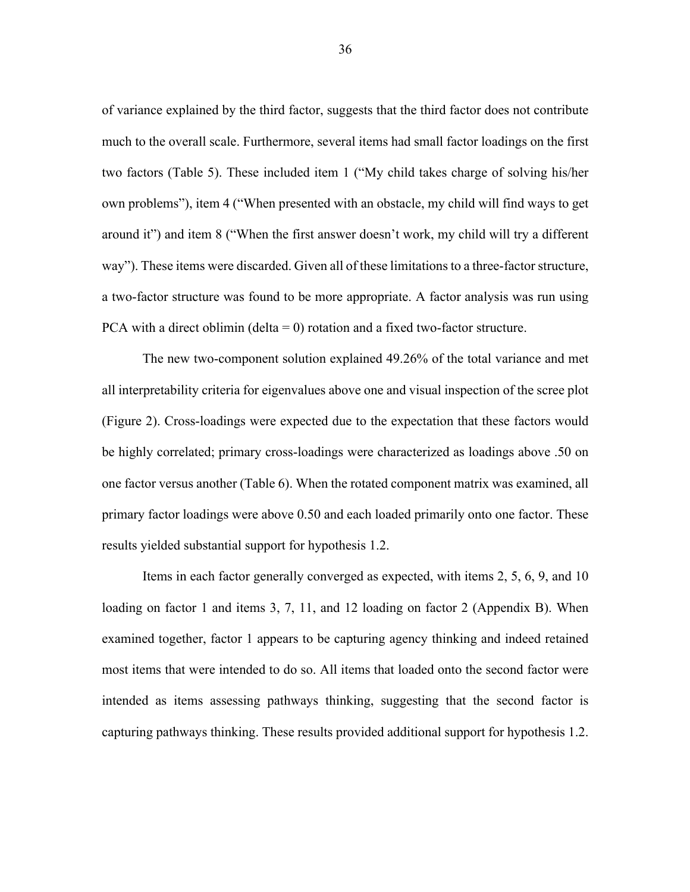of variance explained by the third factor, suggests that the third factor does not contribute much to the overall scale. Furthermore, several items had small factor loadings on the first two factors (Table 5). These included item 1 (“My child takes charge of solving his/her own problems”), item 4 (“When presented with an obstacle, my child will find ways to get around it”) and item 8 (“When the first answer doesn’t work, my child will try a different way”). These items were discarded. Given all of these limitations to a three-factor structure, a two-factor structure was found to be more appropriate. A factor analysis was run using PCA with a direct oblimin (delta = 0) rotation and a fixed two-factor structure.

The new two-component solution explained 49.26% of the total variance and met all interpretability criteria for eigenvalues above one and visual inspection of the scree plot (Figure 2). Cross-loadings were expected due to the expectation that these factors would be highly correlated; primary cross-loadings were characterized as loadings above .50 on one factor versus another (Table 6). When the rotated component matrix was examined, all primary factor loadings were above 0.50 and each loaded primarily onto one factor. These results yielded substantial support for hypothesis 1.2.

Items in each factor generally converged as expected, with items 2, 5, 6, 9, and 10 loading on factor 1 and items 3, 7, 11, and 12 loading on factor 2 (Appendix B). When examined together, factor 1 appears to be capturing agency thinking and indeed retained most items that were intended to do so. All items that loaded onto the second factor were intended as items assessing pathways thinking, suggesting that the second factor is capturing pathways thinking. These results provided additional support for hypothesis 1.2.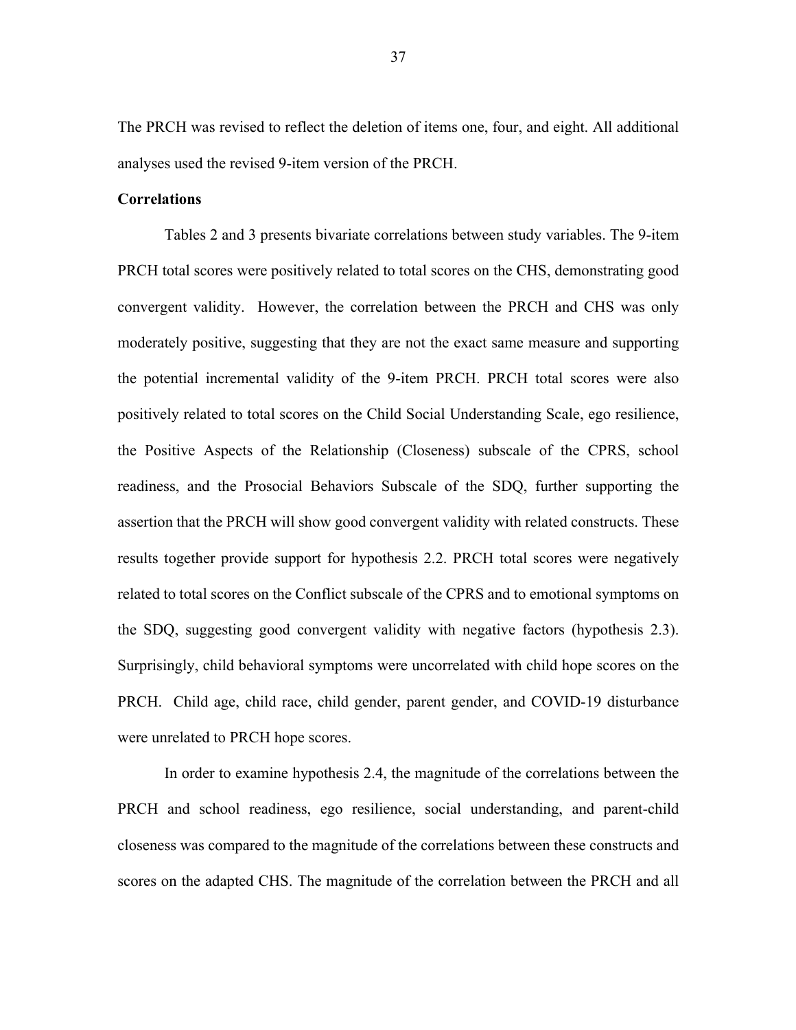The PRCH was revised to reflect the deletion of items one, four, and eight. All additional analyses used the revised 9-item version of the PRCH.

**Correlations**

Tables 2 and 3 presents bivariate correlations between study variables. The 9-item PRCH total scores were positively related to total scores on the CHS, demonstrating good convergent validity. However, the correlation between the PRCH and CHS was only moderately positive, suggesting that they are not the exact same measure and supporting the potential incremental validity of the 9-item PRCH. PRCH total scores were also positively related to total scores on the Child Social Understanding Scale, ego resilience, the Positive Aspects of the Relationship (Closeness) subscale of the CPRS, school readiness, and the Prosocial Behaviors Subscale of the SDQ, further supporting the assertion that the PRCH will show good convergent validity with related constructs. These results together provide support for hypothesis 2.2. PRCH total scores were negatively related to total scores on the Conflict subscale of the CPRS and to emotional symptoms on the SDQ, suggesting good convergent validity with negative factors (hypothesis 2.3). Surprisingly, child behavioral symptoms were uncorrelated with child hope scores on the PRCH. Child age, child race, child gender, parent gender, and COVID-19 disturbance were unrelated to PRCH hope scores.

In order to examine hypothesis 2.4, the magnitude of the correlations between the PRCH and school readiness, ego resilience, social understanding, and parent-child closeness was compared to the magnitude of the correlations between these constructs and scores on the adapted CHS. The magnitude of the correlation between the PRCH and all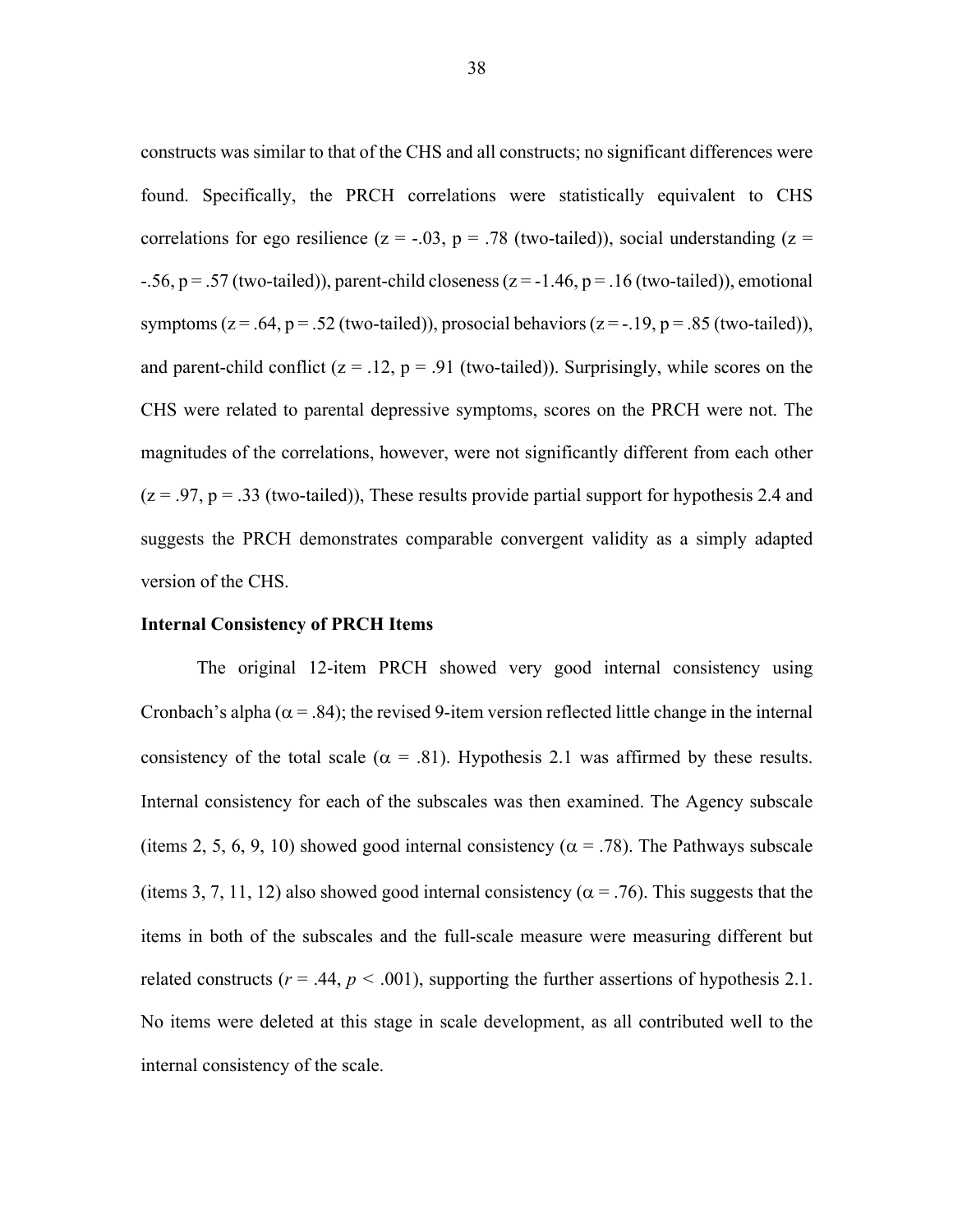constructs was similar to that of the CHS and all constructs; no significant differences were found. Specifically, the PRCH correlations were statistically equivalent to CHS correlations for ego resilience ($z = -.03$, $p = .78$ (two-tailed)), social understanding ($z = -.56$, $p = .57$ (two-tailed)), parent-child closeness ($z = -1.46$, $p = .16$ (two-tailed)), emotional symptoms ($z = .64$, $p = .52$ (two-tailed)), prosocial behaviors ($z = -.19$, $p = .85$ (two-tailed)), and parent-child conflict ($z = .12$, $p = .91$ (two-tailed)). Surprisingly, while scores on the CHS were related to parental depressive symptoms, scores on the PRCH were not. The magnitudes of the correlations, however, were not significantly different from each other ($z = .97$, $p = .33$ (two-tailed)), These results provide partial support for hypothesis 2.4 and suggests the PRCH demonstrates comparable convergent validity as a simply adapted version of the CHS.

**Internal Consistency of PRCH Items**

The original 12-item PRCH showed very good internal consistency using Cronbach's alpha ($\alpha = .84$); the revised 9-item version reflected little change in the internal consistency of the total scale ($\alpha = .81$). Hypothesis 2.1 was affirmed by these results. Internal consistency for each of the subscales was then examined. The Agency subscale (items 2, 5, 6, 9, 10) showed good internal consistency ($\alpha = .78$). The Pathways subscale (items 3, 7, 11, 12) also showed good internal consistency ($\alpha = .76$). This suggests that the items in both of the subscales and the full-scale measure were measuring different but related constructs ($r = .44$, $p < .001$), supporting the further assertions of hypothesis 2.1. No items were deleted at this stage in scale development, as all contributed well to the internal consistency of the scale.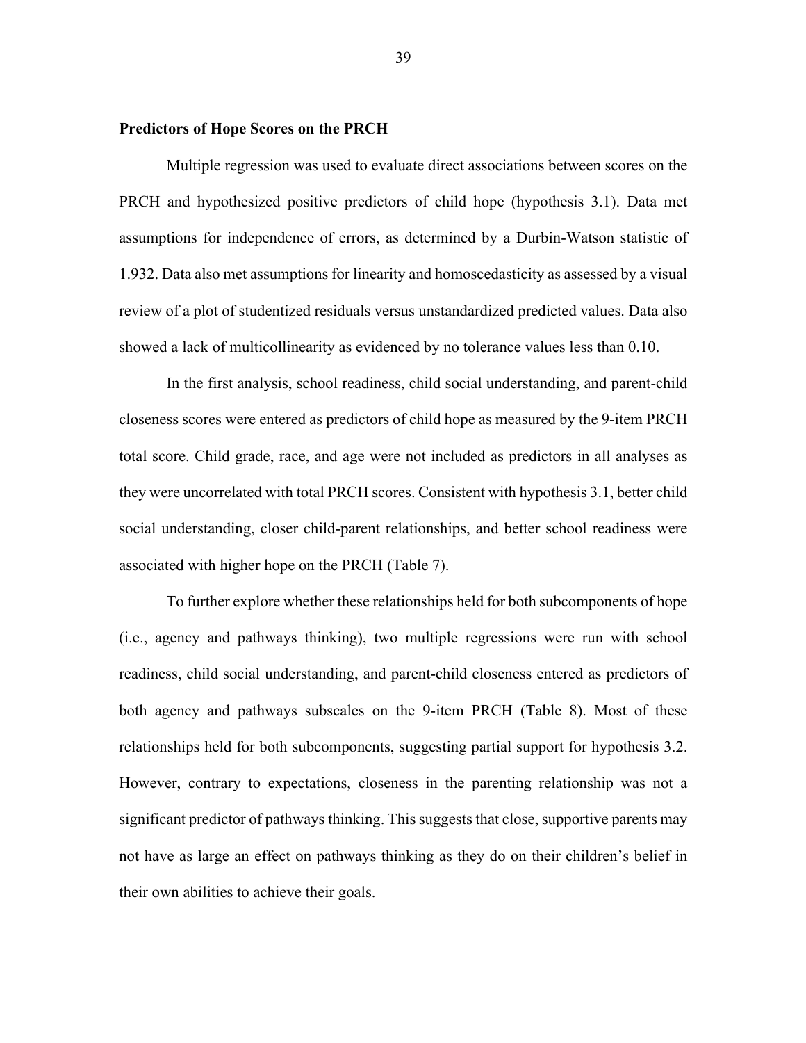**Predictors of Hope Scores on the PRCH**

Multiple regression was used to evaluate direct associations between scores on the PRCH and hypothesized positive predictors of child hope (hypothesis 3.1). Data met assumptions for independence of errors, as determined by a Durbin-Watson statistic of 1.932. Data also met assumptions for linearity and homoscedasticity as assessed by a visual review of a plot of studentized residuals versus unstandardized predicted values. Data also showed a lack of multicollinearity as evidenced by no tolerance values less than 0.10.

In the first analysis, school readiness, child social understanding, and parent-child closeness scores were entered as predictors of child hope as measured by the 9-item PRCH total score. Child grade, race, and age were not included as predictors in all analyses as they were uncorrelated with total PRCH scores. Consistent with hypothesis 3.1, better child social understanding, closer child-parent relationships, and better school readiness were associated with higher hope on the PRCH (Table 7).

To further explore whether these relationships held for both subcomponents of hope (i.e., agency and pathways thinking), two multiple regressions were run with school readiness, child social understanding, and parent-child closeness entered as predictors of both agency and pathways subscales on the 9-item PRCH (Table 8). Most of these relationships held for both subcomponents, suggesting partial support for hypothesis 3.2. However, contrary to expectations, closeness in the parenting relationship was not a significant predictor of pathways thinking. This suggests that close, supportive parents may not have as large an effect on pathways thinking as they do on their children's belief in their own abilities to achieve their goals.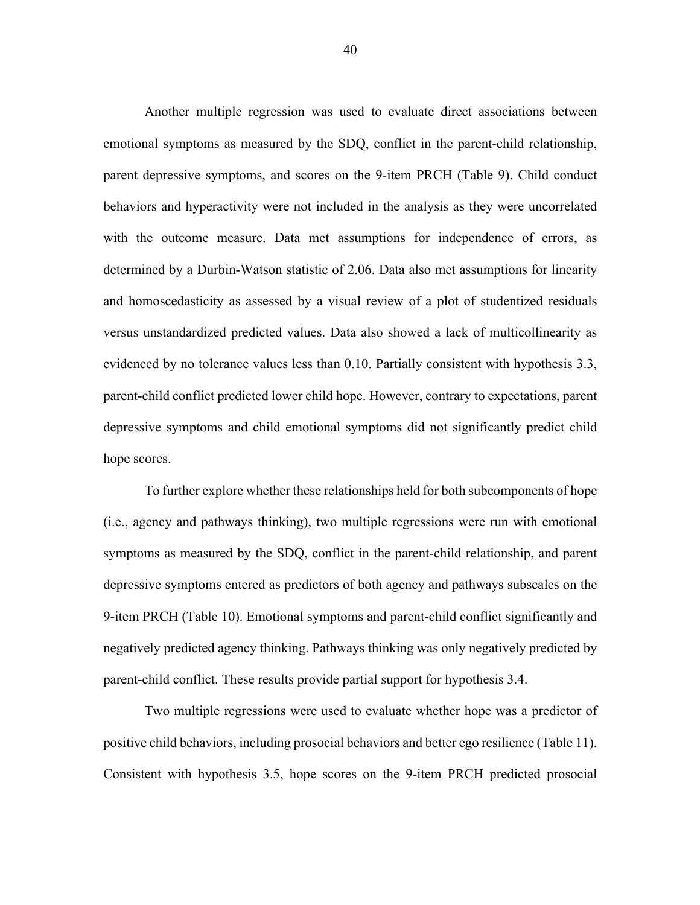Another multiple regression was used to evaluate direct associations between emotional symptoms as measured by the SDQ, conflict in the parent-child relationship, parent depressive symptoms, and scores on the 9-item PRCH (Table 9). Child conduct behaviors and hyperactivity were not included in the analysis as they were uncorrelated with the outcome measure. Data met assumptions for independence of errors, as determined by a Durbin-Watson statistic of 2.06. Data also met assumptions for linearity and homoscedasticity as assessed by a visual review of a plot of studentized residuals versus unstandardized predicted values. Data also showed a lack of multicollinearity as evidenced by no tolerance values less than 0.10. Partially consistent with hypothesis 3.3, parent-child conflict predicted lower child hope. However, contrary to expectations, parent depressive symptoms and child emotional symptoms did not significantly predict child hope scores.

To further explore whether these relationships held for both subcomponents of hope (i.e., agency and pathways thinking), two multiple regressions were run with emotional symptoms as measured by the SDQ, conflict in the parent-child relationship, and parent depressive symptoms entered as predictors of both agency and pathways subscales on the 9-item PRCH (Table 10). Emotional symptoms and parent-child conflict significantly and negatively predicted agency thinking. Pathways thinking was only negatively predicted by parent-child conflict. These results provide partial support for hypothesis 3.4.

Two multiple regressions were used to evaluate whether hope was a predictor of positive child behaviors, including prosocial behaviors and better ego resilience (Table 11). Consistent with hypothesis 3.5, hope scores on the 9-item PRCH predicted prosocial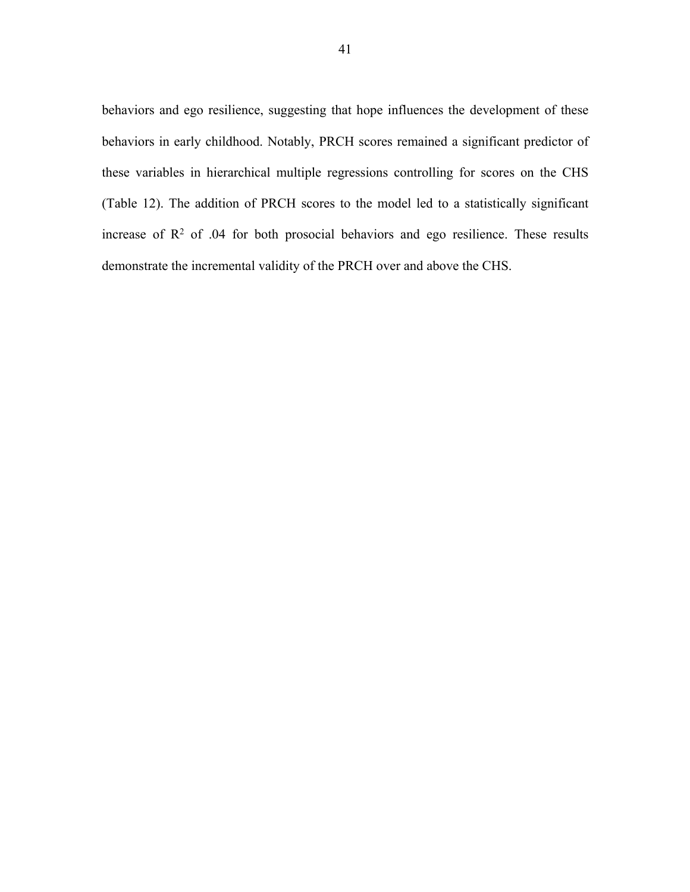behaviors and ego resilience, suggesting that hope influences the development of these behaviors in early childhood. Notably, PRCH scores remained a significant predictor of these variables in hierarchical multiple regressions controlling for scores on the CHS (Table 12). The addition of PRCH scores to the model led to a statistically significant increase of $R^2$ of .04 for both prosocial behaviors and ego resilience. These results demonstrate the incremental validity of the PRCH over and above the CHS.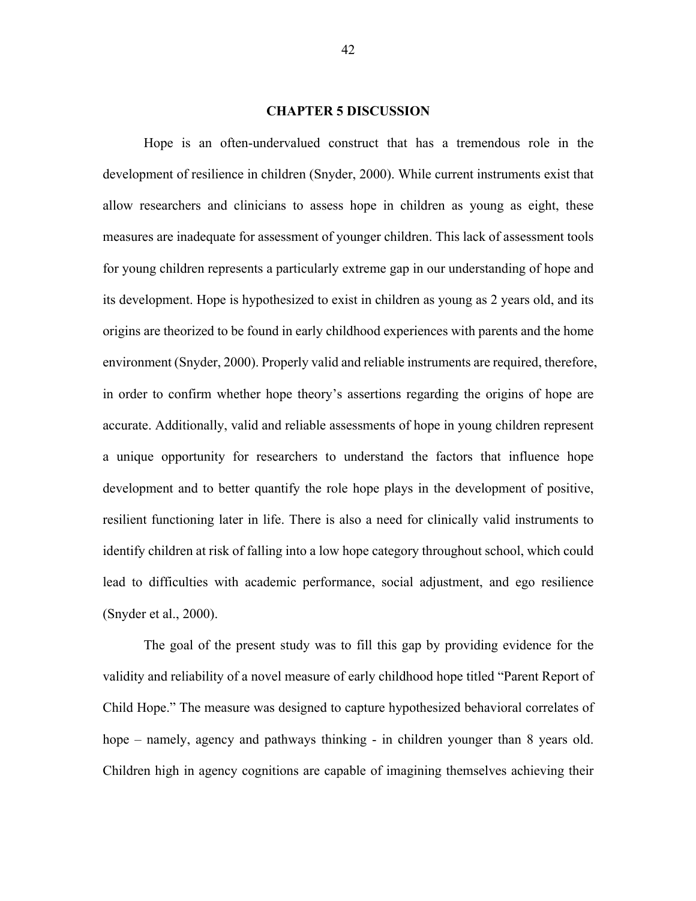# CHAPTER 5 DISCUSSION

Hope is an often-undervalued construct that has a tremendous role in the development of resilience in children (Snyder, 2000). While current instruments exist that allow researchers and clinicians to assess hope in children as young as eight, these measures are inadequate for assessment of younger children. This lack of assessment tools for young children represents a particularly extreme gap in our understanding of hope and its development. Hope is hypothesized to exist in children as young as 2 years old, and its origins are theorized to be found in early childhood experiences with parents and the home environment (Snyder, 2000). Properly valid and reliable instruments are required, therefore, in order to confirm whether hope theory's assertions regarding the origins of hope are accurate. Additionally, valid and reliable assessments of hope in young children represent a unique opportunity for researchers to understand the factors that influence hope development and to better quantify the role hope plays in the development of positive, resilient functioning later in life. There is also a need for clinically valid instruments to identify children at risk of falling into a low hope category throughout school, which could lead to difficulties with academic performance, social adjustment, and ego resilience (Snyder et al., 2000).

The goal of the present study was to fill this gap by providing evidence for the validity and reliability of a novel measure of early childhood hope titled "Parent Report of Child Hope." The measure was designed to capture hypothesized behavioral correlates of hope – namely, agency and pathways thinking - in children younger than 8 years old. Children high in agency cognitions are capable of imagining themselves achieving their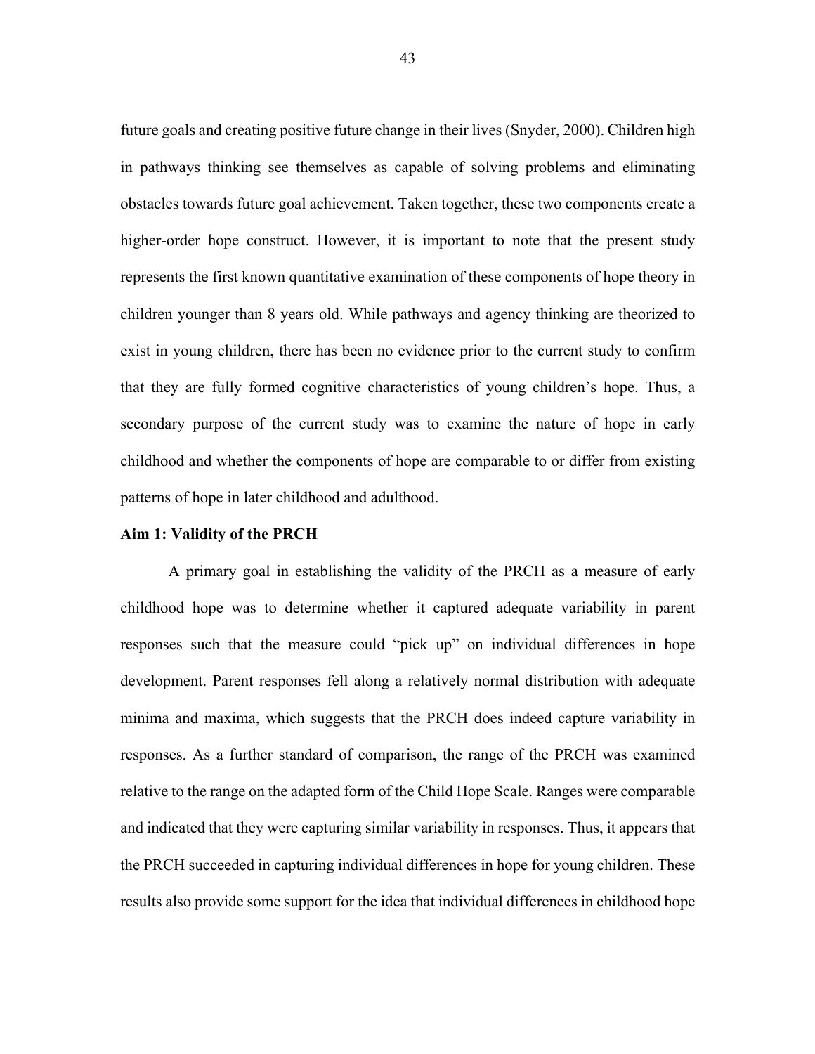future goals and creating positive future change in their lives (Snyder, 2000). Children high in pathways thinking see themselves as capable of solving problems and eliminating obstacles towards future goal achievement. Taken together, these two components create a higher-order hope construct. However, it is important to note that the present study represents the first known quantitative examination of these components of hope theory in children younger than 8 years old. While pathways and agency thinking are theorized to exist in young children, there has been no evidence prior to the current study to confirm that they are fully formed cognitive characteristics of young children's hope. Thus, a secondary purpose of the current study was to examine the nature of hope in early childhood and whether the components of hope are comparable to or differ from existing patterns of hope in later childhood and adulthood.

**Aim 1: Validity of the PRCH**

A primary goal in establishing the validity of the PRCH as a measure of early childhood hope was to determine whether it captured adequate variability in parent responses such that the measure could "pick up" on individual differences in hope development. Parent responses fell along a relatively normal distribution with adequate minima and maxima, which suggests that the PRCH does indeed capture variability in responses. As a further standard of comparison, the range of the PRCH was examined relative to the range on the adapted form of the Child Hope Scale. Ranges were comparable and indicated that they were capturing similar variability in responses. Thus, it appears that the PRCH succeeded in capturing individual differences in hope for young children. These results also provide some support for the idea that individual differences in childhood hope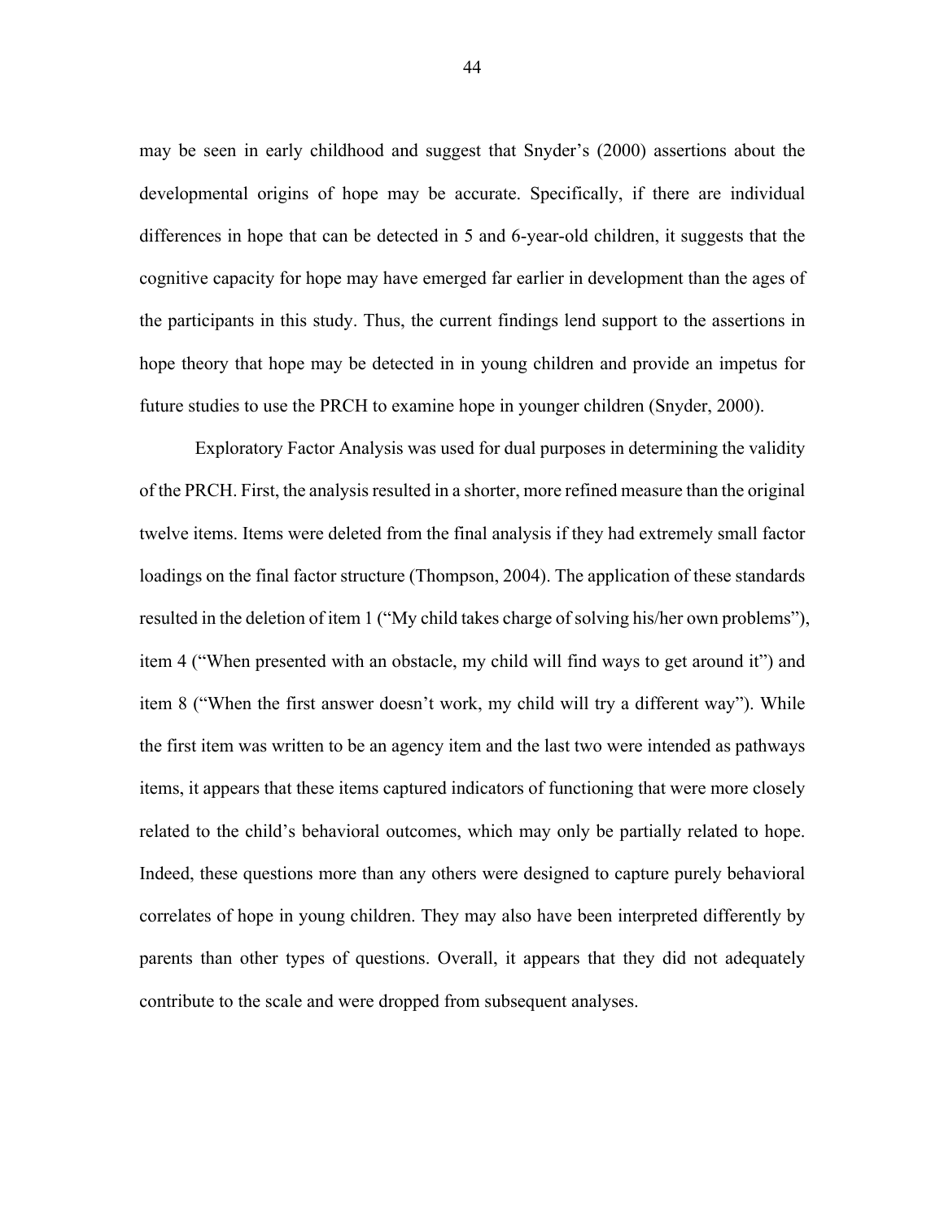may be seen in early childhood and suggest that Snyder's (2000) assertions about the developmental origins of hope may be accurate. Specifically, if there are individual differences in hope that can be detected in 5 and 6-year-old children, it suggests that the cognitive capacity for hope may have emerged far earlier in development than the ages of the participants in this study. Thus, the current findings lend support to the assertions in hope theory that hope may be detected in in young children and provide an impetus for future studies to use the PRCH to examine hope in younger children (Snyder, 2000).

Exploratory Factor Analysis was used for dual purposes in determining the validity of the PRCH. First, the analysis resulted in a shorter, more refined measure than the original twelve items. Items were deleted from the final analysis if they had extremely small factor loadings on the final factor structure (Thompson, 2004). The application of these standards resulted in the deletion of item 1 ("My child takes charge of solving his/her own problems"), item 4 ("When presented with an obstacle, my child will find ways to get around it") and item 8 ("When the first answer doesn't work, my child will try a different way"). While the first item was written to be an agency item and the last two were intended as pathways items, it appears that these items captured indicators of functioning that were more closely related to the child's behavioral outcomes, which may only be partially related to hope. Indeed, these questions more than any others were designed to capture purely behavioral correlates of hope in young children. They may also have been interpreted differently by parents than other types of questions. Overall, it appears that they did not adequately contribute to the scale and were dropped from subsequent analyses.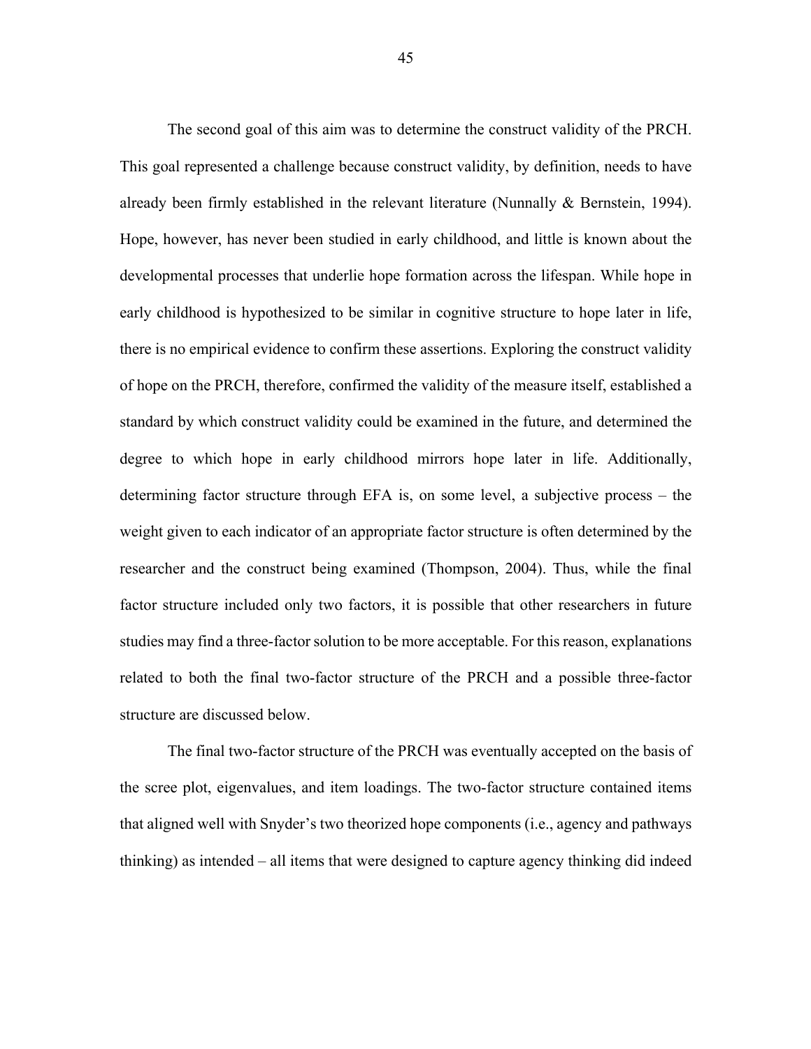The second goal of this aim was to determine the construct validity of the PRCH. This goal represented a challenge because construct validity, by definition, needs to have already been firmly established in the relevant literature (Nunnally & Bernstein, 1994). Hope, however, has never been studied in early childhood, and little is known about the developmental processes that underlie hope formation across the lifespan. While hope in early childhood is hypothesized to be similar in cognitive structure to hope later in life, there is no empirical evidence to confirm these assertions. Exploring the construct validity of hope on the PRCH, therefore, confirmed the validity of the measure itself, established a standard by which construct validity could be examined in the future, and determined the degree to which hope in early childhood mirrors hope later in life. Additionally, determining factor structure through EFA is, on some level, a subjective process – the weight given to each indicator of an appropriate factor structure is often determined by the researcher and the construct being examined (Thompson, 2004). Thus, while the final factor structure included only two factors, it is possible that other researchers in future studies may find a three-factor solution to be more acceptable. For this reason, explanations related to both the final two-factor structure of the PRCH and a possible three-factor structure are discussed below.

The final two-factor structure of the PRCH was eventually accepted on the basis of the scree plot, eigenvalues, and item loadings. The two-factor structure contained items that aligned well with Snyder's two theorized hope components (i.e., agency and pathways thinking) as intended – all items that were designed to capture agency thinking did indeed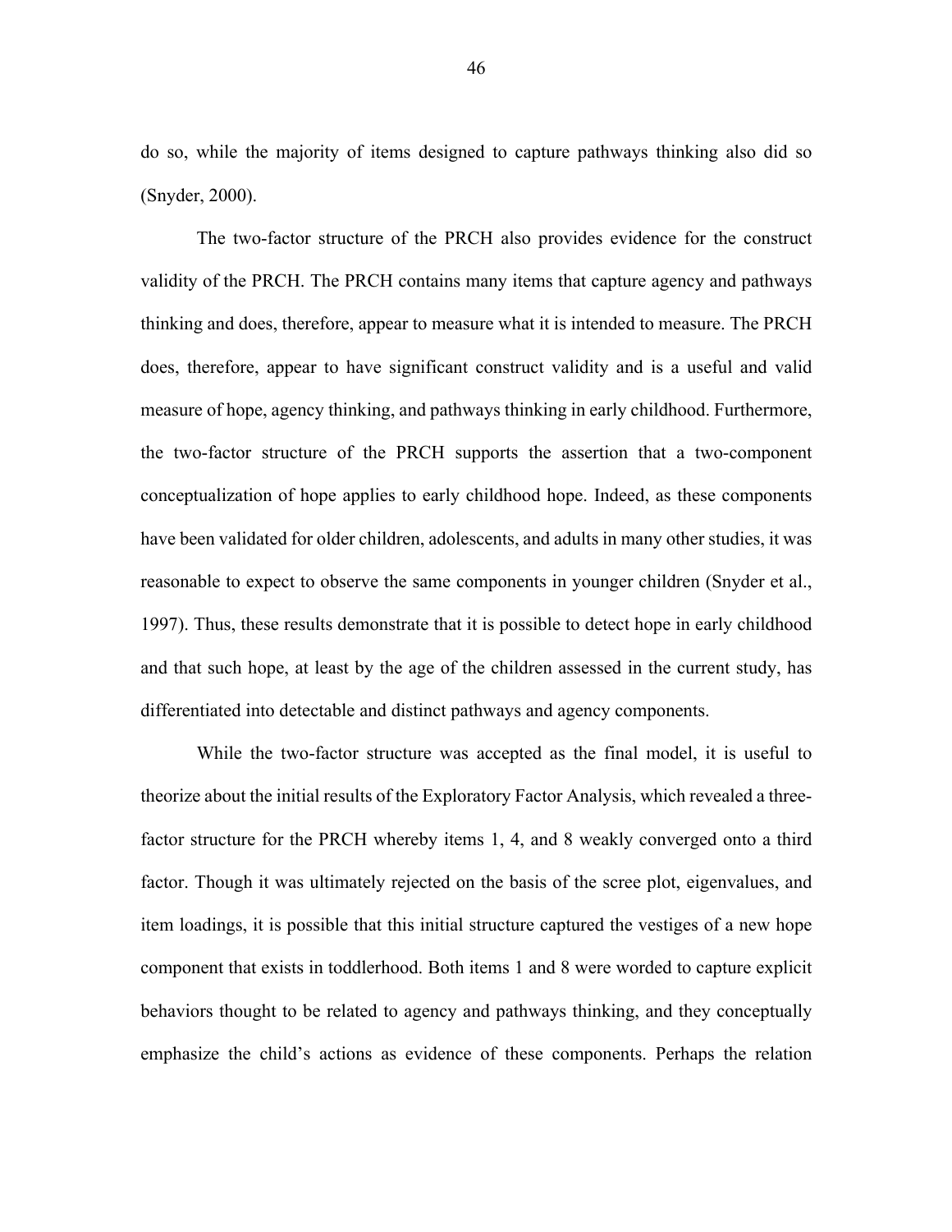do so, while the majority of items designed to capture pathways thinking also did so (Snyder, 2000).

The two-factor structure of the PRCH also provides evidence for the construct validity of the PRCH. The PRCH contains many items that capture agency and pathways thinking and does, therefore, appear to measure what it is intended to measure. The PRCH does, therefore, appear to have significant construct validity and is a useful and valid measure of hope, agency thinking, and pathways thinking in early childhood. Furthermore, the two-factor structure of the PRCH supports the assertion that a two-component conceptualization of hope applies to early childhood hope. Indeed, as these components have been validated for older children, adolescents, and adults in many other studies, it was reasonable to expect to observe the same components in younger children (Snyder et al., 1997). Thus, these results demonstrate that it is possible to detect hope in early childhood and that such hope, at least by the age of the children assessed in the current study, has differentiated into detectable and distinct pathways and agency components.

While the two-factor structure was accepted as the final model, it is useful to theorize about the initial results of the Exploratory Factor Analysis, which revealed a three-factor structure for the PRCH whereby items 1, 4, and 8 weakly converged onto a third factor. Though it was ultimately rejected on the basis of the scree plot, eigenvalues, and item loadings, it is possible that this initial structure captured the vestiges of a new hope component that exists in toddlerhood. Both items 1 and 8 were worded to capture explicit behaviors thought to be related to agency and pathways thinking, and they conceptually emphasize the child's actions as evidence of these components. Perhaps the relation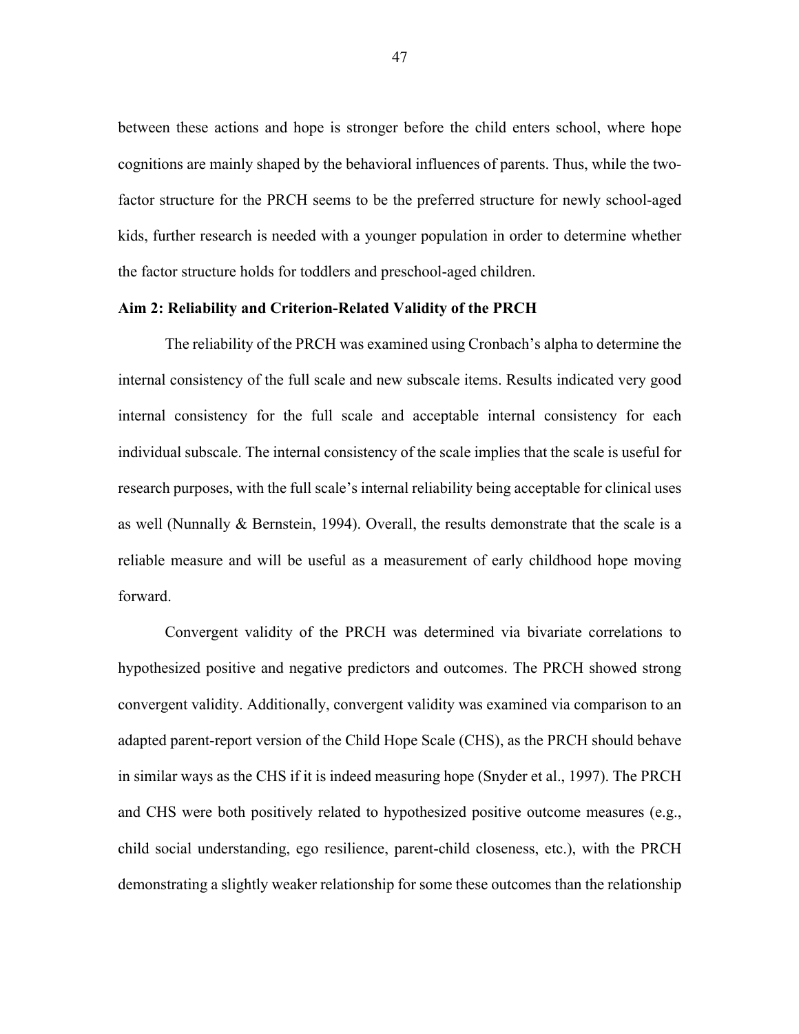between these actions and hope is stronger before the child enters school, where hope cognitions are mainly shaped by the behavioral influences of parents. Thus, while the two-factor structure for the PRCH seems to be the preferred structure for newly school-aged kids, further research is needed with a younger population in order to determine whether the factor structure holds for toddlers and preschool-aged children.

**Aim 2: Reliability and Criterion-Related Validity of the PRCH**

The reliability of the PRCH was examined using Cronbach's alpha to determine the internal consistency of the full scale and new subscale items. Results indicated very good internal consistency for the full scale and acceptable internal consistency for each individual subscale. The internal consistency of the scale implies that the scale is useful for research purposes, with the full scale's internal reliability being acceptable for clinical uses as well (Nunnally & Bernstein, 1994). Overall, the results demonstrate that the scale is a reliable measure and will be useful as a measurement of early childhood hope moving forward.

Convergent validity of the PRCH was determined via bivariate correlations to hypothesized positive and negative predictors and outcomes. The PRCH showed strong convergent validity. Additionally, convergent validity was examined via comparison to an adapted parent-report version of the Child Hope Scale (CHS), as the PRCH should behave in similar ways as the CHS if it is indeed measuring hope (Snyder et al., 1997). The PRCH and CHS were both positively related to hypothesized positive outcome measures (e.g., child social understanding, ego resilience, parent-child closeness, etc.), with the PRCH demonstrating a slightly weaker relationship for some these outcomes than the relationship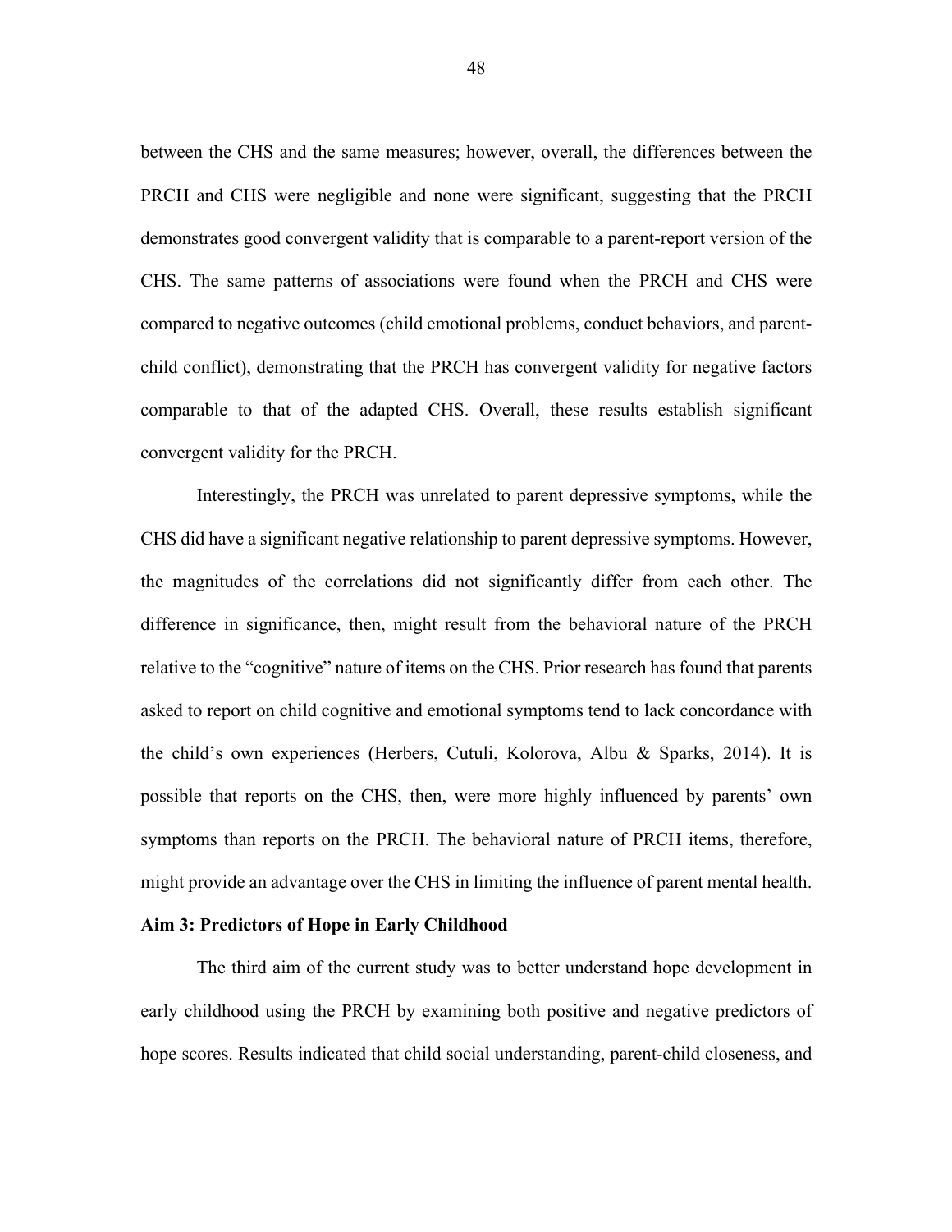between the CHS and the same measures; however, overall, the differences between the PRCH and CHS were negligible and none were significant, suggesting that the PRCH demonstrates good convergent validity that is comparable to a parent-report version of the CHS. The same patterns of associations were found when the PRCH and CHS were compared to negative outcomes (child emotional problems, conduct behaviors, and parent-child conflict), demonstrating that the PRCH has convergent validity for negative factors comparable to that of the adapted CHS. Overall, these results establish significant convergent validity for the PRCH.

Interestingly, the PRCH was unrelated to parent depressive symptoms, while the CHS did have a significant negative relationship to parent depressive symptoms. However, the magnitudes of the correlations did not significantly differ from each other. The difference in significance, then, might result from the behavioral nature of the PRCH relative to the "cognitive" nature of items on the CHS. Prior research has found that parents asked to report on child cognitive and emotional symptoms tend to lack concordance with the child's own experiences (Herbers, Cutuli, Kolorova, Albu & Sparks, 2014). It is possible that reports on the CHS, then, were more highly influenced by parents' own symptoms than reports on the PRCH. The behavioral nature of PRCH items, therefore, might provide an advantage over the CHS in limiting the influence of parent mental health.

**Aim 3: Predictors of Hope in Early Childhood**

The third aim of the current study was to better understand hope development in early childhood using the PRCH by examining both positive and negative predictors of hope scores. Results indicated that child social understanding, parent-child closeness, and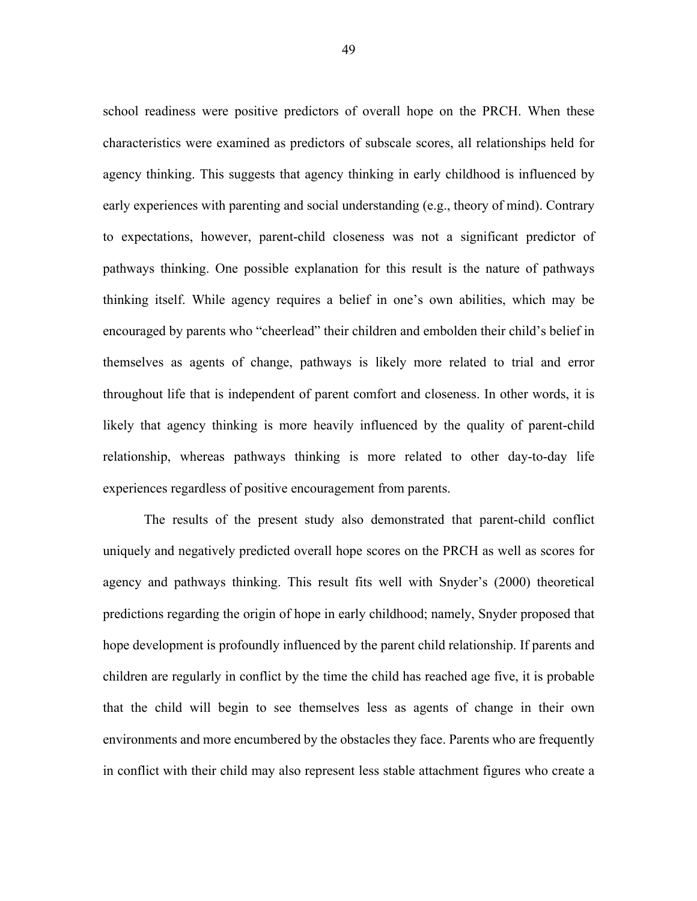school readiness were positive predictors of overall hope on the PRCH. When these characteristics were examined as predictors of subscale scores, all relationships held for agency thinking. This suggests that agency thinking in early childhood is influenced by early experiences with parenting and social understanding (e.g., theory of mind). Contrary to expectations, however, parent-child closeness was not a significant predictor of pathways thinking. One possible explanation for this result is the nature of pathways thinking itself. While agency requires a belief in one's own abilities, which may be encouraged by parents who "cheerlead" their children and embolden their child's belief in themselves as agents of change, pathways is likely more related to trial and error throughout life that is independent of parent comfort and closeness. In other words, it is likely that agency thinking is more heavily influenced by the quality of parent-child relationship, whereas pathways thinking is more related to other day-to-day life experiences regardless of positive encouragement from parents.

The results of the present study also demonstrated that parent-child conflict uniquely and negatively predicted overall hope scores on the PRCH as well as scores for agency and pathways thinking. This result fits well with Snyder's (2000) theoretical predictions regarding the origin of hope in early childhood; namely, Snyder proposed that hope development is profoundly influenced by the parent child relationship. If parents and children are regularly in conflict by the time the child has reached age five, it is probable that the child will begin to see themselves less as agents of change in their own environments and more encumbered by the obstacles they face. Parents who are frequently in conflict with their child may also represent less stable attachment figures who create a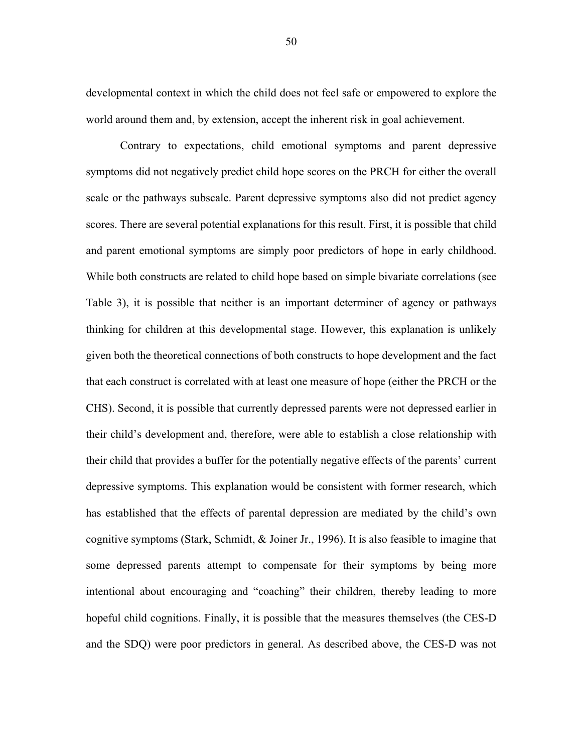developmental context in which the child does not feel safe or empowered to explore the world around them and, by extension, accept the inherent risk in goal achievement.

Contrary to expectations, child emotional symptoms and parent depressive symptoms did not negatively predict child hope scores on the PRCH for either the overall scale or the pathways subscale. Parent depressive symptoms also did not predict agency scores. There are several potential explanations for this result. First, it is possible that child and parent emotional symptoms are simply poor predictors of hope in early childhood. While both constructs are related to child hope based on simple bivariate correlations (see Table 3), it is possible that neither is an important determiner of agency or pathways thinking for children at this developmental stage. However, this explanation is unlikely given both the theoretical connections of both constructs to hope development and the fact that each construct is correlated with at least one measure of hope (either the PRCH or the CHS). Second, it is possible that currently depressed parents were not depressed earlier in their child's development and, therefore, were able to establish a close relationship with their child that provides a buffer for the potentially negative effects of the parents' current depressive symptoms. This explanation would be consistent with former research, which has established that the effects of parental depression are mediated by the child's own cognitive symptoms (Stark, Schmidt, & Joiner Jr., 1996). It is also feasible to imagine that some depressed parents attempt to compensate for their symptoms by being more intentional about encouraging and "coaching" their children, thereby leading to more hopeful child cognitions. Finally, it is possible that the measures themselves (the CES-D and the SDQ) were poor predictors in general. As described above, the CES-D was not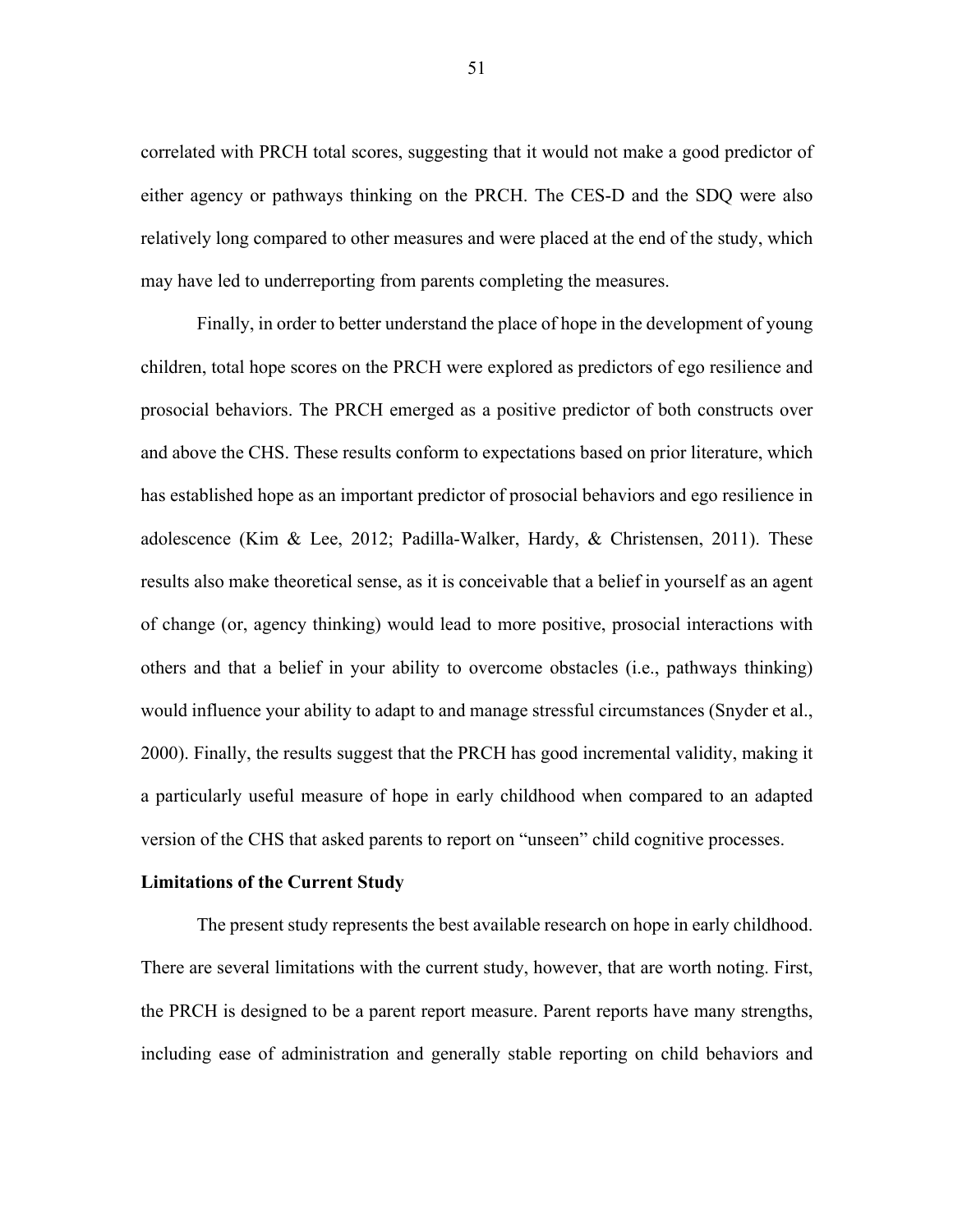correlated with PRCH total scores, suggesting that it would not make a good predictor of either agency or pathways thinking on the PRCH. The CES-D and the SDQ were also relatively long compared to other measures and were placed at the end of the study, which may have led to underreporting from parents completing the measures.

Finally, in order to better understand the place of hope in the development of young children, total hope scores on the PRCH were explored as predictors of ego resilience and prosocial behaviors. The PRCH emerged as a positive predictor of both constructs over and above the CHS. These results conform to expectations based on prior literature, which has established hope as an important predictor of prosocial behaviors and ego resilience in adolescence (Kim & Lee, 2012; Padilla-Walker, Hardy, & Christensen, 2011). These results also make theoretical sense, as it is conceivable that a belief in yourself as an agent of change (or, agency thinking) would lead to more positive, prosocial interactions with others and that a belief in your ability to overcome obstacles (i.e., pathways thinking) would influence your ability to adapt to and manage stressful circumstances (Snyder et al., 2000). Finally, the results suggest that the PRCH has good incremental validity, making it a particularly useful measure of hope in early childhood when compared to an adapted version of the CHS that asked parents to report on "unseen" child cognitive processes.

**Limitations of the Current Study**

The present study represents the best available research on hope in early childhood. There are several limitations with the current study, however, that are worth noting. First, the PRCH is designed to be a parent report measure. Parent reports have many strengths, including ease of administration and generally stable reporting on child behaviors and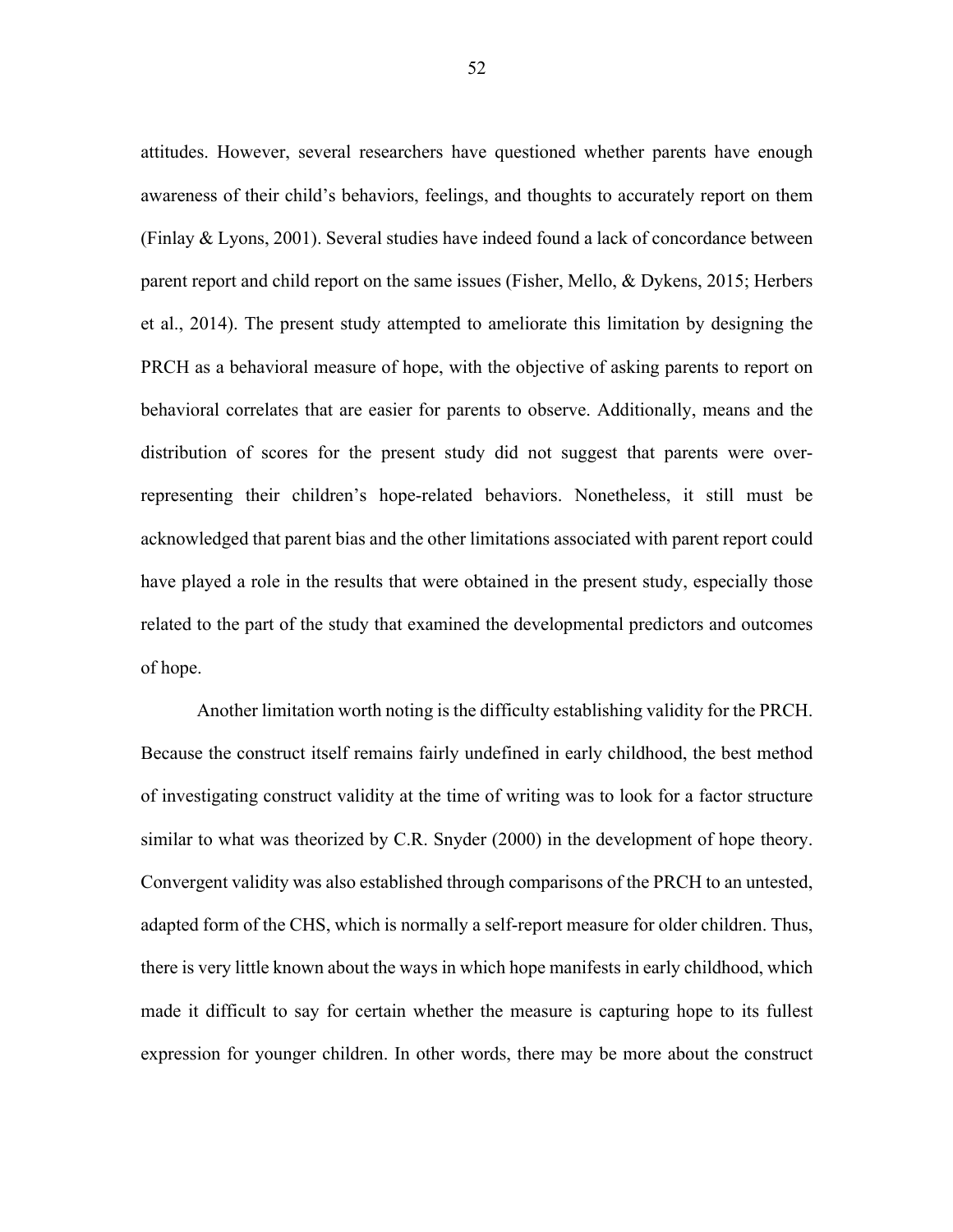attitudes. However, several researchers have questioned whether parents have enough awareness of their child's behaviors, feelings, and thoughts to accurately report on them (Finlay & Lyons, 2001). Several studies have indeed found a lack of concordance between parent report and child report on the same issues (Fisher, Mello, & Dykens, 2015; Herbers et al., 2014). The present study attempted to ameliorate this limitation by designing the PRCH as a behavioral measure of hope, with the objective of asking parents to report on behavioral correlates that are easier for parents to observe. Additionally, means and the distribution of scores for the present study did not suggest that parents were over-representing their children's hope-related behaviors. Nonetheless, it still must be acknowledged that parent bias and the other limitations associated with parent report could have played a role in the results that were obtained in the present study, especially those related to the part of the study that examined the developmental predictors and outcomes of hope.

Another limitation worth noting is the difficulty establishing validity for the PRCH. Because the construct itself remains fairly undefined in early childhood, the best method of investigating construct validity at the time of writing was to look for a factor structure similar to what was theorized by C.R. Snyder (2000) in the development of hope theory. Convergent validity was also established through comparisons of the PRCH to an untested, adapted form of the CHS, which is normally a self-report measure for older children. Thus, there is very little known about the ways in which hope manifests in early childhood, which made it difficult to say for certain whether the measure is capturing hope to its fullest expression for younger children. In other words, there may be more about the construct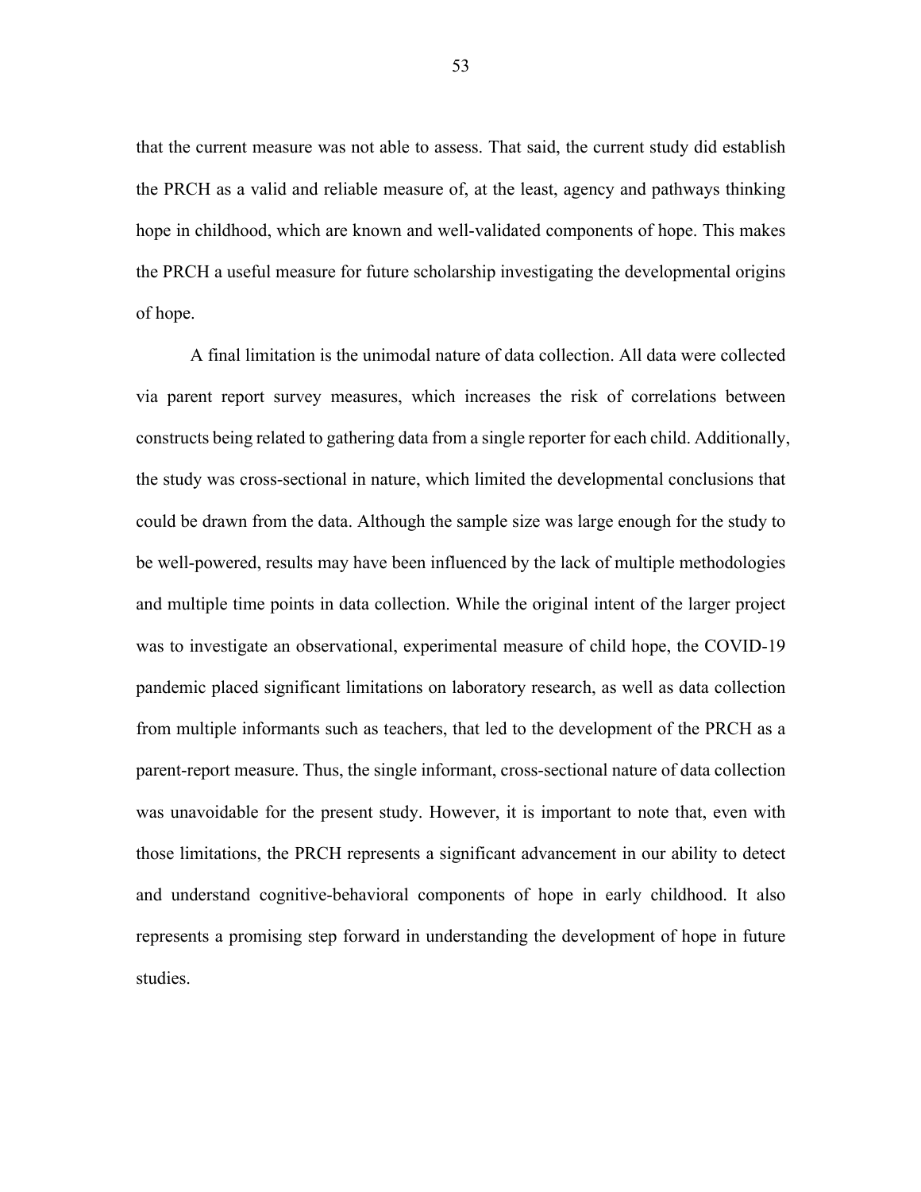that the current measure was not able to assess. That said, the current study did establish the PRCH as a valid and reliable measure of, at the least, agency and pathways thinking hope in childhood, which are known and well-validated components of hope. This makes the PRCH a useful measure for future scholarship investigating the developmental origins of hope.

A final limitation is the unimodal nature of data collection. All data were collected via parent report survey measures, which increases the risk of correlations between constructs being related to gathering data from a single reporter for each child. Additionally, the study was cross-sectional in nature, which limited the developmental conclusions that could be drawn from the data. Although the sample size was large enough for the study to be well-powered, results may have been influenced by the lack of multiple methodologies and multiple time points in data collection. While the original intent of the larger project was to investigate an observational, experimental measure of child hope, the COVID-19 pandemic placed significant limitations on laboratory research, as well as data collection from multiple informants such as teachers, that led to the development of the PRCH as a parent-report measure. Thus, the single informant, cross-sectional nature of data collection was unavoidable for the present study. However, it is important to note that, even with those limitations, the PRCH represents a significant advancement in our ability to detect and understand cognitive-behavioral components of hope in early childhood. It also represents a promising step forward in understanding the development of hope in future studies.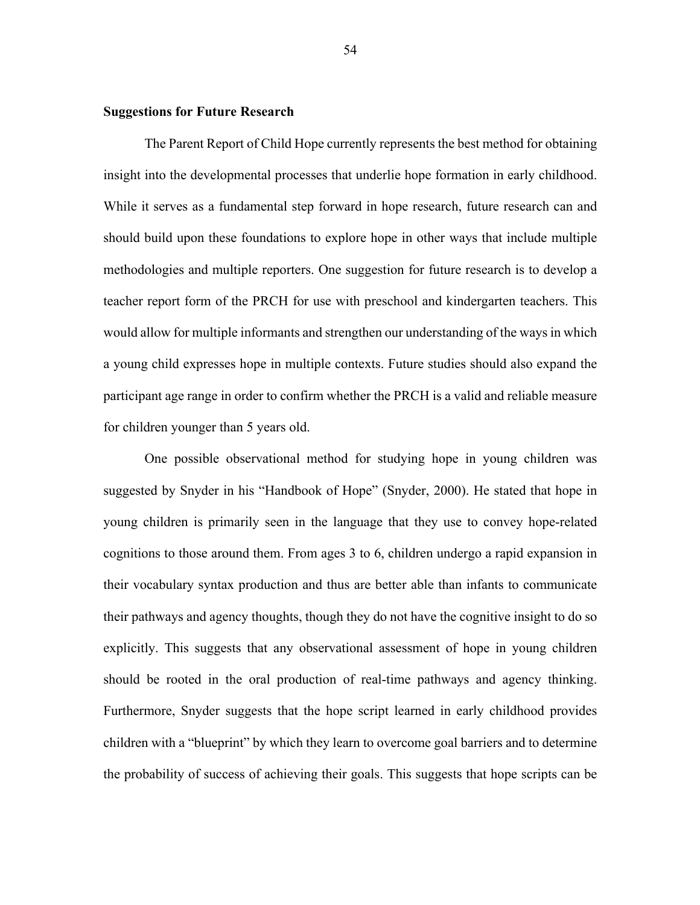### Suggestions for Future Research

The Parent Report of Child Hope currently represents the best method for obtaining insight into the developmental processes that underlie hope formation in early childhood. While it serves as a fundamental step forward in hope research, future research can and should build upon these foundations to explore hope in other ways that include multiple methodologies and multiple reporters. One suggestion for future research is to develop a teacher report form of the PRCH for use with preschool and kindergarten teachers. This would allow for multiple informants and strengthen our understanding of the ways in which a young child expresses hope in multiple contexts. Future studies should also expand the participant age range in order to confirm whether the PRCH is a valid and reliable measure for children younger than 5 years old.

One possible observational method for studying hope in young children was suggested by Snyder in his "Handbook of Hope" (Snyder, 2000). He stated that hope in young children is primarily seen in the language that they use to convey hope-related cognitions to those around them. From ages 3 to 6, children undergo a rapid expansion in their vocabulary syntax production and thus are better able than infants to communicate their pathways and agency thoughts, though they do not have the cognitive insight to do so explicitly. This suggests that any observational assessment of hope in young children should be rooted in the oral production of real-time pathways and agency thinking. Furthermore, Snyder suggests that the hope script learned in early childhood provides children with a "blueprint" by which they learn to overcome goal barriers and to determine the probability of success of achieving their goals. This suggests that hope scripts can be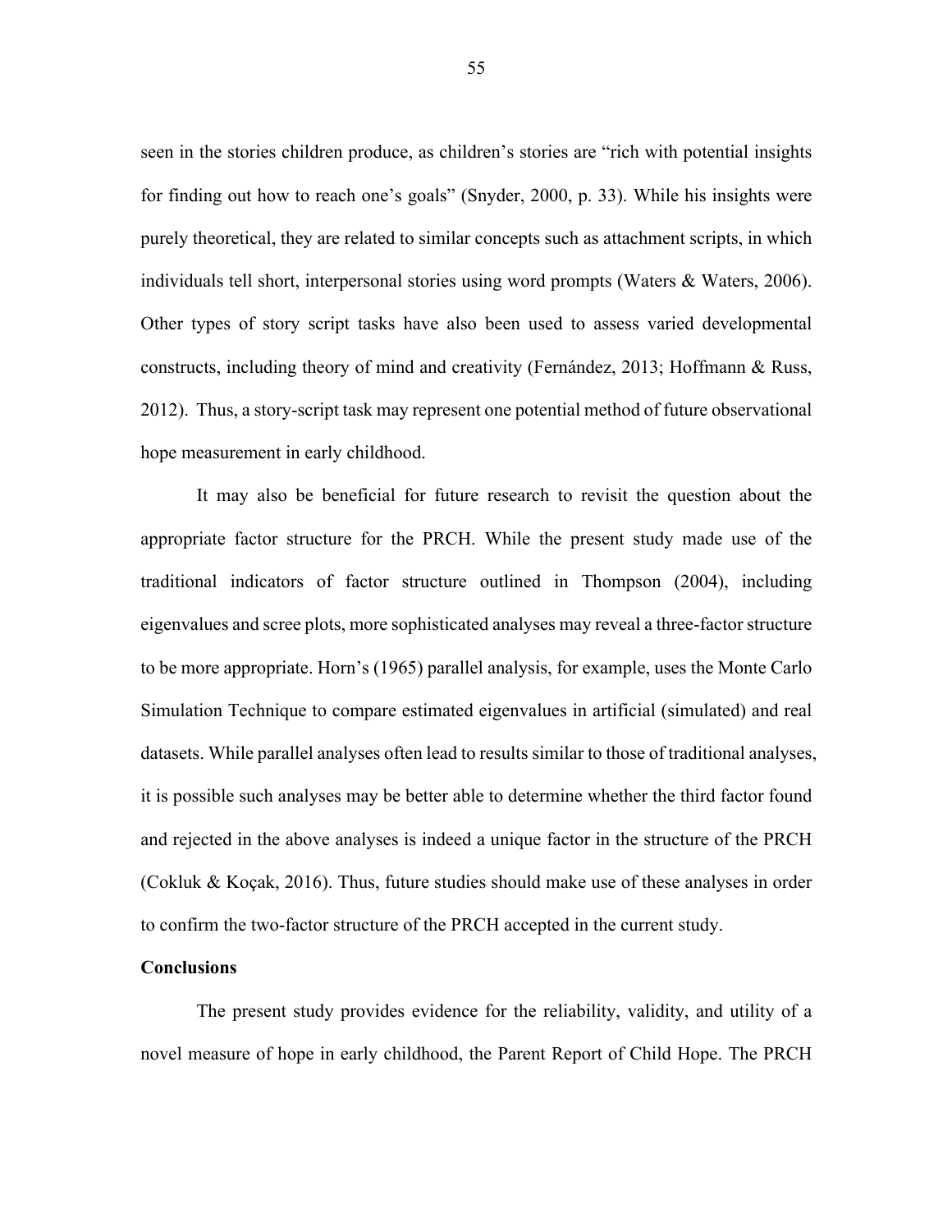seen in the stories children produce, as children's stories are "rich with potential insights for finding out how to reach one's goals" (Snyder, 2000, p. 33). While his insights were purely theoretical, they are related to similar concepts such as attachment scripts, in which individuals tell short, interpersonal stories using word prompts (Waters & Waters, 2006). Other types of story script tasks have also been used to assess varied developmental constructs, including theory of mind and creativity (Fernández, 2013; Hoffmann & Russ, 2012). Thus, a story-script task may represent one potential method of future observational hope measurement in early childhood.

It may also be beneficial for future research to revisit the question about the appropriate factor structure for the PRCH. While the present study made use of the traditional indicators of factor structure outlined in Thompson (2004), including eigenvalues and scree plots, more sophisticated analyses may reveal a three-factor structure to be more appropriate. Horn's (1965) parallel analysis, for example, uses the Monte Carlo Simulation Technique to compare estimated eigenvalues in artificial (simulated) and real datasets. While parallel analyses often lead to results similar to those of traditional analyses, it is possible such analyses may be better able to determine whether the third factor found and rejected in the above analyses is indeed a unique factor in the structure of the PRCH (Cokluk & Koçak, 2016). Thus, future studies should make use of these analyses in order to confirm the two-factor structure of the PRCH accepted in the current study.

**Conclusions**

The present study provides evidence for the reliability, validity, and utility of a novel measure of hope in early childhood, the Parent Report of Child Hope. The PRCH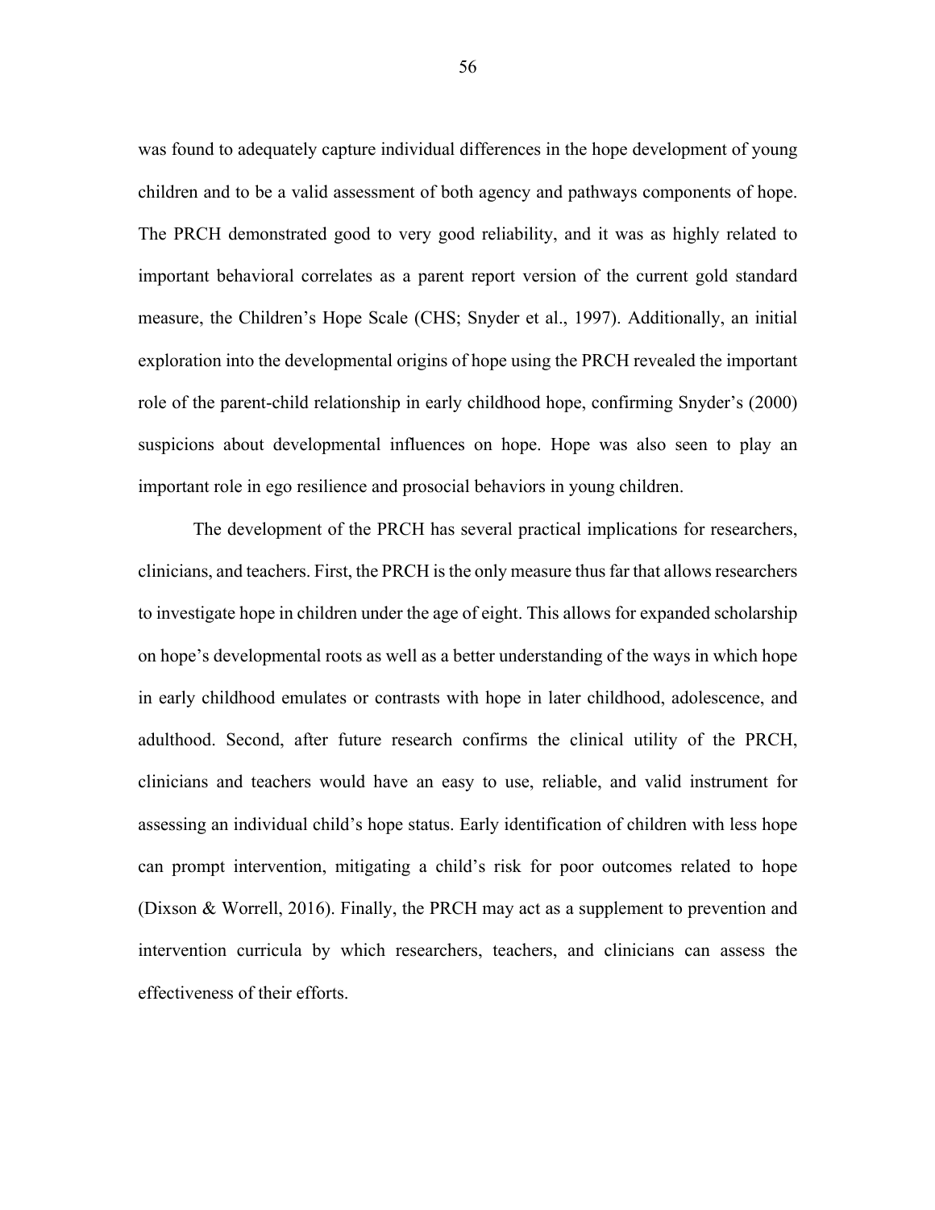was found to adequately capture individual differences in the hope development of young children and to be a valid assessment of both agency and pathways components of hope. The PRCH demonstrated good to very good reliability, and it was as highly related to important behavioral correlates as a parent report version of the current gold standard measure, the Children's Hope Scale (CHS; Snyder et al., 1997). Additionally, an initial exploration into the developmental origins of hope using the PRCH revealed the important role of the parent-child relationship in early childhood hope, confirming Snyder's (2000) suspicions about developmental influences on hope. Hope was also seen to play an important role in ego resilience and prosocial behaviors in young children.

The development of the PRCH has several practical implications for researchers, clinicians, and teachers. First, the PRCH is the only measure thus far that allows researchers to investigate hope in children under the age of eight. This allows for expanded scholarship on hope's developmental roots as well as a better understanding of the ways in which hope in early childhood emulates or contrasts with hope in later childhood, adolescence, and adulthood. Second, after future research confirms the clinical utility of the PRCH, clinicians and teachers would have an easy to use, reliable, and valid instrument for assessing an individual child's hope status. Early identification of children with less hope can prompt intervention, mitigating a child's risk for poor outcomes related to hope (Dixson & Worrell, 2016). Finally, the PRCH may act as a supplement to prevention and intervention curricula by which researchers, teachers, and clinicians can assess the effectiveness of their efforts.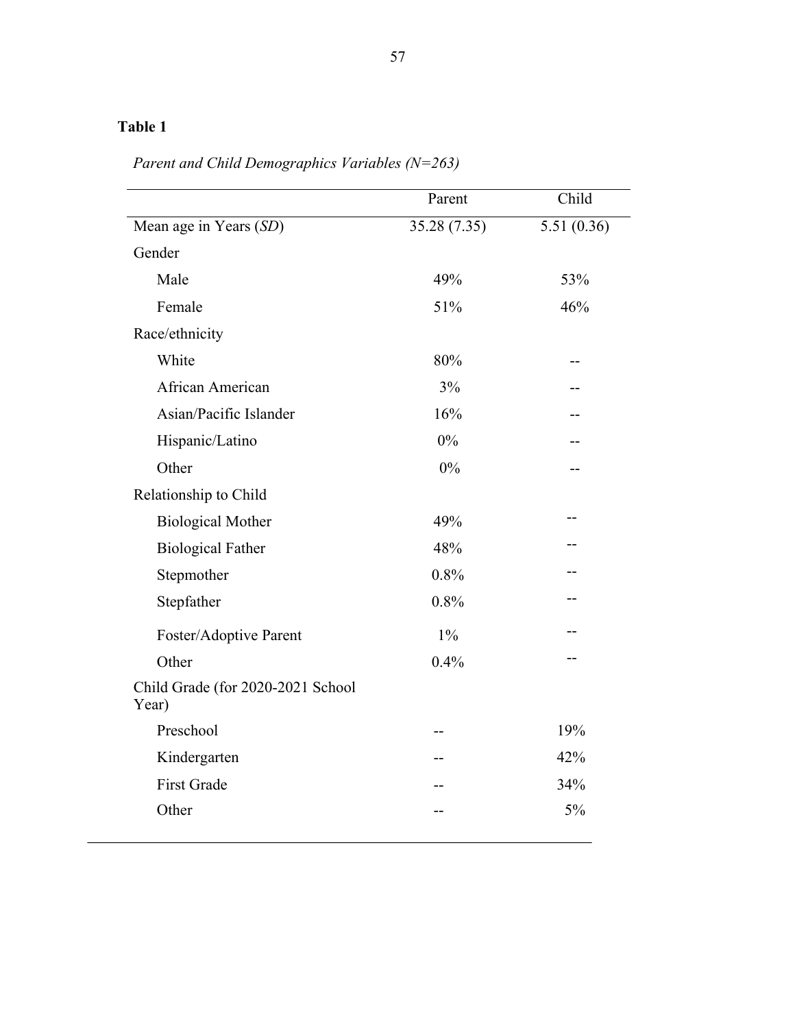**Table 1**

*Parent and Child Demographics Variables (N=263)*

| | Parent | Child |
|---|---|---|
| Mean age in Years (*SD*) | 35.28 (7.35) | 5.51 (0.36) |
| Gender | | |
| Male | 49% | 53% |
| Female | 51% | 46% |
| Race/ethnicity | | |
| White | 80% | -- |
| African American | 3% | -- |
| Asian/Pacific Islander | 16% | -- |
| Hispanic/Latino | 0% | -- |
| Other | 0% | -- |
| Relationship to Child | | |
| Biological Mother | 49% | -- |
| Biological Father | 48% | -- |
| Stepmother | 0.8% | -- |
| Stepfather | 0.8% | -- |
| Foster/Adoptive Parent | 1% | -- |
| Other | 0.4% | -- |
| Child Grade (for 2020-2021 School Year) | | |
| Preschool | -- | 19% |
| Kindergarten | -- | 42% |
| First Grade | -- | 34% |
| Other | -- | 5% |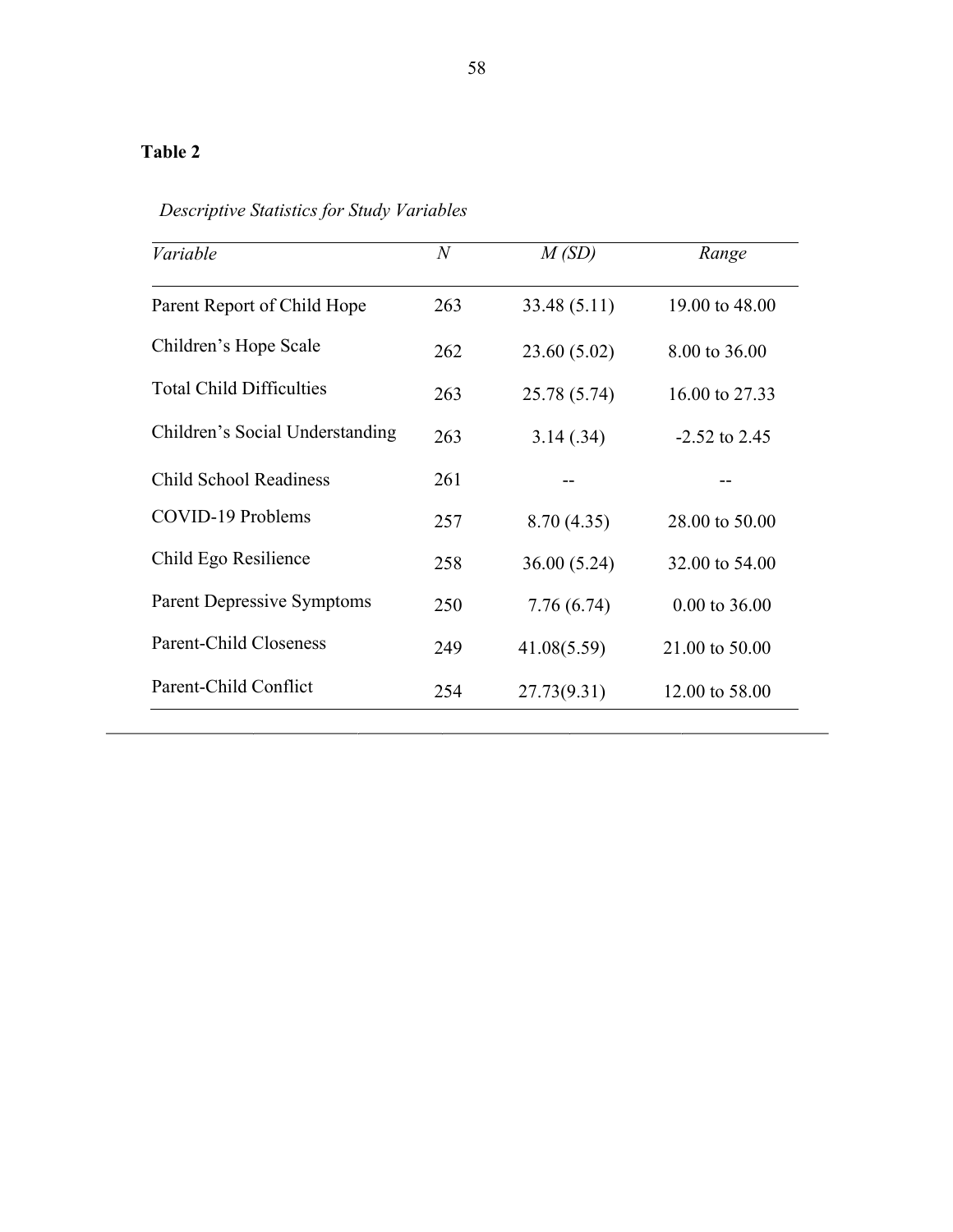**Table 2**

*Descriptive Statistics for Study Variables*

| *Variable* | *N* | *M (SD)* | *Range* |
|---|---|---|---|
| Parent Report of Child Hope | 263 | 33.48 (5.11) | 19.00 to 48.00 |
| Children's Hope Scale | 262 | 23.60 (5.02) | 8.00 to 36.00 |
| Total Child Difficulties | 263 | 25.78 (5.74) | 16.00 to 27.33 |
| Children's Social Understanding | 263 | 3.14 (.34) | -2.52 to 2.45 |
| Child School Readiness | 261 | -- | -- |
| COVID-19 Problems | 257 | 8.70 (4.35) | 28.00 to 50.00 |
| Child Ego Resilience | 258 | 36.00 (5.24) | 32.00 to 54.00 |
| Parent Depressive Symptoms | 250 | 7.76 (6.74) | 0.00 to 36.00 |
| Parent-Child Closeness | 249 | 41.08(5.59) | 21.00 to 50.00 |
| Parent-Child Conflict | 254 | 27.73(9.31) | 12.00 to 58.00 |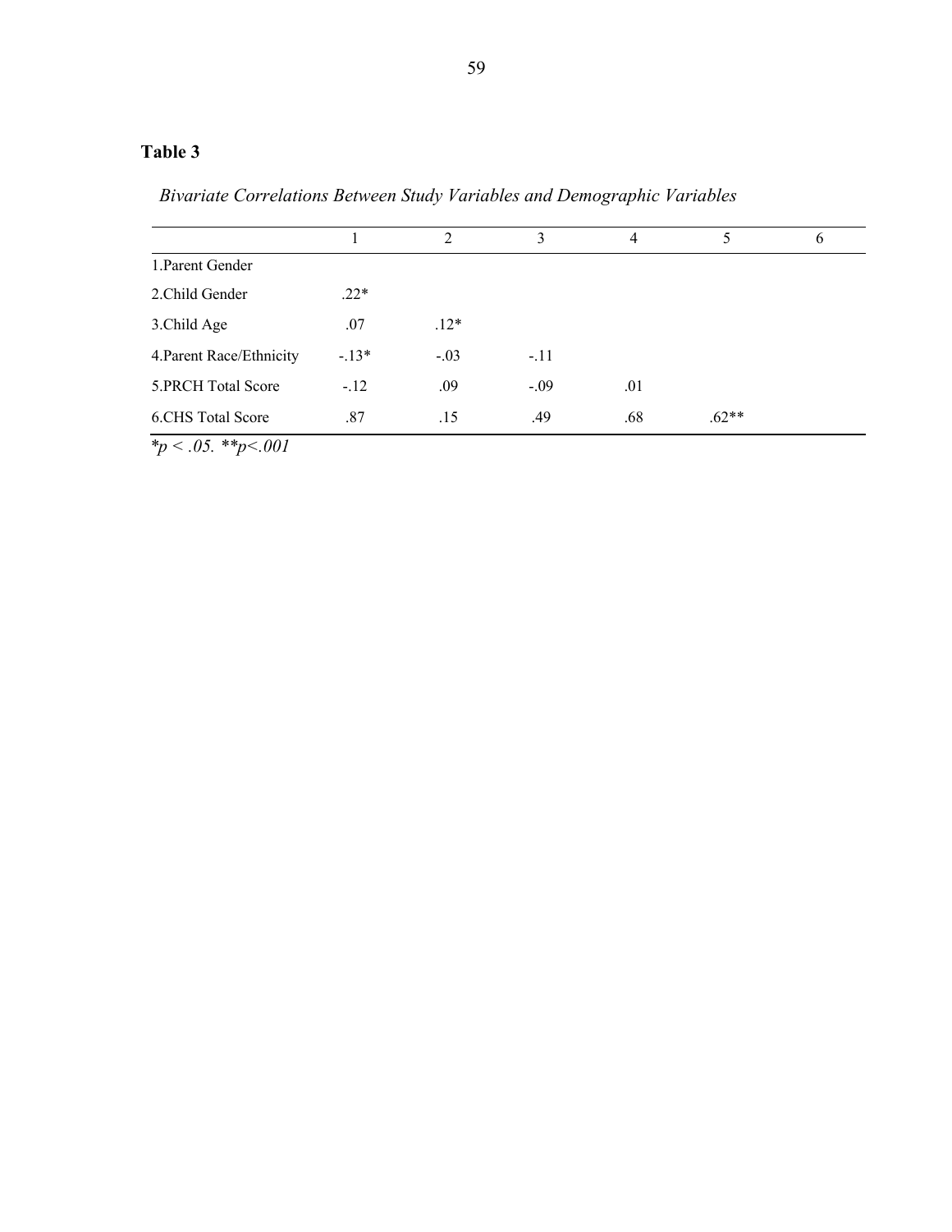**Table 3**

*Bivariate Correlations Between Study Variables and Demographic Variables*

| | 1 | 2 | 3 | 4 | 5 | 6 |
|---|---|---|---|---|---|---|
| 1.Parent Gender | | | | | | |
| 2.Child Gender | .22* | | | | | |
| 3.Child Age | .07 | .12* | | | | |
| 4.Parent Race/Ethnicity | -.13* | -.03 | -.11 | | | |
| 5.PRCH Total Score | -.12 | .09 | -.09 | .01 | | |
| 6.CHS Total Score | .87 | .15 | .49 | .68 | .62** | |

**p < .05. **p<.001*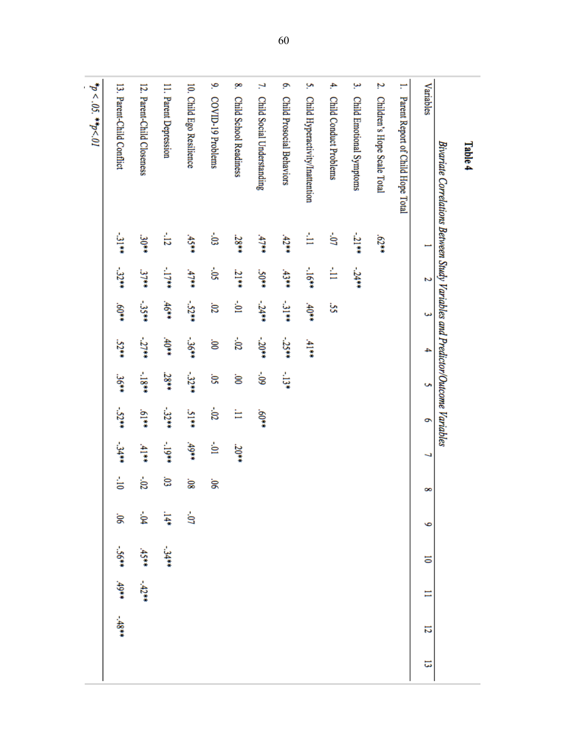**Table 4**

*Bivariate Correlations Between Study Variables and Predictor/Outcome Variables*

| Variables | 1 | 2 | 3 | 4 | 5 | 6 | 7 | 8 | 9 | 10 | 11 | 12 | 13 |
|---|---|---|---|---|---|---|---|---|---|---|---|---|---|
| 1. Parent Report of Child Hope Total | | | | | | | | | | | | | |
| 2. Children's Hope Scale Total | .62** | | | | | | | | | | | | |
| 3. Child Emotional Symptoms | -.21** | -.24** | | | | | | | | | | | |
| 4. Child Conduct Problems | -.07 | -.11 | .55 | | | | | | | | | | |
| 5. Child Hyperactivity/Inattention | -.11 | -.16** | .40** | .41** | | | | | | | | | |
| 6. Child Prosocial Behaviors | .42** | .43** | -.31** | -.25** | -.13* | | | | | | | | |
| 7. Child Social Understanding | .47** | .50** | -.24** | -.20** | -.09 | .60** | | | | | | | |
| 8. Child School Readiness | .28** | .21** | -.01 | -.02 | .00 | .11 | .20** | | | | | | |
| 9. COVID-19 Problems | -.03 | -.05 | .02 | .00 | .05 | -.02 | -.01 | .06 | | | | | |
| 10. Child Ego Resilience | .45** | .47** | -.52** | -.36** | -.32** | .51** | .49** | .08 | -.07 | | | | |
| 11. Parent Depression | -.12 | -.17** | .46** | .40** | .28** | -.32** | -.19** | .03 | .14* | -.34** | | | |
| 12. Parent-Child Closeness | .30** | .37** | -.35** | -.27** | -.18** | .61** | .41** | -.02 | -.04 | .45** | -.42** | | |
| 13. Parent-Child Conflict | -.31** | -.32** | .60** | .52** | .36** | -.52** | -.34** | -.10 | .06 | -.56** | .49** | -.48** | |

*$p < .05$. **$p < .01$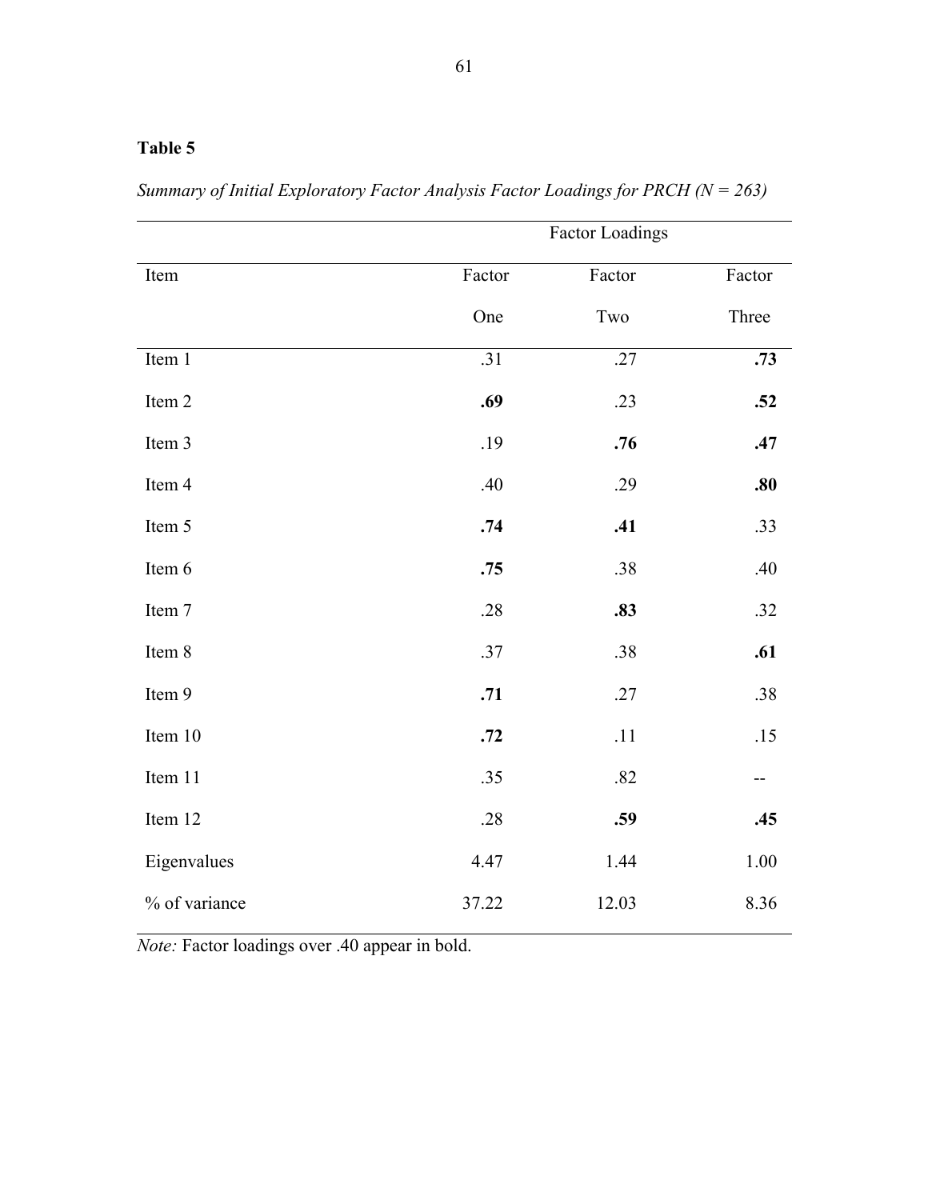**Table 5**

*Summary of Initial Exploratory Factor Analysis Factor Loadings for PRCH (N = 263)*

| | Factor Loadings | | |
|---|---|---|---|
| Item | Factor One | Factor Two | Factor Three |
| Item 1 | .31 | .27 | **.73** |
| Item 2 | **.69** | .23 | **.52** |
| Item 3 | .19 | **.76** | **.47** |
| Item 4 | .40 | .29 | **.80** |
| Item 5 | **.74** | **.41** | .33 |
| Item 6 | **.75** | .38 | .40 |
| Item 7 | .28 | **.83** | .32 |
| Item 8 | .37 | .38 | **.61** |
| Item 9 | **.71** | .27 | .38 |
| Item 10 | **.72** | .11 | .15 |
| Item 11 | .35 | .82 | -- |
| Item 12 | .28 | **.59** | **.45** |
| Eigenvalues | 4.47 | 1.44 | 1.00 |
| % of variance | 37.22 | 12.03 | 8.36 |

*Note:* Factor loadings over .40 appear in bold.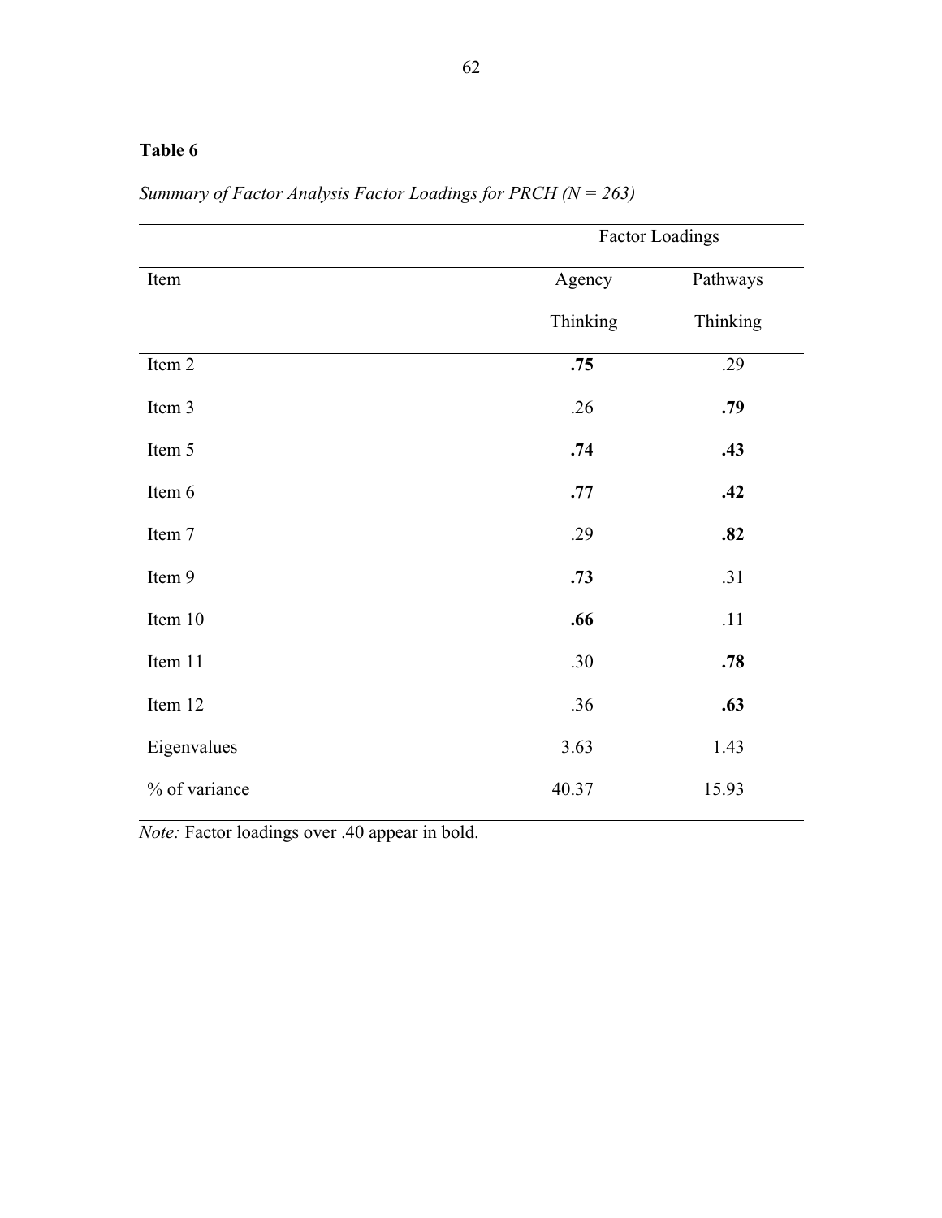**Table 6**

*Summary of Factor Analysis Factor Loadings for PRCH (N = 263)*

| | Factor Loadings | |
|---|---|---|
| Item | Agency Thinking | Pathways Thinking |
| Item 2 | **.75** | .29 |
| Item 3 | .26 | **.79** |
| Item 5 | **.74** | **.43** |
| Item 6 | **.77** | **.42** |
| Item 7 | .29 | **.82** |
| Item 9 | **.73** | .31 |
| Item 10 | **.66** | .11 |
| Item 11 | .30 | **.78** |
| Item 12 | .36 | **.63** |
| Eigenvalues | 3.63 | 1.43 |
| % of variance | 40.37 | 15.93 |

*Note:* Factor loadings over .40 appear in bold.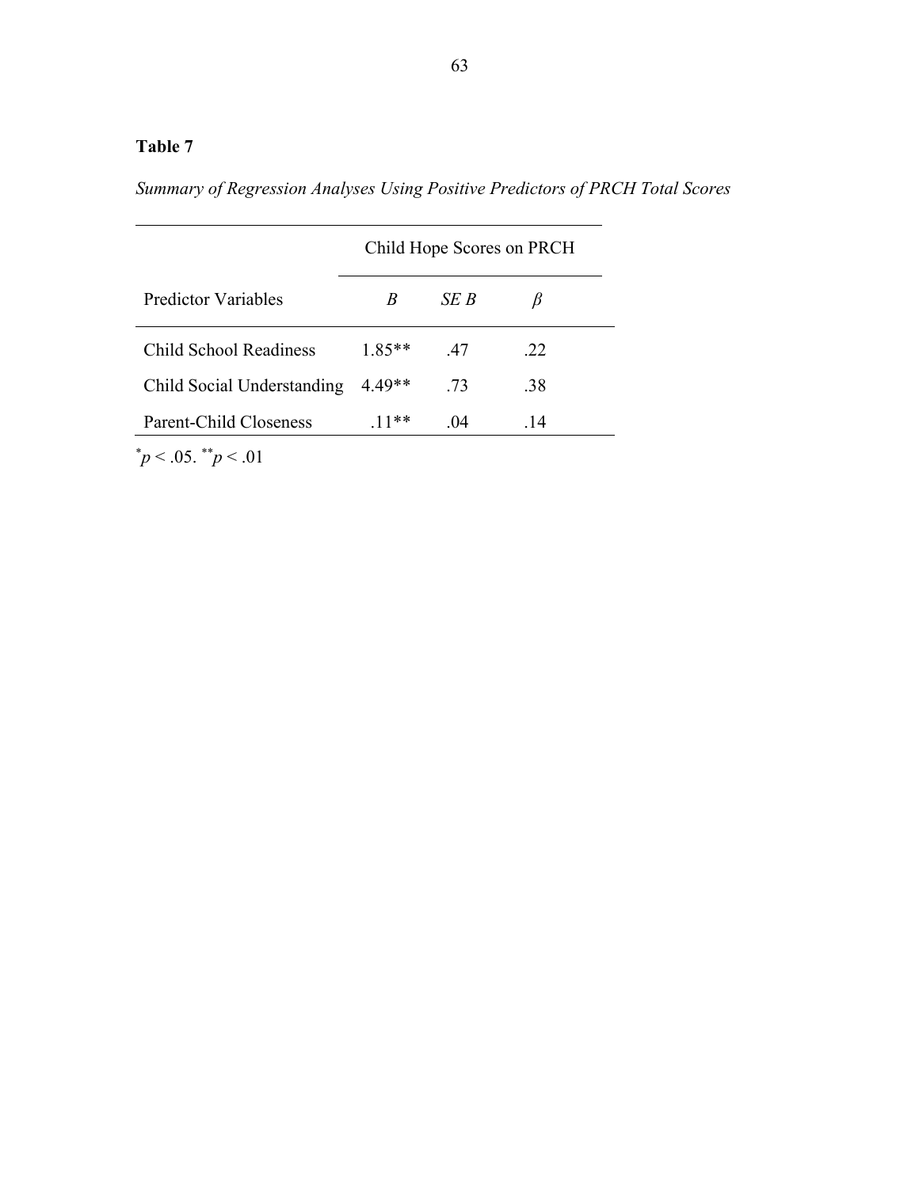**Table 7**

*Summary of Regression Analyses Using Positive Predictors of PRCH Total Scores*

| | Child Hope Scores on PRCH | | |
|---|---|---|---|
| Predictor Variables | *B* | *SE B* | *β* |
| Child School Readiness | 1.85** | .47 | .22 |
| Child Social Understanding | 4.49** | .73 | .38 |
| Parent-Child Closeness | .11** | .04 | .14 |

*$p < .05$. **$p < .01$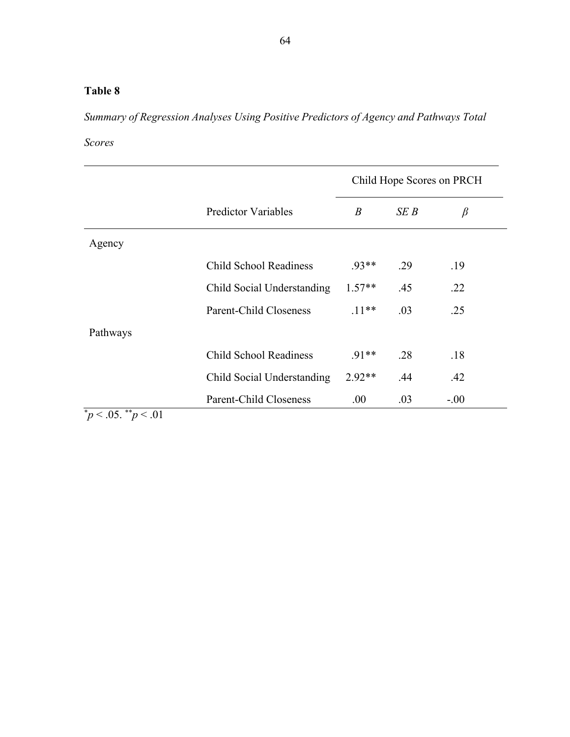**Table 8**

*Summary of Regression Analyses Using Positive Predictors of Agency and Pathways Total Scores*

| | | Child Hope Scores on PRCH | | |
|---|---|---|---|---|
| | Predictor Variables | *B* | *SE B* | *β* |
| Agency | | | | |
| | Child School Readiness | .93** | .29 | .19 |
| | Child Social Understanding | 1.57** | .45 | .22 |
| | Parent-Child Closeness | .11** | .03 | .25 |
| Pathways | | | | |
| | Child School Readiness | .91** | .28 | .18 |
| | Child Social Understanding | 2.92** | .44 | .42 |
| | Parent-Child Closeness | .00 | .03 | -.00 |

*$p < .05$. **$p < .01$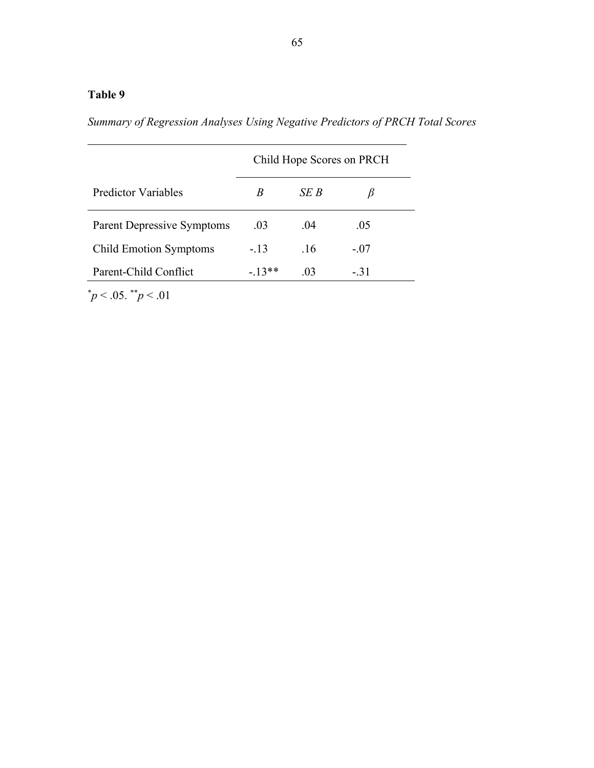**Table 9**

*Summary of Regression Analyses Using Negative Predictors of PRCH Total Scores*

| | Child Hope Scores on PRCH | | |
|---|---|---|---|
| Predictor Variables | *B* | *SE B* | *β* |
| Parent Depressive Symptoms | .03 | .04 | .05 |
| Child Emotion Symptoms | -.13 | .16 | -.07 |
| Parent-Child Conflict | -.13** | .03 | -.31 |

*$p < .05$. **$p < .01$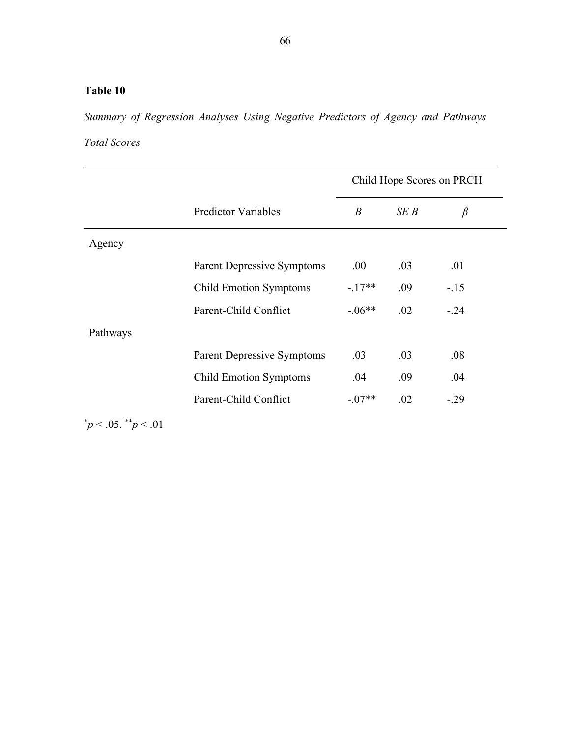**Table 10**

*Summary of Regression Analyses Using Negative Predictors of Agency and Pathways Total Scores*

| | Predictor Variables | Child Hope Scores on PRCH | | |
|---|---|---|---|---|
| | | *B* | *SE B* | *β* |
| Agency | | | | |
| | Parent Depressive Symptoms | .00 | .03 | .01 |
| | Child Emotion Symptoms | -.17** | .09 | -.15 |
| | Parent-Child Conflict | -.06** | .02 | -.24 |
| Pathways | | | | |
| | Parent Depressive Symptoms | .03 | .03 | .08 |
| | Child Emotion Symptoms | .04 | .09 | .04 |
| | Parent-Child Conflict | -.07** | .02 | -.29 |

*$p < .05$. **$p < .01$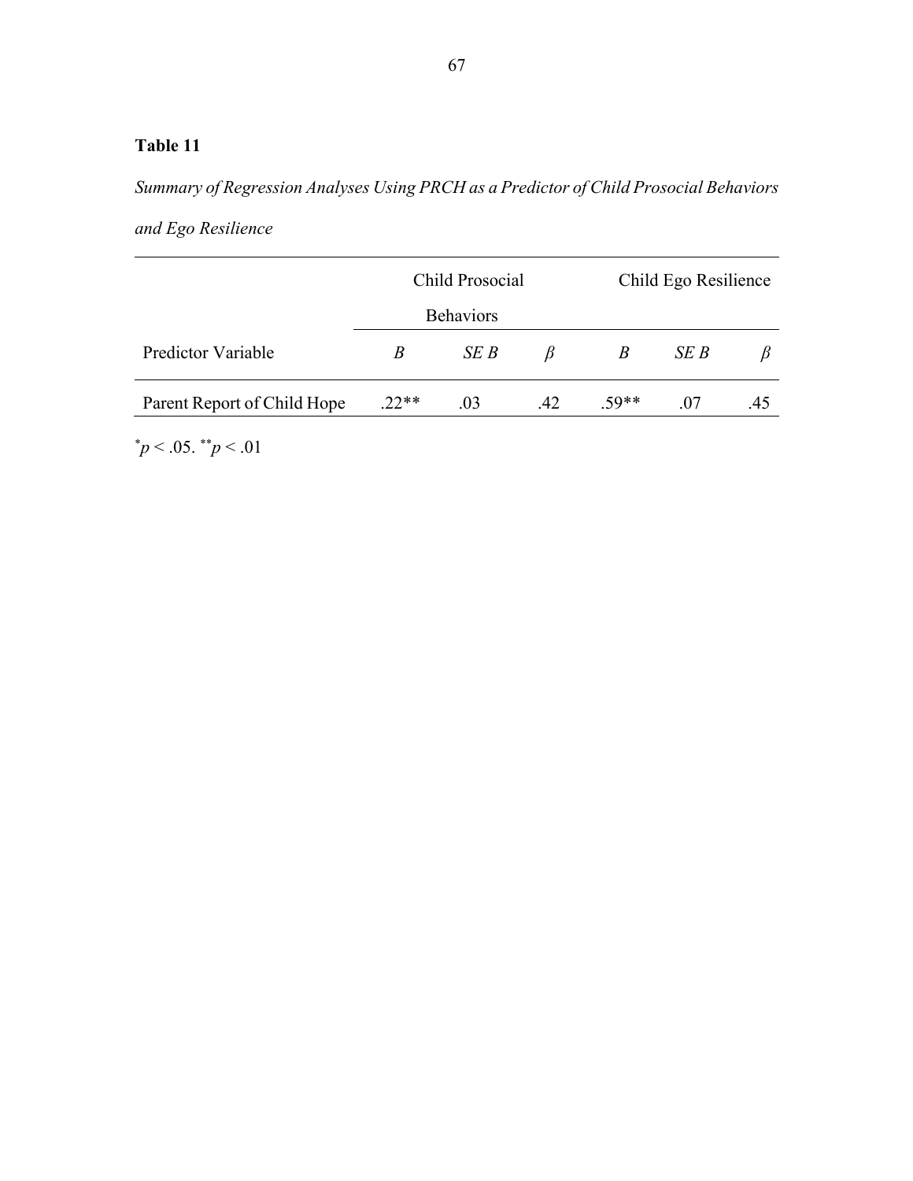**Table 11**

*Summary of Regression Analyses Using PRCH as a Predictor of Child Prosocial Behaviors and Ego Resilience*

| | Child Prosocial Behaviors | | | Child Ego Resilience | | |
|---|---|---|---|---|---|---|
| Predictor Variable | *B* | *SE B* | *β* | *B* | *SE B* | *β* |
| Parent Report of Child Hope | .22** | .03 | .42 | .59** | .07 | .45 |

*$p < .05$. **$p < .01$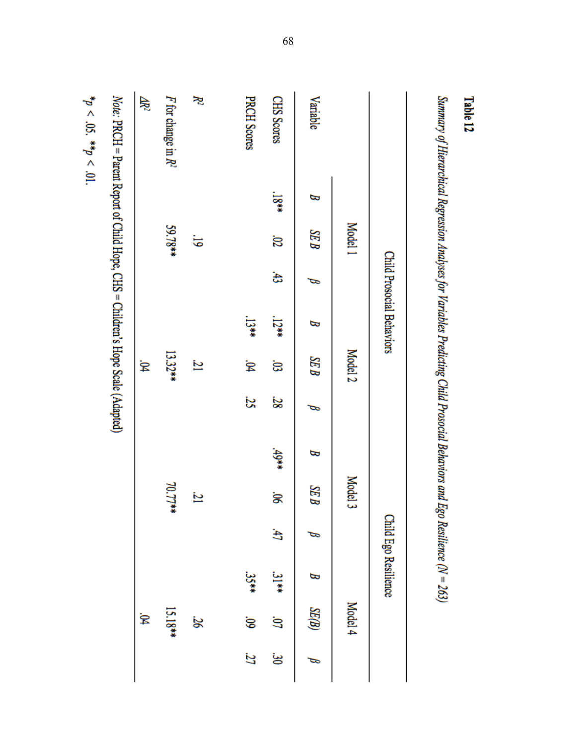**Table 12**

*Summary of Hierarchical Regression Analyses for Variables Predicting Child Prosocial Behaviors and Ego Resilience (N = 263)*

| | Child Prosocial Behaviors | | | | | | Child Ego Resilience | | | | | |
|---|---|---|---|---|---|---|---|---|---|---|---|---|
| | Model 1 | | | Model 2 | | | Model 3 | | | Model 4 | | |
| Variable | *B* | *SE B* | *β* | *B* | *SE B* | *β* | *B* | *SE B* | *β* | *B* | *SE(B)* | *β* |
| CHS Scores | .18** | .02 | .43 | .12** | .03 | .28 | .49** | .06 | .47 | .31** | .07 | .30 |
| PRCH Scores | | | | .13** | .04 | .25 | | | | .35** | .09 | .27 |
| $R^2$ | .19 | | | .21 | | | .21 | | | .26 | | |
| *F* for change in $R^2$ | 59.78** | | | 13.32** | | | 70.77** | | | 15.18** | | |
| $\Delta R^2$ | | | | .04 | | | | | | .04 | | |

*Note:* PRCH = Parent Report of Child Hope, CHS = Children's Hope Scale (Adapted)

*$p < .05$. **$p < .01$.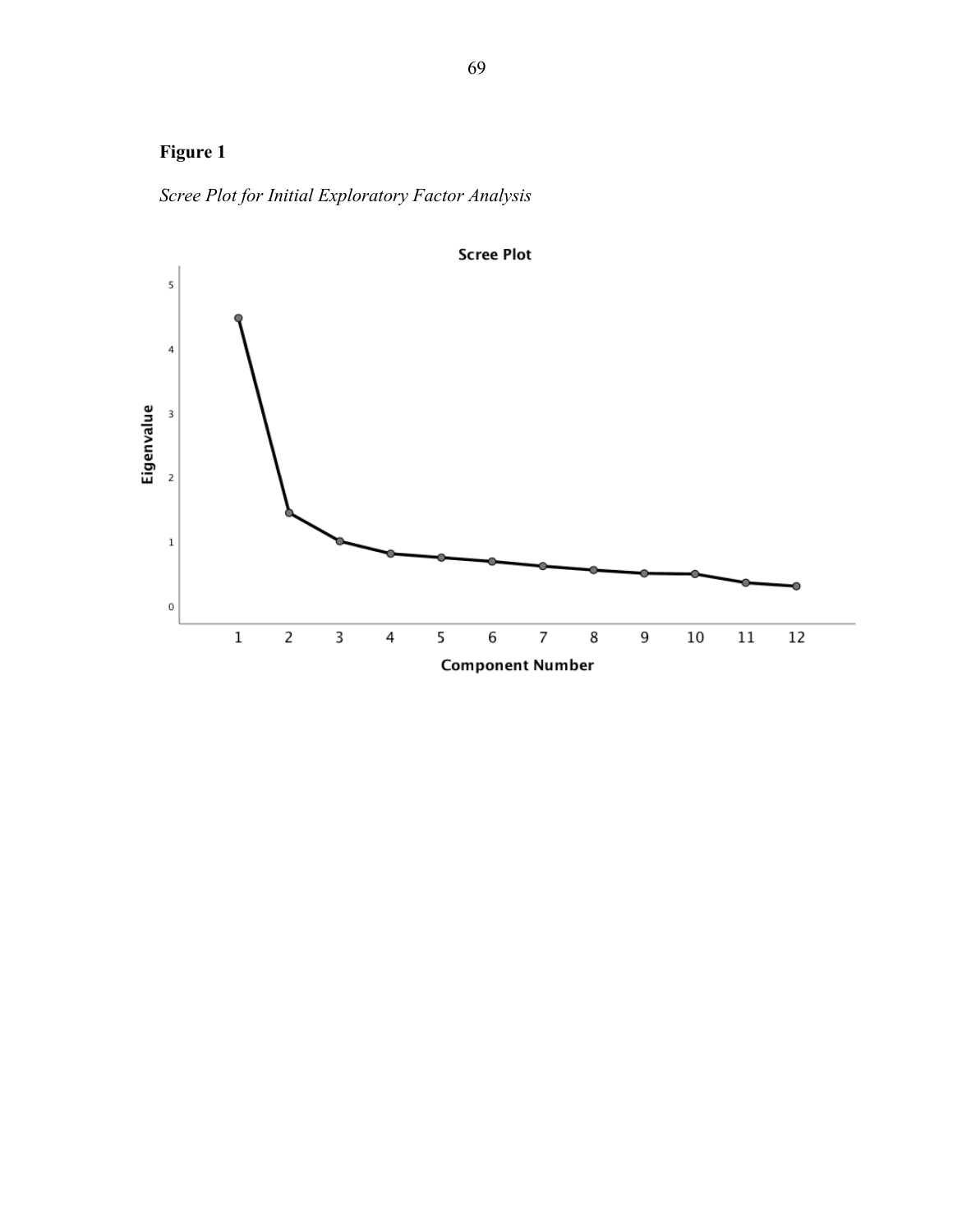**Figure 1**

*Scree Plot for Initial Exploratory Factor Analysis*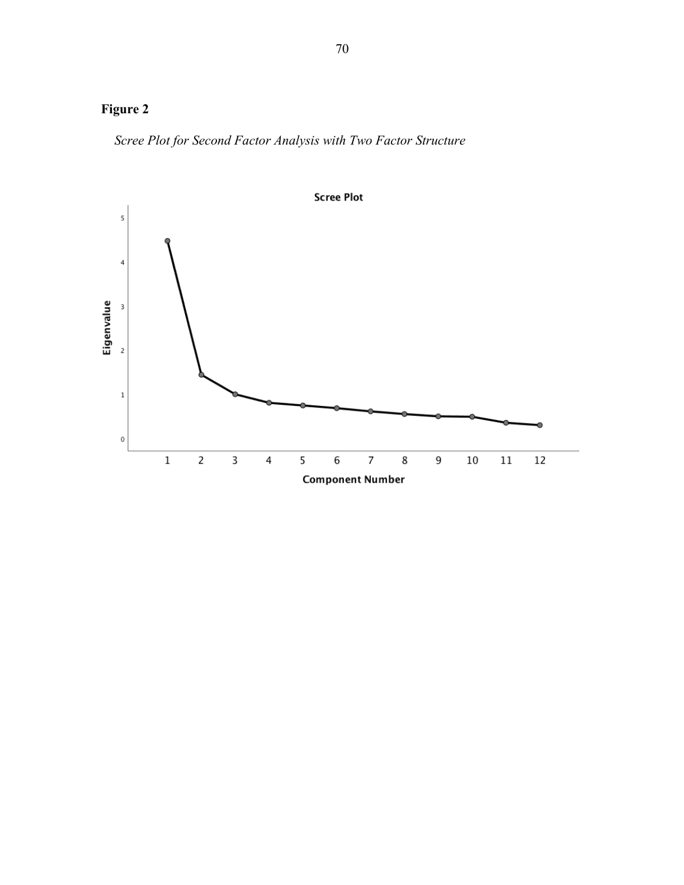**Figure 2**

*Scree Plot for Second Factor Analysis with Two Factor Structure*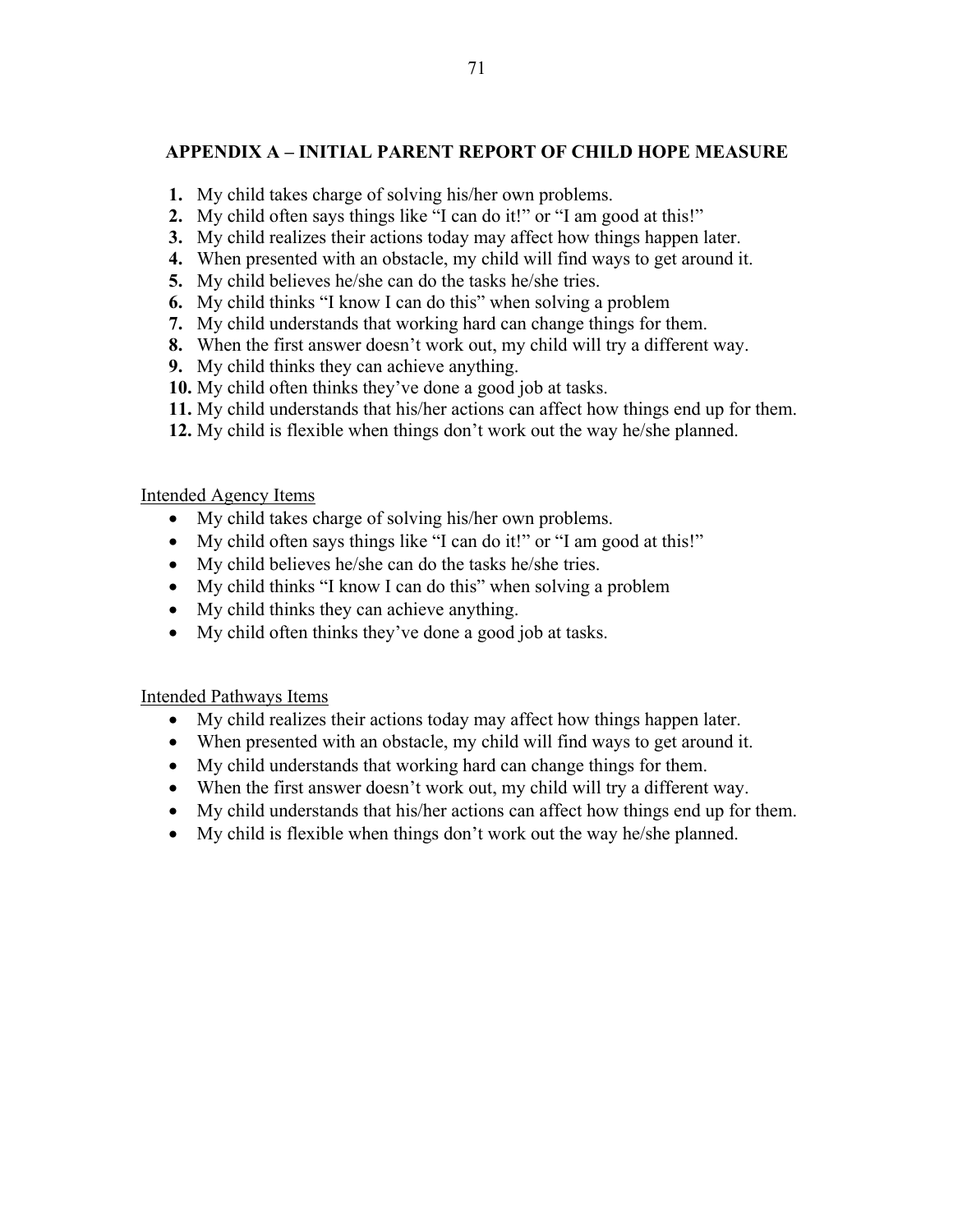## APPENDIX A – INITIAL PARENT REPORT OF CHILD HOPE MEASURE

1. My child takes charge of solving his/her own problems.
2. My child often says things like "I can do it!" or "I am good at this!"
3. My child realizes their actions today may affect how things happen later.
4. When presented with an obstacle, my child will find ways to get around it.
5. My child believes he/she can do the tasks he/she tries.
6. My child thinks "I know I can do this" when solving a problem
7. My child understands that working hard can change things for them.
8. When the first answer doesn't work out, my child will try a different way.
9. My child thinks they can achieve anything.
10. My child often thinks they've done a good job at tasks.
11. My child understands that his/her actions can affect how things end up for them.
12. My child is flexible when things don't work out the way he/she planned.

Intended Agency Items

- My child takes charge of solving his/her own problems.
- My child often says things like "I can do it!" or "I am good at this!"
- My child believes he/she can do the tasks he/she tries.
- My child thinks "I know I can do this" when solving a problem
- My child thinks they can achieve anything.
- My child often thinks they've done a good job at tasks.

Intended Pathways Items

- My child realizes their actions today may affect how things happen later.
- When presented with an obstacle, my child will find ways to get around it.
- My child understands that working hard can change things for them.
- When the first answer doesn't work out, my child will try a different way.
- My child understands that his/her actions can affect how things end up for them.
- My child is flexible when things don't work out the way he/she planned.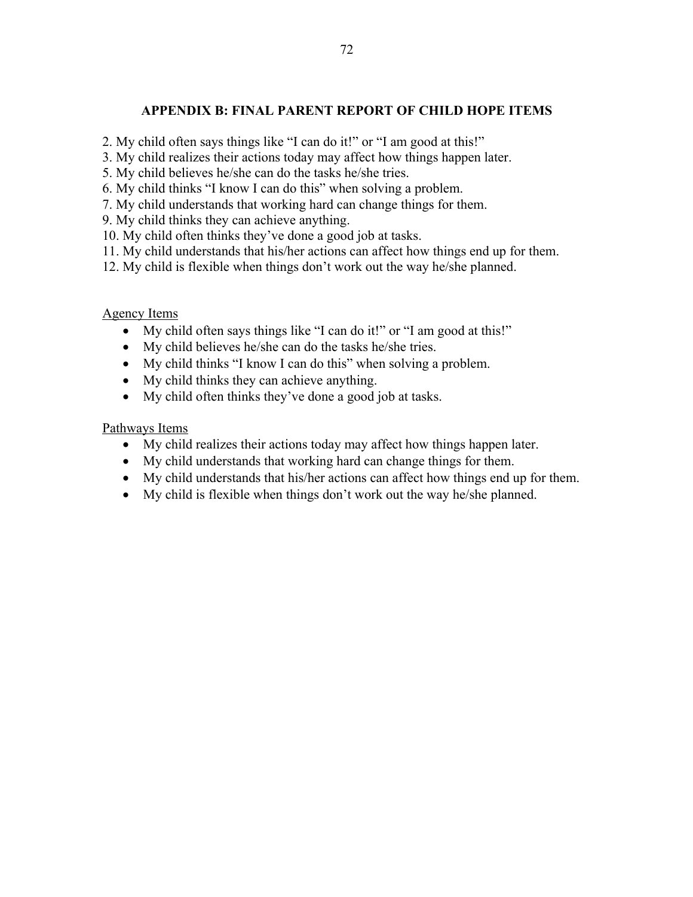## APPENDIX B: FINAL PARENT REPORT OF CHILD HOPE ITEMS

2. My child often says things like “I can do it!” or “I am good at this!”
3. My child realizes their actions today may affect how things happen later.
5. My child believes he/she can do the tasks he/she tries.
6. My child thinks “I know I can do this” when solving a problem.
7. My child understands that working hard can change things for them.
9. My child thinks they can achieve anything.
10. My child often thinks they’ve done a good job at tasks.
11. My child understands that his/her actions can affect how things end up for them.
12. My child is flexible when things don’t work out the way he/she planned.

<u>Agency Items</u>

- My child often says things like “I can do it!” or “I am good at this!”
- My child believes he/she can do the tasks he/she tries.
- My child thinks “I know I can do this” when solving a problem.
- My child thinks they can achieve anything.
- My child often thinks they’ve done a good job at tasks.

<u>Pathways Items</u>

- My child realizes their actions today may affect how things happen later.
- My child understands that working hard can change things for them.
- My child understands that his/her actions can affect how things end up for them.
- My child is flexible when things don’t work out the way he/she planned.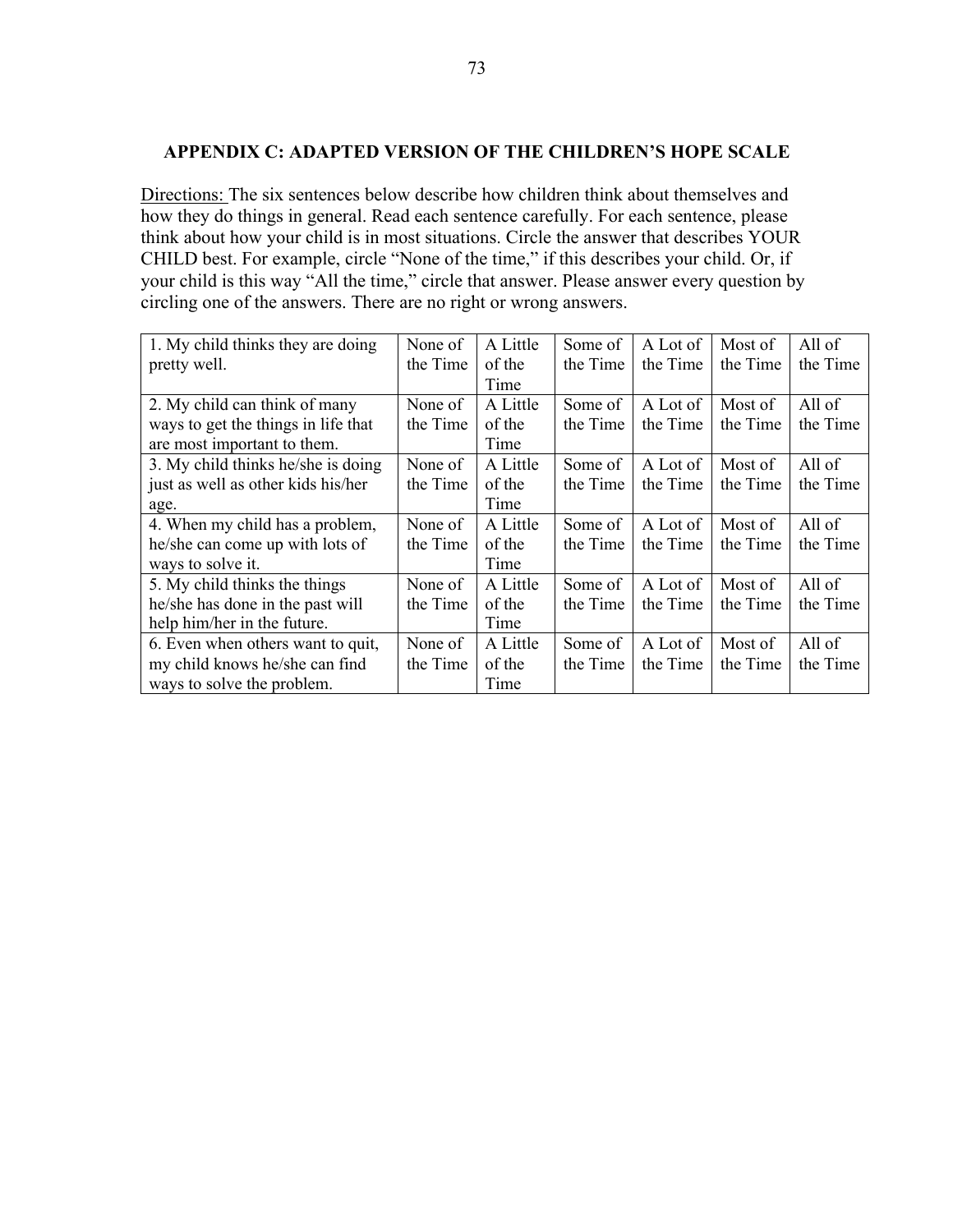## APPENDIX C: ADAPTED VERSION OF THE CHILDREN'S HOPE SCALE

Directions: The six sentences below describe how children think about themselves and how they do things in general. Read each sentence carefully. For each sentence, please think about how your child is in most situations. Circle the answer that describes YOUR CHILD best. For example, circle "None of the time," if this describes your child. Or, if your child is this way "All the time," circle that answer. Please answer every question by circling one of the answers. There are no right or wrong answers.

| | | | | | | |
|---|---|---|---|---|---|---|
| 1. My child thinks they are doing pretty well. | None of the Time | A Little of the Time | Some of the Time | A Lot of the Time | Most of the Time | All of the Time |
| 2. My child can think of many ways to get the things in life that are most important to them. | None of the Time | A Little of the Time | Some of the Time | A Lot of the Time | Most of the Time | All of the Time |
| 3. My child thinks he/she is doing just as well as other kids his/her age. | None of the Time | A Little of the Time | Some of the Time | A Lot of the Time | Most of the Time | All of the Time |
| 4. When my child has a problem, he/she can come up with lots of ways to solve it. | None of the Time | A Little of the Time | Some of the Time | A Lot of the Time | Most of the Time | All of the Time |
| 5. My child thinks the things he/she has done in the past will help him/her in the future. | None of the Time | A Little of the Time | Some of the Time | A Lot of the Time | Most of the Time | All of the Time |
| 6. Even when others want to quit, my child knows he/she can find ways to solve the problem. | None of the Time | A Little of the Time | Some of the Time | A Lot of the Time | Most of the Time | All of the Time |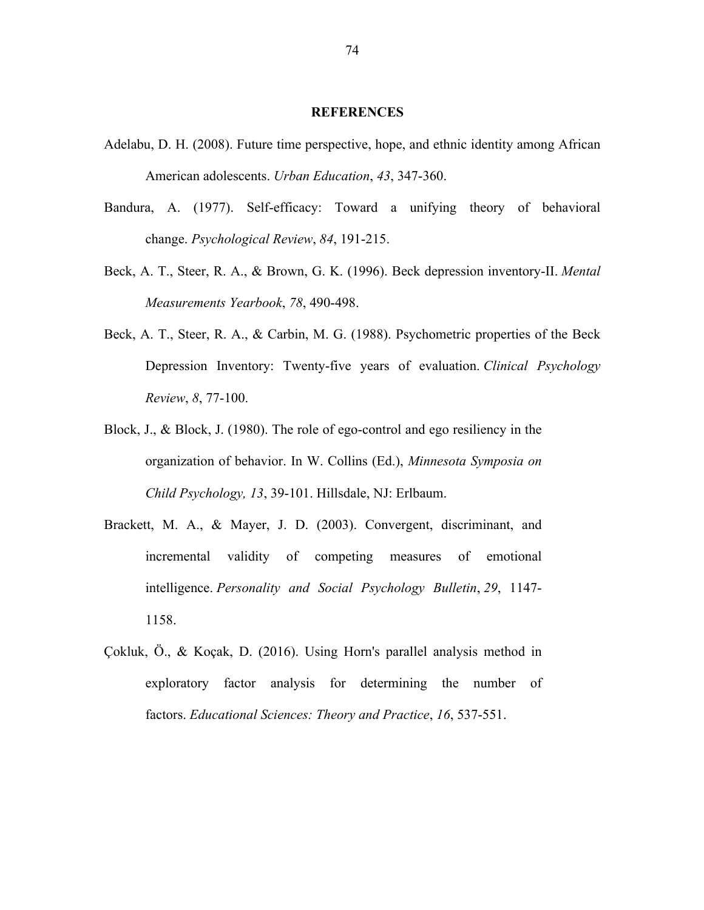# REFERENCES

Adelabu, D. H. (2008). Future time perspective, hope, and ethnic identity among African American adolescents. *Urban Education*, *43*, 347-360.

Bandura, A. (1977). Self-efficacy: Toward a unifying theory of behavioral change. *Psychological Review*, *84*, 191-215.

Beck, A. T., Steer, R. A., & Brown, G. K. (1996). Beck depression inventory-II. *Mental Measurements Yearbook*, *78*, 490-498.

Beck, A. T., Steer, R. A., & Carbin, M. G. (1988). Psychometric properties of the Beck Depression Inventory: Twenty-five years of evaluation. *Clinical Psychology Review*, *8*, 77-100.

Block, J., & Block, J. (1980). The role of ego-control and ego resiliency in the organization of behavior. In W. Collins (Ed.), *Minnesota Symposia on Child Psychology, 13*, 39-101. Hillsdale, NJ: Erlbaum.

Brackett, M. A., & Mayer, J. D. (2003). Convergent, discriminant, and incremental validity of competing measures of emotional intelligence. *Personality and Social Psychology Bulletin*, *29*, 1147-1158.

Çokluk, Ö., & Koçak, D. (2016). Using Horn's parallel analysis method in exploratory factor analysis for determining the number of factors. *Educational Sciences: Theory and Practice*, *16*, 537-551.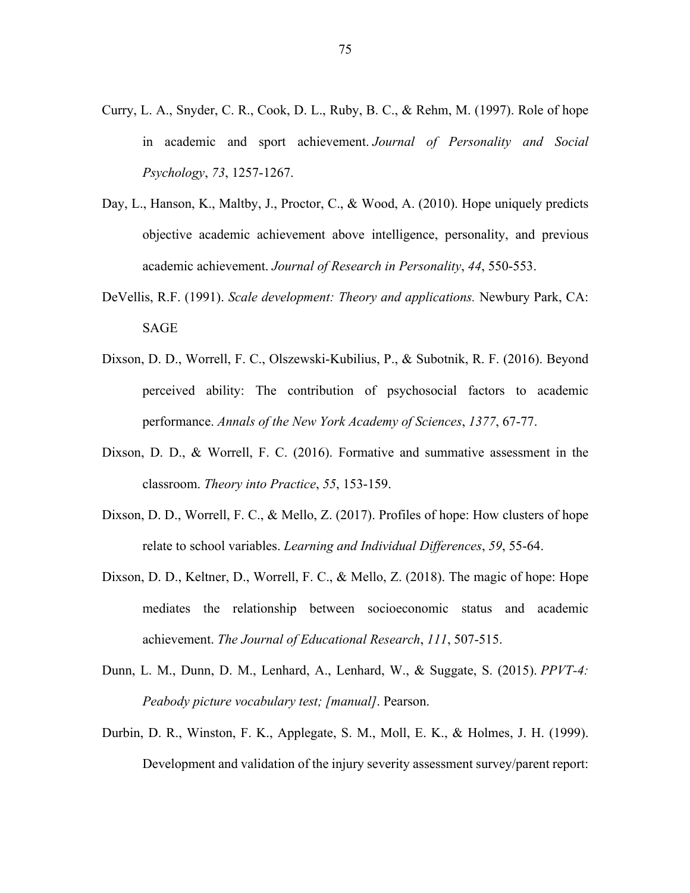Curry, L. A., Snyder, C. R., Cook, D. L., Ruby, B. C., & Rehm, M. (1997). Role of hope in academic and sport achievement. *Journal of Personality and Social Psychology*, *73*, 1257-1267.

Day, L., Hanson, K., Maltby, J., Proctor, C., & Wood, A. (2010). Hope uniquely predicts objective academic achievement above intelligence, personality, and previous academic achievement. *Journal of Research in Personality*, *44*, 550-553.

DeVellis, R.F. (1991). *Scale development: Theory and applications.* Newbury Park, CA: SAGE

Dixson, D. D., Worrell, F. C., Olszewski-Kubilius, P., & Subotnik, R. F. (2016). Beyond perceived ability: The contribution of psychosocial factors to academic performance. *Annals of the New York Academy of Sciences*, *1377*, 67-77.

Dixson, D. D., & Worrell, F. C. (2016). Formative and summative assessment in the classroom. *Theory into Practice*, *55*, 153-159.

Dixson, D. D., Worrell, F. C., & Mello, Z. (2017). Profiles of hope: How clusters of hope relate to school variables. *Learning and Individual Differences*, *59*, 55-64.

Dixson, D. D., Keltner, D., Worrell, F. C., & Mello, Z. (2018). The magic of hope: Hope mediates the relationship between socioeconomic status and academic achievement. *The Journal of Educational Research*, *111*, 507-515.

Dunn, L. M., Dunn, D. M., Lenhard, A., Lenhard, W., & Suggate, S. (2015). *PPVT-4: Peabody picture vocabulary test; [manual]*. Pearson.

Durbin, D. R., Winston, F. K., Applegate, S. M., Moll, E. K., & Holmes, J. H. (1999). Development and validation of the injury severity assessment survey/parent report: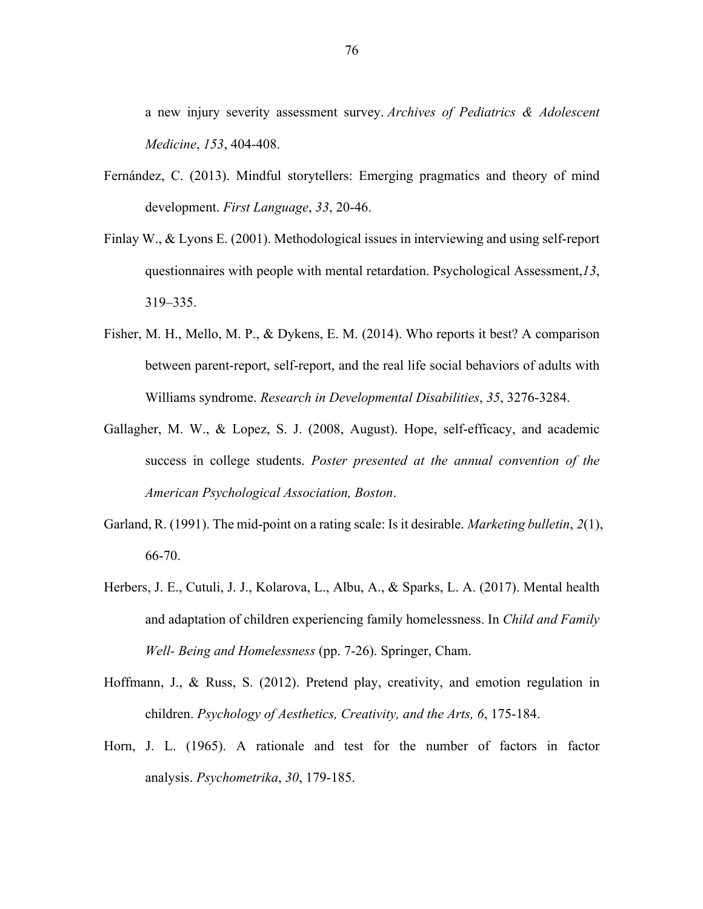a new injury severity assessment survey. *Archives of Pediatrics & Adolescent Medicine*, *153*, 404-408.

Fernández, C. (2013). Mindful storytellers: Emerging pragmatics and theory of mind development. *First Language*, *33*, 20-46.

Finlay W., & Lyons E. (2001). Methodological issues in interviewing and using self-report questionnaires with people with mental retardation. Psychological Assessment,*13*, 319–335.

Fisher, M. H., Mello, M. P., & Dykens, E. M. (2014). Who reports it best? A comparison between parent-report, self-report, and the real life social behaviors of adults with Williams syndrome. *Research in Developmental Disabilities*, *35*, 3276-3284.

Gallagher, M. W., & Lopez, S. J. (2008, August). Hope, self-efficacy, and academic success in college students. *Poster presented at the annual convention of the American Psychological Association, Boston*.

Garland, R. (1991). The mid-point on a rating scale: Is it desirable. *Marketing bulletin*, *2*(1), 66-70.

Herbers, J. E., Cutuli, J. J., Kolarova, L., Albu, A., & Sparks, L. A. (2017). Mental health and adaptation of children experiencing family homelessness. In *Child and Family Well- Being and Homelessness* (pp. 7-26). Springer, Cham.

Hoffmann, J., & Russ, S. (2012). Pretend play, creativity, and emotion regulation in children. *Psychology of Aesthetics, Creativity, and the Arts, 6*, 175-184.

Horn, J. L. (1965). A rationale and test for the number of factors in factor analysis. *Psychometrika*, *30*, 179-185.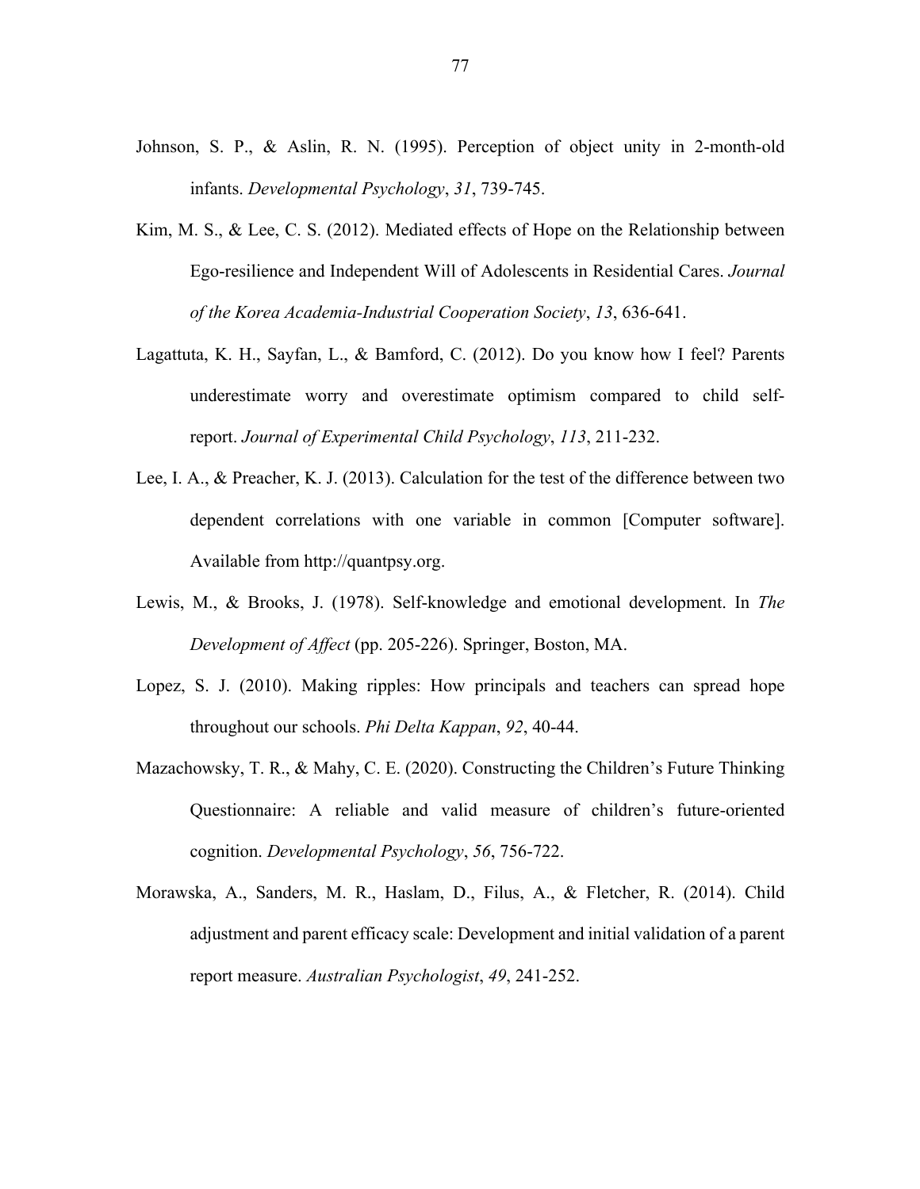Johnson, S. P., & Aslin, R. N. (1995). Perception of object unity in 2-month-old infants. *Developmental Psychology*, *31*, 739-745.

Kim, M. S., & Lee, C. S. (2012). Mediated effects of Hope on the Relationship between Ego-resilience and Independent Will of Adolescents in Residential Cares. *Journal of the Korea Academia-Industrial Cooperation Society*, *13*, 636-641.

Lagattuta, K. H., Sayfan, L., & Bamford, C. (2012). Do you know how I feel? Parents underestimate worry and overestimate optimism compared to child self-report. *Journal of Experimental Child Psychology*, *113*, 211-232.

Lee, I. A., & Preacher, K. J. (2013). Calculation for the test of the difference between two dependent correlations with one variable in common [Computer software]. Available from http://quantpsy.org.

Lewis, M., & Brooks, J. (1978). Self-knowledge and emotional development. In *The Development of Affect* (pp. 205-226). Springer, Boston, MA.

Lopez, S. J. (2010). Making ripples: How principals and teachers can spread hope throughout our schools. *Phi Delta Kappan*, *92*, 40-44.

Mazachowsky, T. R., & Mahy, C. E. (2020). Constructing the Children's Future Thinking Questionnaire: A reliable and valid measure of children's future-oriented cognition. *Developmental Psychology*, *56*, 756-722.

Morawska, A., Sanders, M. R., Haslam, D., Filus, A., & Fletcher, R. (2014). Child adjustment and parent efficacy scale: Development and initial validation of a parent report measure. *Australian Psychologist*, *49*, 241-252.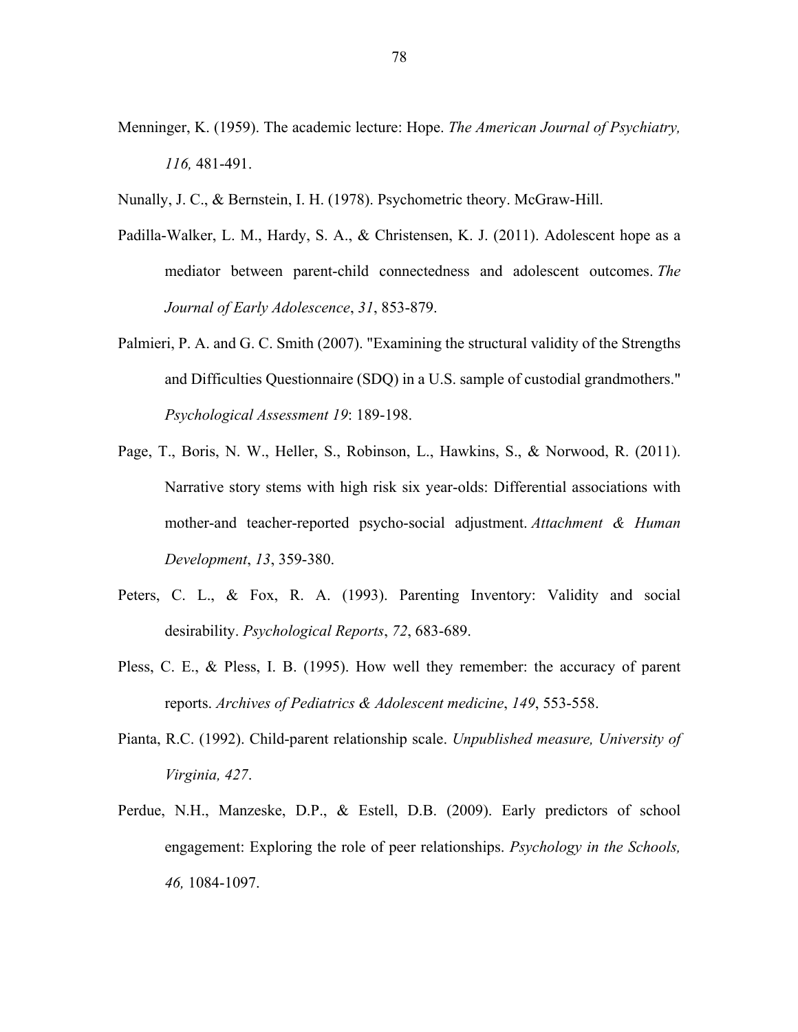Menninger, K. (1959). The academic lecture: Hope. *The American Journal of Psychiatry, 116,* 481-491.

Nunally, J. C., & Bernstein, I. H. (1978). Psychometric theory. McGraw-Hill.

Padilla-Walker, L. M., Hardy, S. A., & Christensen, K. J. (2011). Adolescent hope as a mediator between parent-child connectedness and adolescent outcomes. *The Journal of Early Adolescence*, *31*, 853-879.

Palmieri, P. A. and G. C. Smith (2007). "Examining the structural validity of the Strengths and Difficulties Questionnaire (SDQ) in a U.S. sample of custodial grandmothers." *Psychological Assessment 19*: 189-198.

Page, T., Boris, N. W., Heller, S., Robinson, L., Hawkins, S., & Norwood, R. (2011). Narrative story stems with high risk six year-olds: Differential associations with mother-and teacher-reported psycho-social adjustment. *Attachment & Human Development*, *13*, 359-380.

Peters, C. L., & Fox, R. A. (1993). Parenting Inventory: Validity and social desirability. *Psychological Reports*, *72*, 683-689.

Pless, C. E., & Pless, I. B. (1995). How well they remember: the accuracy of parent reports. *Archives of Pediatrics & Adolescent medicine*, *149*, 553-558.

Pianta, R.C. (1992). Child-parent relationship scale. *Unpublished measure, University of Virginia, 427*.

Perdue, N.H., Manzeske, D.P., & Estell, D.B. (2009). Early predictors of school engagement: Exploring the role of peer relationships. *Psychology in the Schools, 46,* 1084-1097.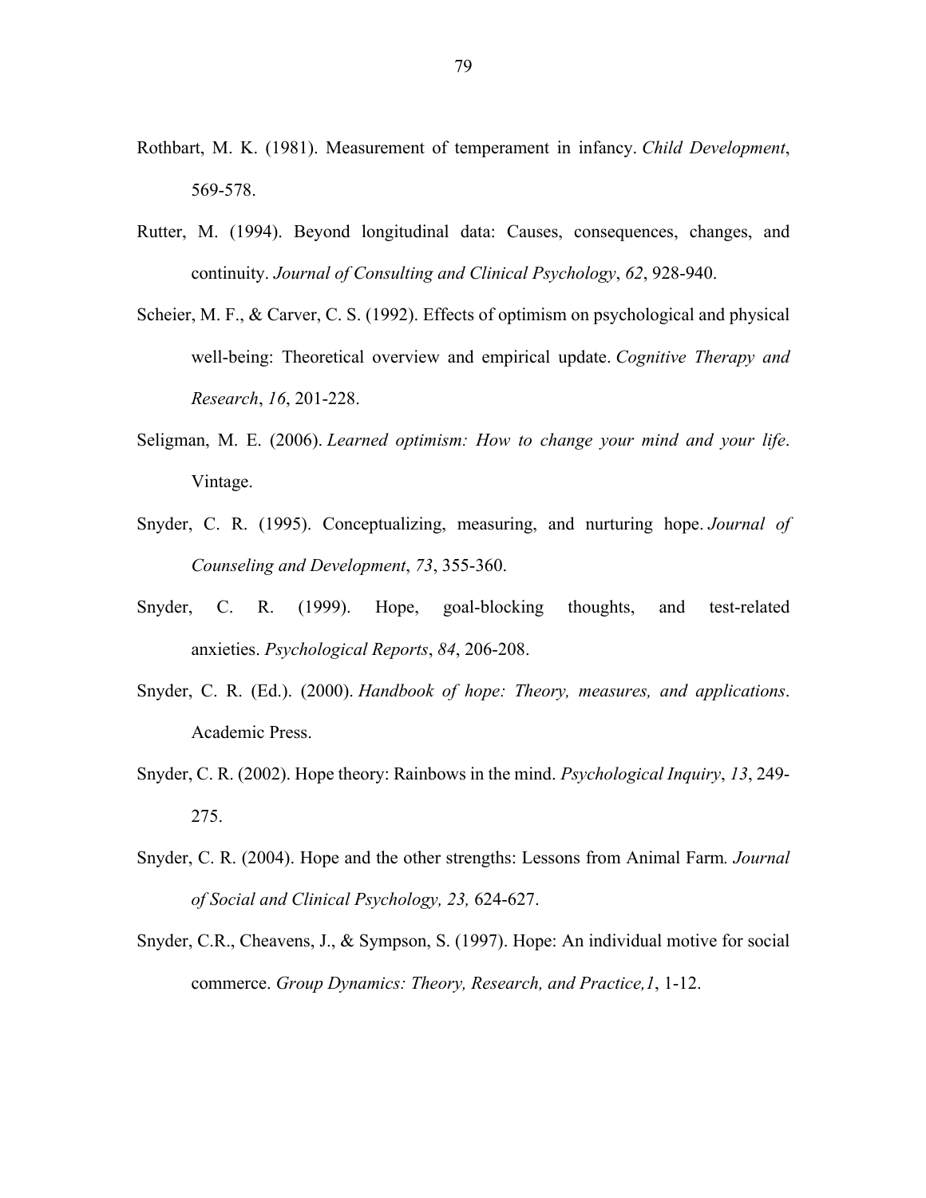Rothbart, M. K. (1981). Measurement of temperament in infancy. *Child Development*, 569-578.

Rutter, M. (1994). Beyond longitudinal data: Causes, consequences, changes, and continuity. *Journal of Consulting and Clinical Psychology*, *62*, 928-940.

Scheier, M. F., & Carver, C. S. (1992). Effects of optimism on psychological and physical well-being: Theoretical overview and empirical update. *Cognitive Therapy and Research*, *16*, 201-228.

Seligman, M. E. (2006). *Learned optimism: How to change your mind and your life*. Vintage.

Snyder, C. R. (1995). Conceptualizing, measuring, and nurturing hope. *Journal of Counseling and Development*, *73*, 355-360.

Snyder, C. R. (1999). Hope, goal-blocking thoughts, and test-related anxieties. *Psychological Reports*, *84*, 206-208.

Snyder, C. R. (Ed.). (2000). *Handbook of hope: Theory, measures, and applications*. Academic Press.

Snyder, C. R. (2002). Hope theory: Rainbows in the mind. *Psychological Inquiry*, *13*, 249-275.

Snyder, C. R. (2004). Hope and the other strengths: Lessons from Animal Farm. *Journal of Social and Clinical Psychology, 23,* 624-627.

Snyder, C.R., Cheavens, J., & Sympson, S. (1997). Hope: An individual motive for social commerce. *Group Dynamics: Theory, Research, and Practice,1*, 1-12.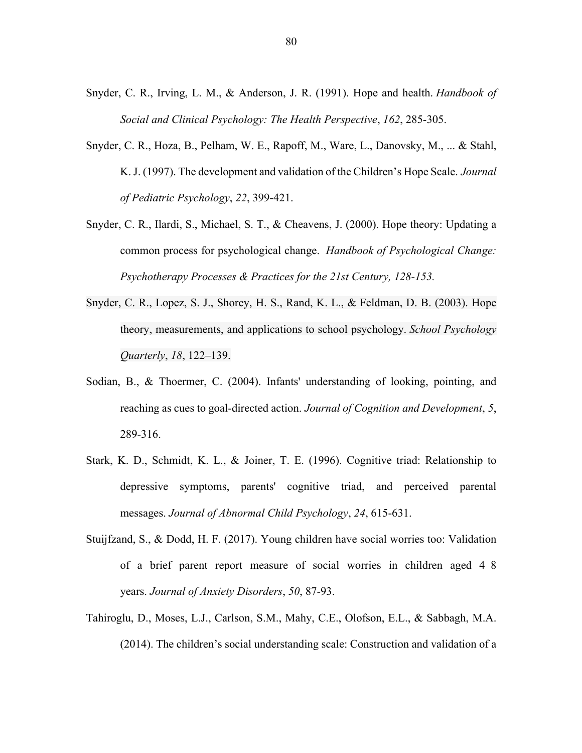Snyder, C. R., Irving, L. M., & Anderson, J. R. (1991). Hope and health. *Handbook of Social and Clinical Psychology: The Health Perspective*, *162*, 285-305.

Snyder, C. R., Hoza, B., Pelham, W. E., Rapoff, M., Ware, L., Danovsky, M., ... & Stahl, K. J. (1997). The development and validation of the Children's Hope Scale. *Journal of Pediatric Psychology*, *22*, 399-421.

Snyder, C. R., Ilardi, S., Michael, S. T., & Cheavens, J. (2000). Hope theory: Updating a common process for psychological change. *Handbook of Psychological Change: Psychotherapy Processes & Practices for the 21st Century, 128-153.*

Snyder, C. R., Lopez, S. J., Shorey, H. S., Rand, K. L., & Feldman, D. B. (2003). Hope theory, measurements, and applications to school psychology. *School Psychology Quarterly*, *18*, 122–139.

Sodian, B., & Thoermer, C. (2004). Infants' understanding of looking, pointing, and reaching as cues to goal-directed action. *Journal of Cognition and Development*, *5*, 289-316.

Stark, K. D., Schmidt, K. L., & Joiner, T. E. (1996). Cognitive triad: Relationship to depressive symptoms, parents' cognitive triad, and perceived parental messages. *Journal of Abnormal Child Psychology*, *24*, 615-631.

Stuijfzand, S., & Dodd, H. F. (2017). Young children have social worries too: Validation of a brief parent report measure of social worries in children aged 4–8 years. *Journal of Anxiety Disorders*, *50*, 87-93.

Tahiroglu, D., Moses, L.J., Carlson, S.M., Mahy, C.E., Olofson, E.L., & Sabbagh, M.A. (2014). The children's social understanding scale: Construction and validation of a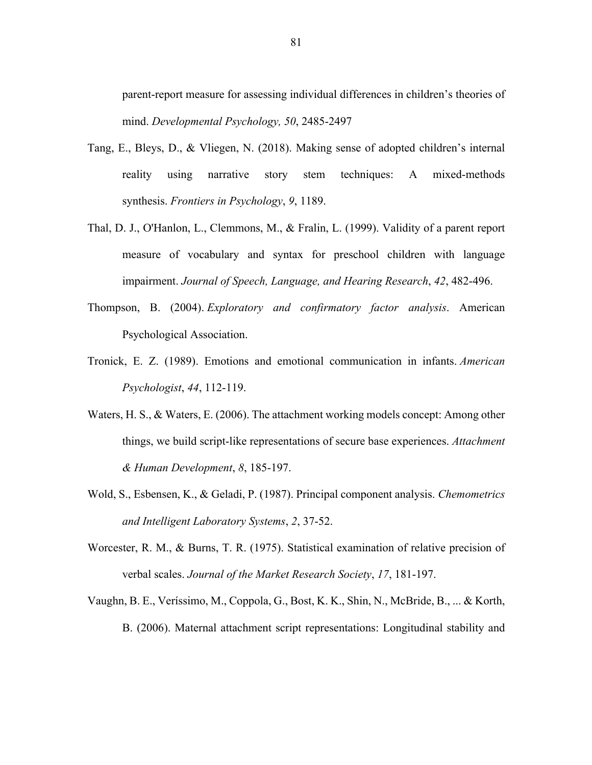parent-report measure for assessing individual differences in children's theories of mind. *Developmental Psychology, 50*, 2485-2497

Tang, E., Bleys, D., & Vliegen, N. (2018). Making sense of adopted children's internal reality using narrative story stem techniques: A mixed-methods synthesis. *Frontiers in Psychology*, *9*, 1189.

Thal, D. J., O'Hanlon, L., Clemmons, M., & Fralin, L. (1999). Validity of a parent report measure of vocabulary and syntax for preschool children with language impairment. *Journal of Speech, Language, and Hearing Research*, *42*, 482-496.

Thompson, B. (2004). *Exploratory and confirmatory factor analysis*. American Psychological Association.

Tronick, E. Z. (1989). Emotions and emotional communication in infants. *American Psychologist*, *44*, 112-119.

Waters, H. S., & Waters, E. (2006). The attachment working models concept: Among other things, we build script-like representations of secure base experiences. *Attachment & Human Development*, *8*, 185-197.

Wold, S., Esbensen, K., & Geladi, P. (1987). Principal component analysis. *Chemometrics and Intelligent Laboratory Systems*, *2*, 37-52.

Worcester, R. M., & Burns, T. R. (1975). Statistical examination of relative precision of verbal scales. *Journal of the Market Research Society*, *17*, 181-197.

Vaughn, B. E., Veríssimo, M., Coppola, G., Bost, K. K., Shin, N., McBride, B., ... & Korth, B. (2006). Maternal attachment script representations: Longitudinal stability and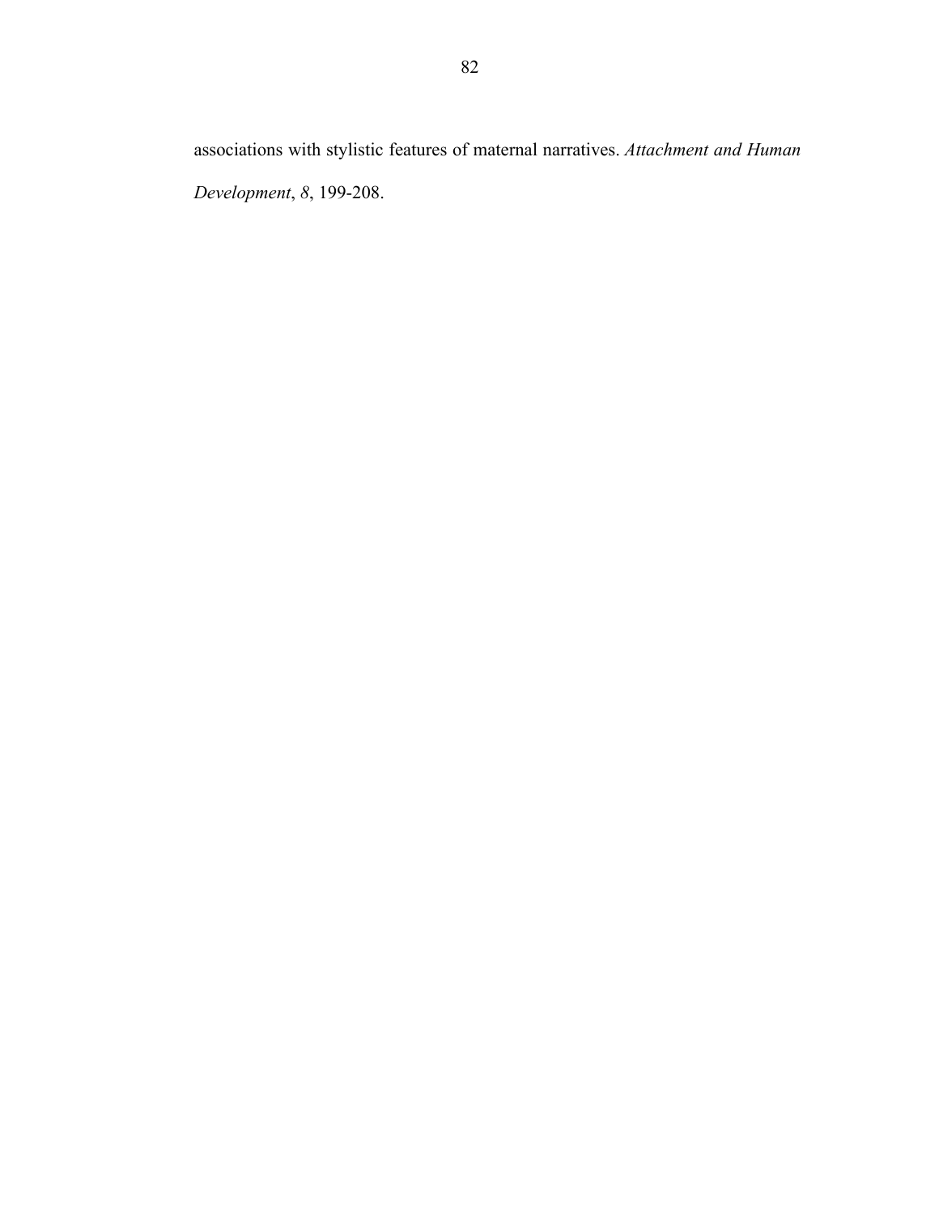associations with stylistic features of maternal narratives. *Attachment and Human Development*, *8*, 199-208.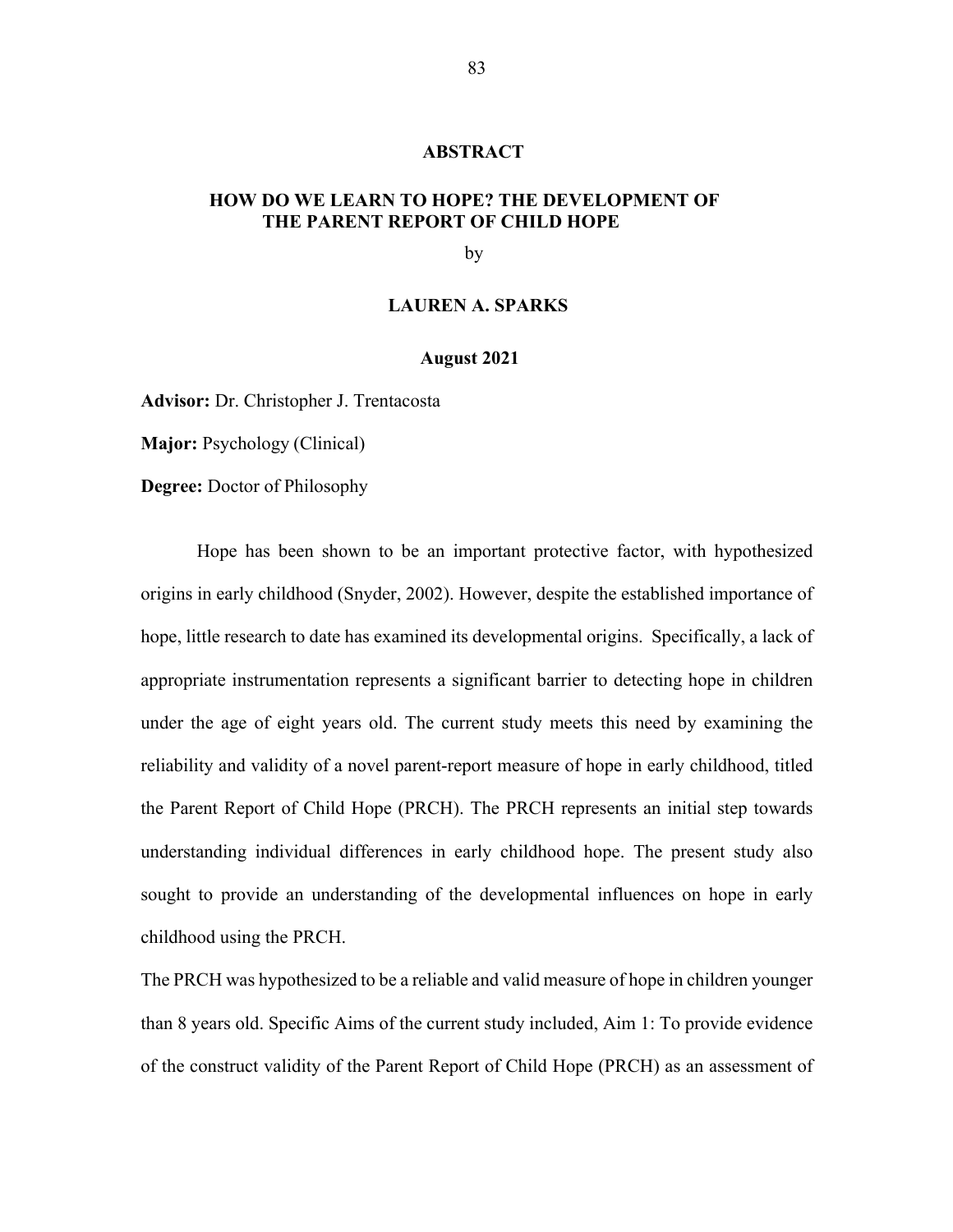# ABSTRACT

## HOW DO WE LEARN TO HOPE? THE DEVELOPMENT OF THE PARENT REPORT OF CHILD HOPE

by

**LAUREN A. SPARKS**

**August 2021**

**Advisor:** Dr. Christopher J. Trentacosta

**Major:** Psychology (Clinical)

**Degree:** Doctor of Philosophy

Hope has been shown to be an important protective factor, with hypothesized origins in early childhood (Snyder, 2002). However, despite the established importance of hope, little research to date has examined its developmental origins. Specifically, a lack of appropriate instrumentation represents a significant barrier to detecting hope in children under the age of eight years old. The current study meets this need by examining the reliability and validity of a novel parent-report measure of hope in early childhood, titled the Parent Report of Child Hope (PRCH). The PRCH represents an initial step towards understanding individual differences in early childhood hope. The present study also sought to provide an understanding of the developmental influences on hope in early childhood using the PRCH.

The PRCH was hypothesized to be a reliable and valid measure of hope in children younger than 8 years old. Specific Aims of the current study included, Aim 1: To provide evidence of the construct validity of the Parent Report of Child Hope (PRCH) as an assessment of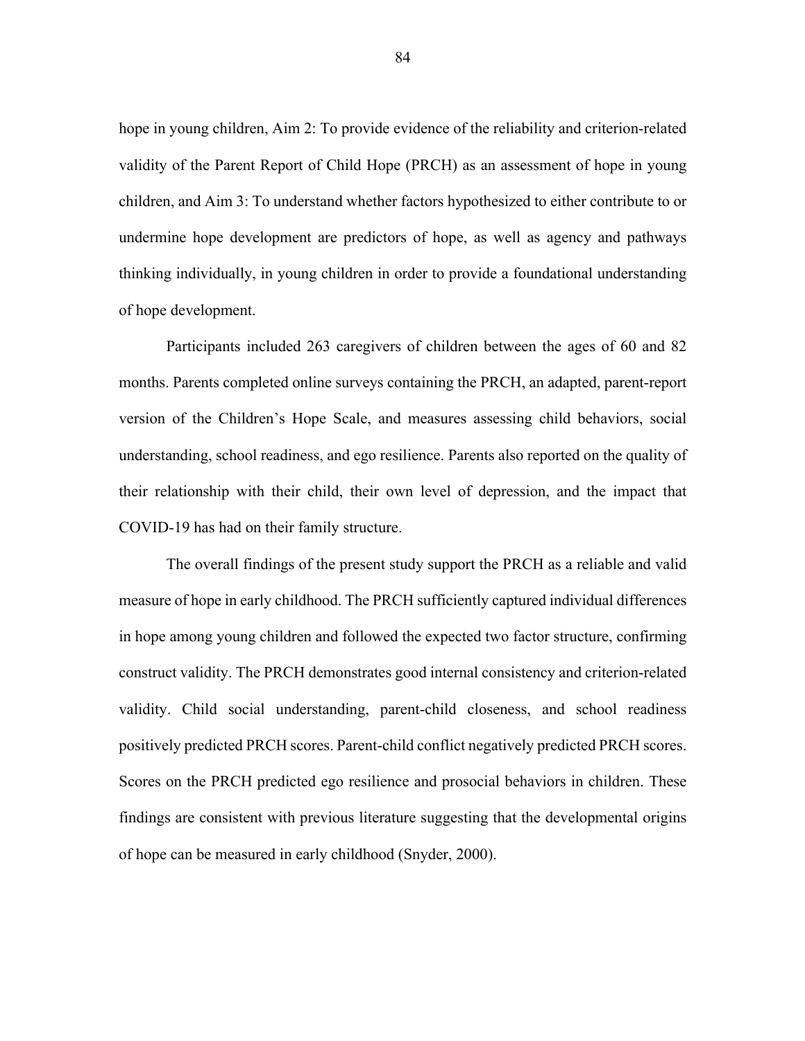hope in young children, Aim 2: To provide evidence of the reliability and criterion-related validity of the Parent Report of Child Hope (PRCH) as an assessment of hope in young children, and Aim 3: To understand whether factors hypothesized to either contribute to or undermine hope development are predictors of hope, as well as agency and pathways thinking individually, in young children in order to provide a foundational understanding of hope development.

Participants included 263 caregivers of children between the ages of 60 and 82 months. Parents completed online surveys containing the PRCH, an adapted, parent-report version of the Children's Hope Scale, and measures assessing child behaviors, social understanding, school readiness, and ego resilience. Parents also reported on the quality of their relationship with their child, their own level of depression, and the impact that COVID-19 has had on their family structure.

The overall findings of the present study support the PRCH as a reliable and valid measure of hope in early childhood. The PRCH sufficiently captured individual differences in hope among young children and followed the expected two factor structure, confirming construct validity. The PRCH demonstrates good internal consistency and criterion-related validity. Child social understanding, parent-child closeness, and school readiness positively predicted PRCH scores. Parent-child conflict negatively predicted PRCH scores. Scores on the PRCH predicted ego resilience and prosocial behaviors in children. These findings are consistent with previous literature suggesting that the developmental origins of hope can be measured in early childhood (Snyder, 2000).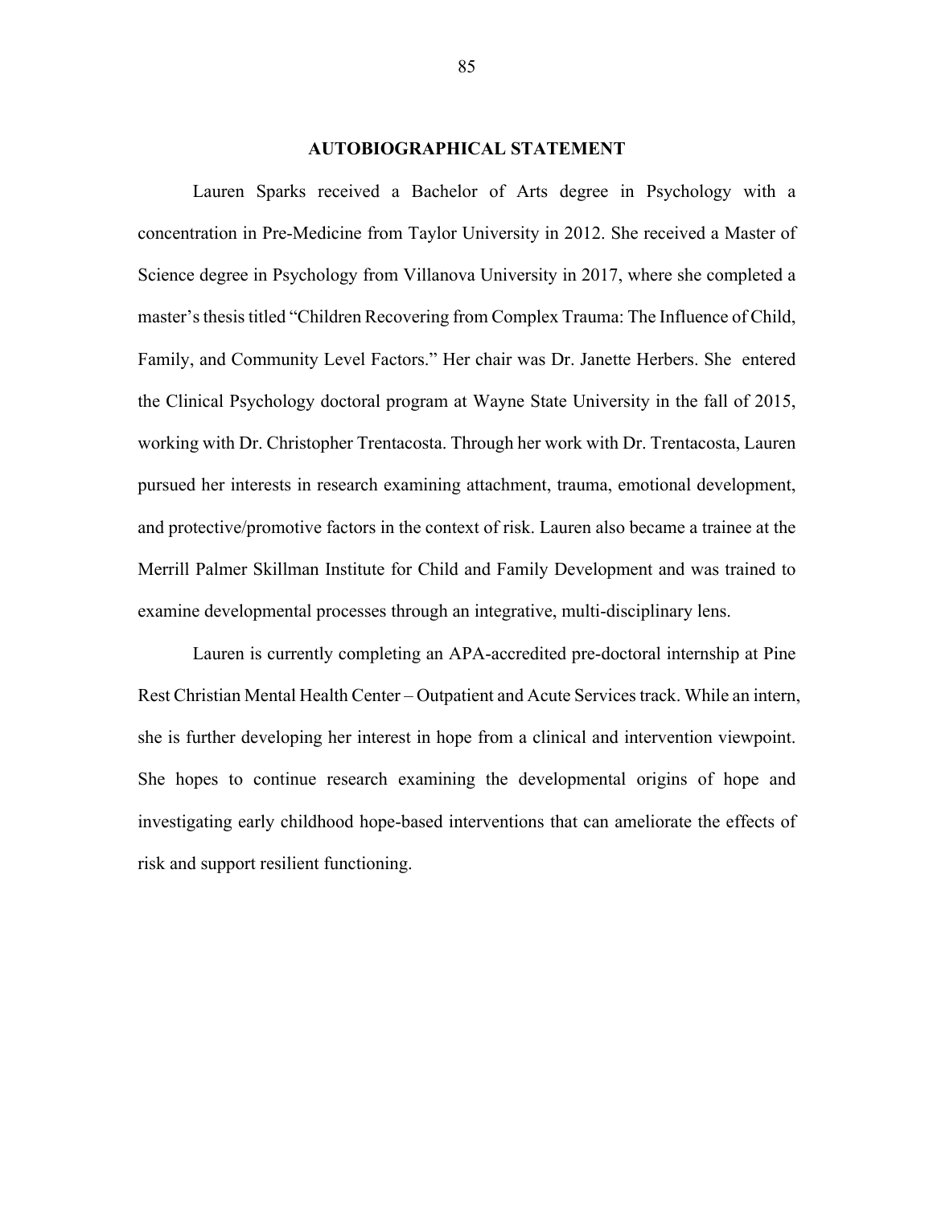## AUTOBIOGRAPHICAL STATEMENT

Lauren Sparks received a Bachelor of Arts degree in Psychology with a concentration in Pre-Medicine from Taylor University in 2012. She received a Master of Science degree in Psychology from Villanova University in 2017, where she completed a master's thesis titled "Children Recovering from Complex Trauma: The Influence of Child, Family, and Community Level Factors." Her chair was Dr. Janette Herbers. She entered the Clinical Psychology doctoral program at Wayne State University in the fall of 2015, working with Dr. Christopher Trentacosta. Through her work with Dr. Trentacosta, Lauren pursued her interests in research examining attachment, trauma, emotional development, and protective/promotive factors in the context of risk. Lauren also became a trainee at the Merrill Palmer Skillman Institute for Child and Family Development and was trained to examine developmental processes through an integrative, multi-disciplinary lens.

Lauren is currently completing an APA-accredited pre-doctoral internship at Pine Rest Christian Mental Health Center – Outpatient and Acute Services track. While an intern, she is further developing her interest in hope from a clinical and intervention viewpoint. She hopes to continue research examining the developmental origins of hope and investigating early childhood hope-based interventions that can ameliorate the effects of risk and support resilient functioning.